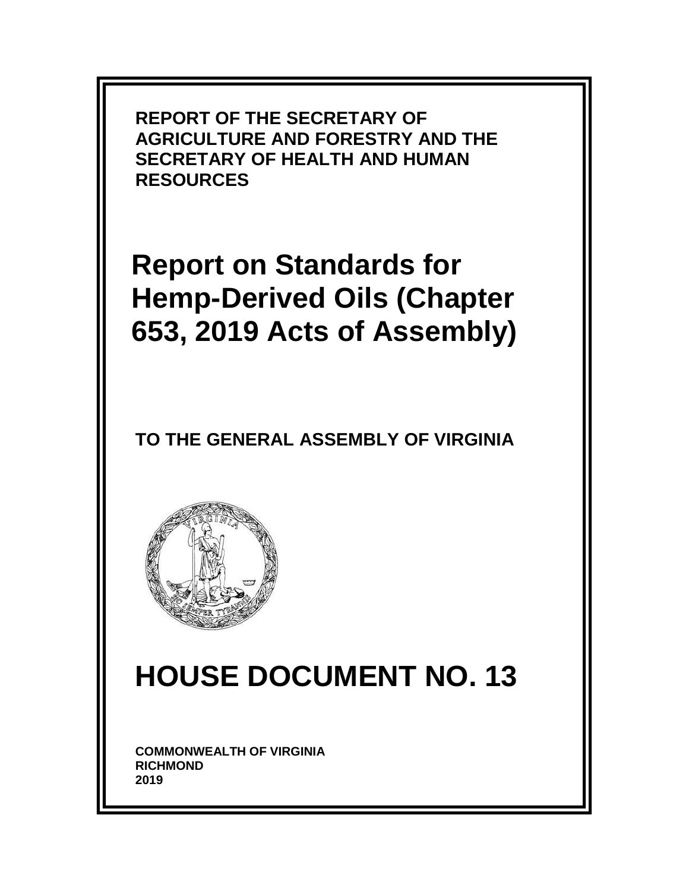**REPORT OF THE SECRETARY OF AGRICULTURE AND FORESTRY AND THE SECRETARY OF HEALTH AND HUMAN RESOURCES**

# Report on Standards for Hemp-Derived Oils (Chapter 653, 2019 Acts of Assembly)

## TO THE GENERAL ASSEMBLY OF VIRGINIA

# HOUSE DOCUMENT NO. 13

**COMMONWEALTH OF VIRGINIA**
**RICHMOND**
**2019**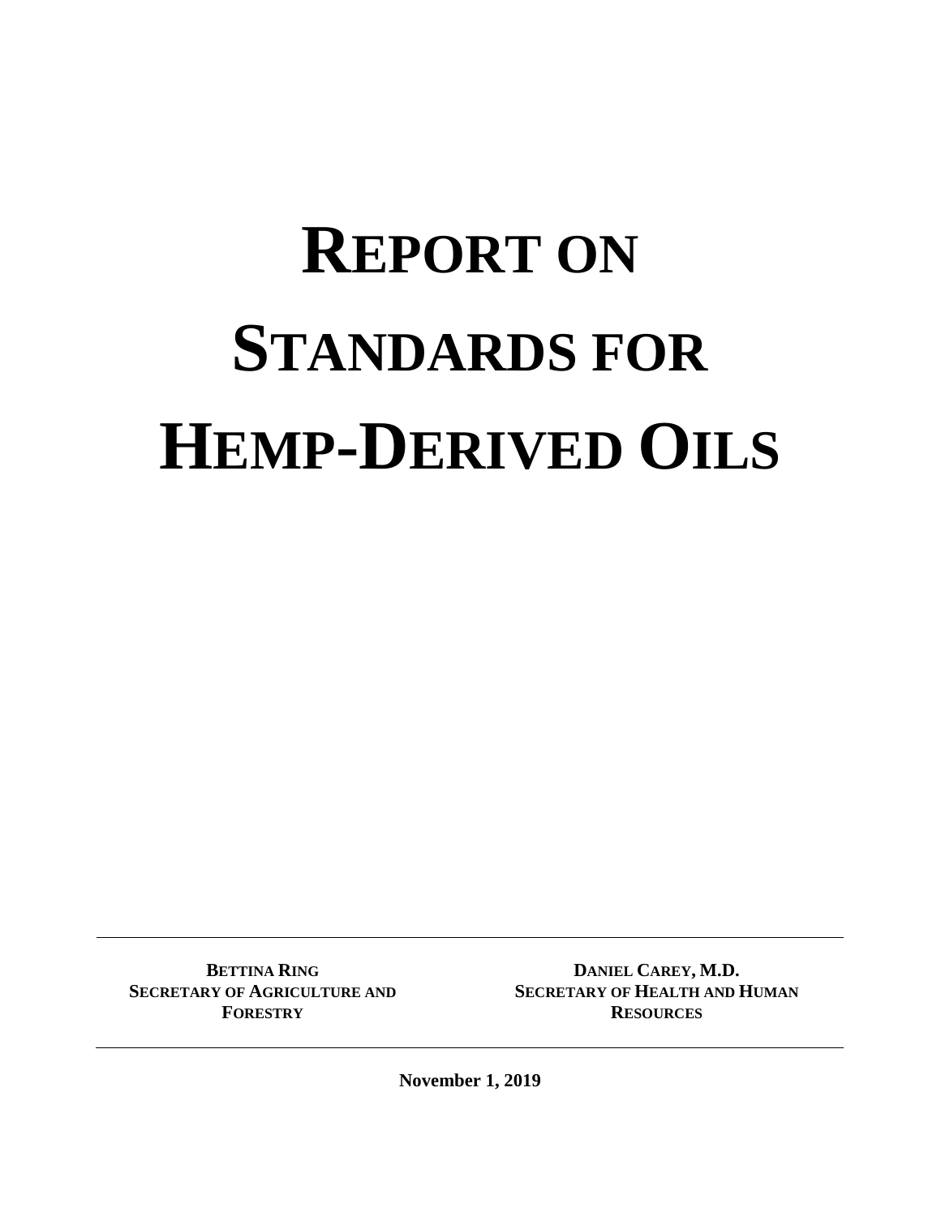# REPORT ON STANDARDS FOR HEMP-DERIVED OILS

---

**BETTINA RING**
**SECRETARY OF AGRICULTURE AND FORESTRY**

**DANIEL CAREY, M.D.**
**SECRETARY OF HEALTH AND HUMAN RESOURCES**

---

**November 1, 2019**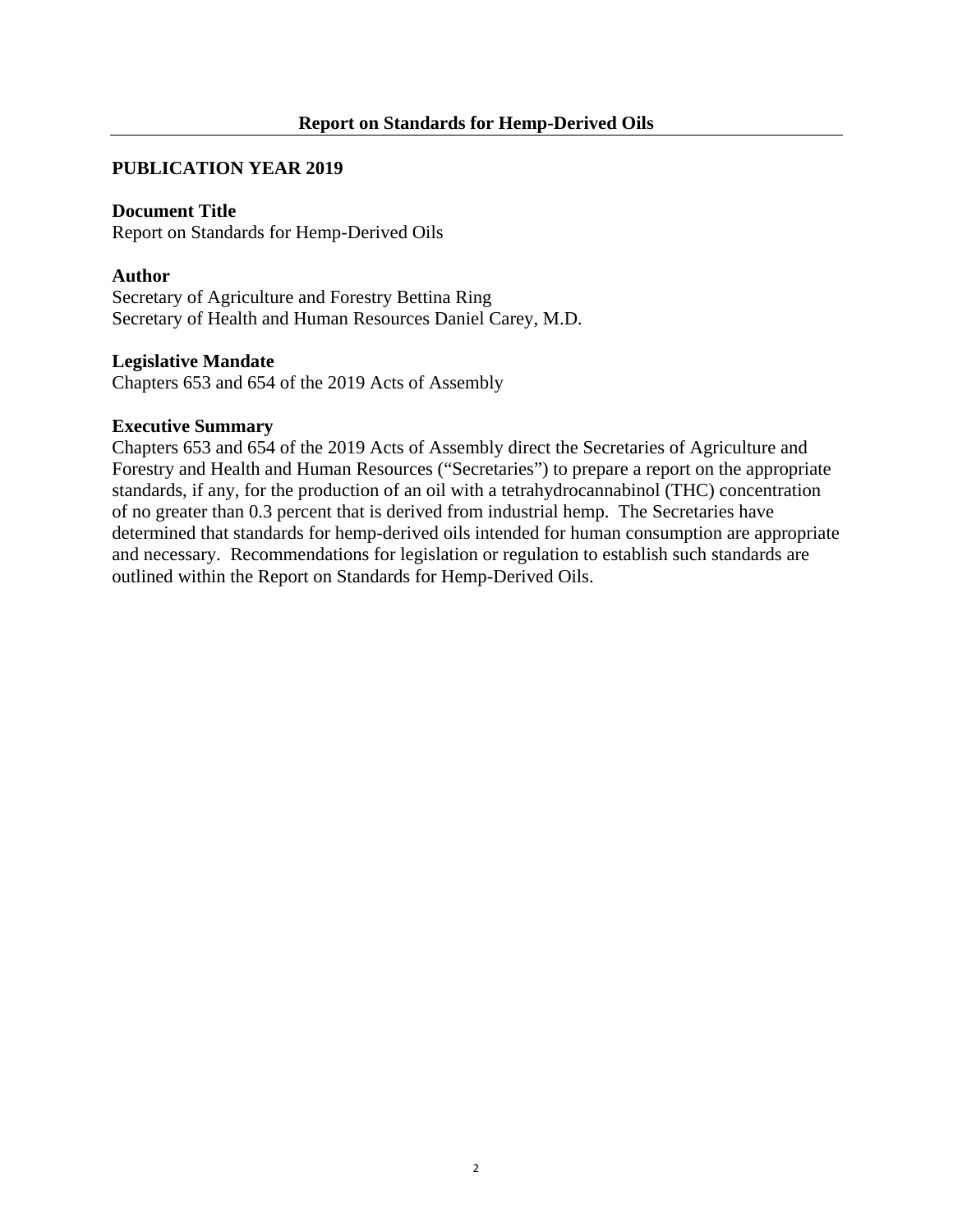# Report on Standards for Hemp-Derived Oils

## PUBLICATION YEAR 2019

**Document Title**
Report on Standards for Hemp-Derived Oils

**Author**
Secretary of Agriculture and Forestry Bettina Ring
Secretary of Health and Human Resources Daniel Carey, M.D.

**Legislative Mandate**
Chapters 653 and 654 of the 2019 Acts of Assembly

**Executive Summary**
Chapters 653 and 654 of the 2019 Acts of Assembly direct the Secretaries of Agriculture and Forestry and Health and Human Resources ("Secretaries") to prepare a report on the appropriate standards, if any, for the production of an oil with a tetrahydrocannabinol (THC) concentration of no greater than 0.3 percent that is derived from industrial hemp. The Secretaries have determined that standards for hemp-derived oils intended for human consumption are appropriate and necessary. Recommendations for legislation or regulation to establish such standards are outlined within the Report on Standards for Hemp-Derived Oils.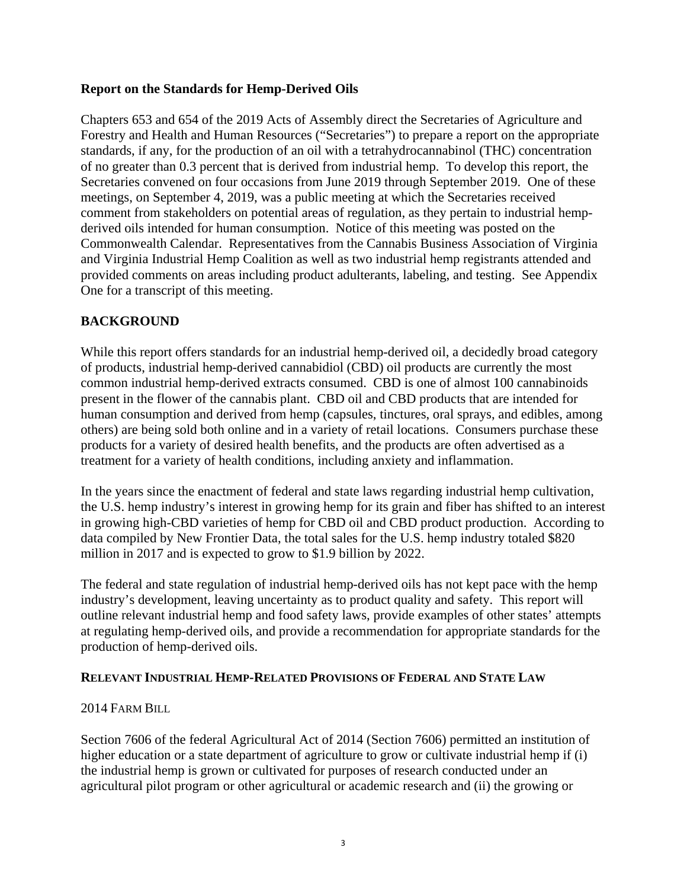## Report on the Standards for Hemp-Derived Oils

Chapters 653 and 654 of the 2019 Acts of Assembly direct the Secretaries of Agriculture and Forestry and Health and Human Resources ("Secretaries") to prepare a report on the appropriate standards, if any, for the production of an oil with a tetrahydrocannabinol (THC) concentration of no greater than 0.3 percent that is derived from industrial hemp. To develop this report, the Secretaries convened on four occasions from June 2019 through September 2019. One of these meetings, on September 4, 2019, was a public meeting at which the Secretaries received comment from stakeholders on potential areas of regulation, as they pertain to industrial hemp-derived oils intended for human consumption. Notice of this meeting was posted on the Commonwealth Calendar. Representatives from the Cannabis Business Association of Virginia and Virginia Industrial Hemp Coalition as well as two industrial hemp registrants attended and provided comments on areas including product adulterants, labeling, and testing. See Appendix One for a transcript of this meeting.

## BACKGROUND

While this report offers standards for an industrial hemp-derived oil, a decidedly broad category of products, industrial hemp-derived cannabidiol (CBD) oil products are currently the most common industrial hemp-derived extracts consumed. CBD is one of almost 100 cannabinoids present in the flower of the cannabis plant. CBD oil and CBD products that are intended for human consumption and derived from hemp (capsules, tinctures, oral sprays, and edibles, among others) are being sold both online and in a variety of retail locations. Consumers purchase these products for a variety of desired health benefits, and the products are often advertised as a treatment for a variety of health conditions, including anxiety and inflammation.

In the years since the enactment of federal and state laws regarding industrial hemp cultivation, the U.S. hemp industry's interest in growing hemp for its grain and fiber has shifted to an interest in growing high-CBD varieties of hemp for CBD oil and CBD product production. According to data compiled by New Frontier Data, the total sales for the U.S. hemp industry totaled $820 million in 2017 and is expected to grow to $1.9 billion by 2022.

The federal and state regulation of industrial hemp-derived oils has not kept pace with the hemp industry's development, leaving uncertainty as to product quality and safety. This report will outline relevant industrial hemp and food safety laws, provide examples of other states' attempts at regulating hemp-derived oils, and provide a recommendation for appropriate standards for the production of hemp-derived oils.

### RELEVANT INDUSTRIAL HEMP-RELATED PROVISIONS OF FEDERAL AND STATE LAW

#### 2014 FARM BILL

Section 7606 of the federal Agricultural Act of 2014 (Section 7606) permitted an institution of higher education or a state department of agriculture to grow or cultivate industrial hemp if (i) the industrial hemp is grown or cultivated for purposes of research conducted under an agricultural pilot program or other agricultural or academic research and (ii) the growing or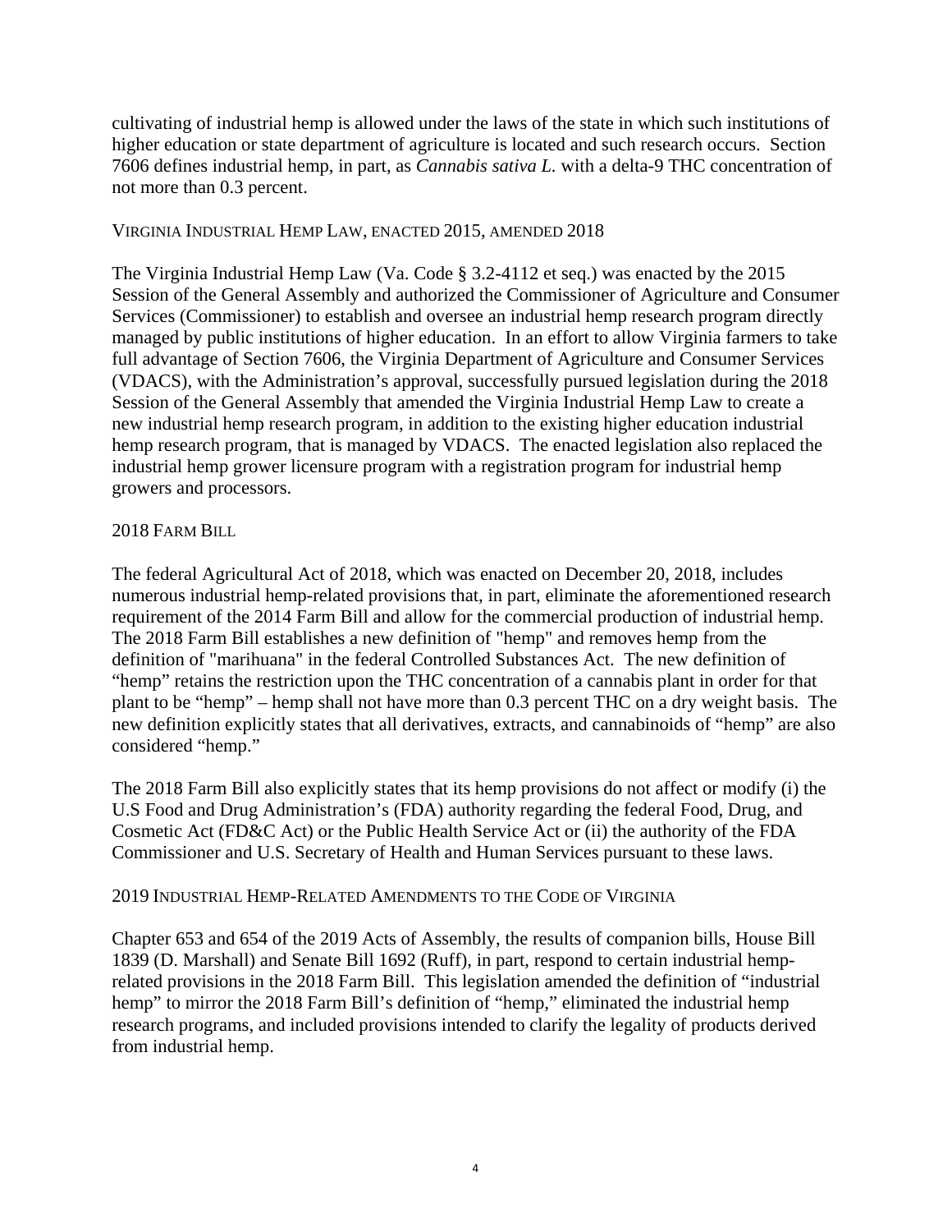cultivating of industrial hemp is allowed under the laws of the state in which such institutions of higher education or state department of agriculture is located and such research occurs. Section 7606 defines industrial hemp, in part, as *Cannabis sativa L.* with a delta-9 THC concentration of not more than 0.3 percent.

### VIRGINIA INDUSTRIAL HEMP LAW, ENACTED 2015, AMENDED 2018

The Virginia Industrial Hemp Law (Va. Code § 3.2-4112 et seq.) was enacted by the 2015 Session of the General Assembly and authorized the Commissioner of Agriculture and Consumer Services (Commissioner) to establish and oversee an industrial hemp research program directly managed by public institutions of higher education. In an effort to allow Virginia farmers to take full advantage of Section 7606, the Virginia Department of Agriculture and Consumer Services (VDACS), with the Administration's approval, successfully pursued legislation during the 2018 Session of the General Assembly that amended the Virginia Industrial Hemp Law to create a new industrial hemp research program, in addition to the existing higher education industrial hemp research program, that is managed by VDACS. The enacted legislation also replaced the industrial hemp grower licensure program with a registration program for industrial hemp growers and processors.

### 2018 FARM BILL

The federal Agricultural Act of 2018, which was enacted on December 20, 2018, includes numerous industrial hemp-related provisions that, in part, eliminate the aforementioned research requirement of the 2014 Farm Bill and allow for the commercial production of industrial hemp. The 2018 Farm Bill establishes a new definition of "hemp" and removes hemp from the definition of "marihuana" in the federal Controlled Substances Act. The new definition of "hemp" retains the restriction upon the THC concentration of a cannabis plant in order for that plant to be "hemp" – hemp shall not have more than 0.3 percent THC on a dry weight basis. The new definition explicitly states that all derivatives, extracts, and cannabinoids of "hemp" are also considered "hemp."

The 2018 Farm Bill also explicitly states that its hemp provisions do not affect or modify (i) the U.S Food and Drug Administration's (FDA) authority regarding the federal Food, Drug, and Cosmetic Act (FD&C Act) or the Public Health Service Act or (ii) the authority of the FDA Commissioner and U.S. Secretary of Health and Human Services pursuant to these laws.

### 2019 INDUSTRIAL HEMP-RELATED AMENDMENTS TO THE CODE OF VIRGINIA

Chapter 653 and 654 of the 2019 Acts of Assembly, the results of companion bills, House Bill 1839 (D. Marshall) and Senate Bill 1692 (Ruff), in part, respond to certain industrial hemp-related provisions in the 2018 Farm Bill. This legislation amended the definition of "industrial hemp" to mirror the 2018 Farm Bill's definition of "hemp," eliminated the industrial hemp research programs, and included provisions intended to clarify the legality of products derived from industrial hemp.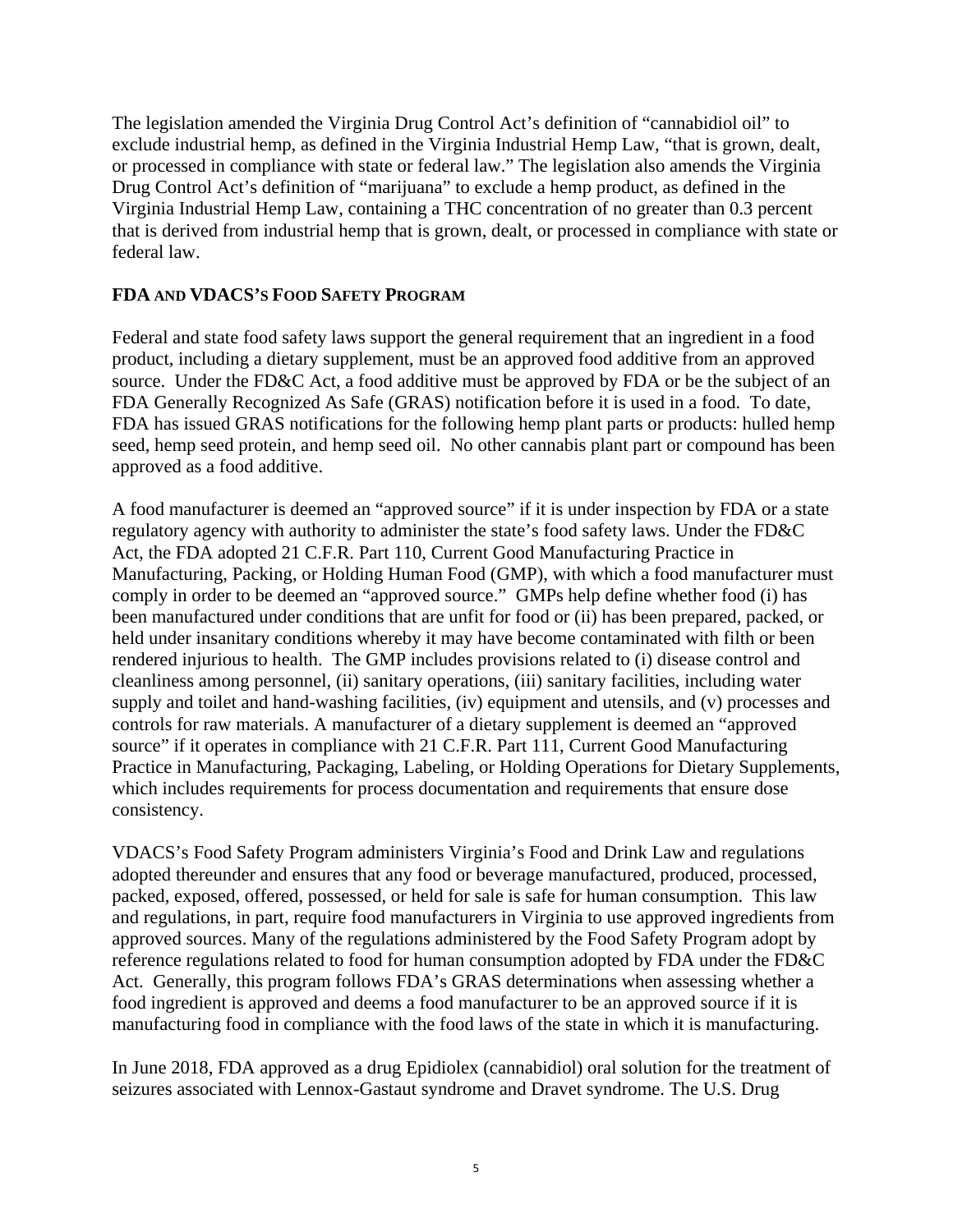The legislation amended the Virginia Drug Control Act's definition of "cannabidiol oil" to exclude industrial hemp, as defined in the Virginia Industrial Hemp Law, "that is grown, dealt, or processed in compliance with state or federal law." The legislation also amends the Virginia Drug Control Act's definition of "marijuana" to exclude a hemp product, as defined in the Virginia Industrial Hemp Law, containing a THC concentration of no greater than 0.3 percent that is derived from industrial hemp that is grown, dealt, or processed in compliance with state or federal law.

## FDA and VDACS's Food Safety Program

Federal and state food safety laws support the general requirement that an ingredient in a food product, including a dietary supplement, must be an approved food additive from an approved source. Under the FD&C Act, a food additive must be approved by FDA or be the subject of an FDA Generally Recognized As Safe (GRAS) notification before it is used in a food. To date, FDA has issued GRAS notifications for the following hemp plant parts or products: hulled hemp seed, hemp seed protein, and hemp seed oil. No other cannabis plant part or compound has been approved as a food additive.

A food manufacturer is deemed an "approved source" if it is under inspection by FDA or a state regulatory agency with authority to administer the state's food safety laws. Under the FD&C Act, the FDA adopted 21 C.F.R. Part 110, Current Good Manufacturing Practice in Manufacturing, Packing, or Holding Human Food (GMP), with which a food manufacturer must comply in order to be deemed an "approved source." GMPs help define whether food (i) has been manufactured under conditions that are unfit for food or (ii) has been prepared, packed, or held under insanitary conditions whereby it may have become contaminated with filth or been rendered injurious to health. The GMP includes provisions related to (i) disease control and cleanliness among personnel, (ii) sanitary operations, (iii) sanitary facilities, including water supply and toilet and hand-washing facilities, (iv) equipment and utensils, and (v) processes and controls for raw materials. A manufacturer of a dietary supplement is deemed an "approved source" if it operates in compliance with 21 C.F.R. Part 111, Current Good Manufacturing Practice in Manufacturing, Packaging, Labeling, or Holding Operations for Dietary Supplements, which includes requirements for process documentation and requirements that ensure dose consistency.

VDACS's Food Safety Program administers Virginia's Food and Drink Law and regulations adopted thereunder and ensures that any food or beverage manufactured, produced, processed, packed, exposed, offered, possessed, or held for sale is safe for human consumption. This law and regulations, in part, require food manufacturers in Virginia to use approved ingredients from approved sources. Many of the regulations administered by the Food Safety Program adopt by reference regulations related to food for human consumption adopted by FDA under the FD&C Act. Generally, this program follows FDA's GRAS determinations when assessing whether a food ingredient is approved and deems a food manufacturer to be an approved source if it is manufacturing food in compliance with the food laws of the state in which it is manufacturing.

In June 2018, FDA approved as a drug Epidiolex (cannabidiol) oral solution for the treatment of seizures associated with Lennox-Gastaut syndrome and Dravet syndrome. The U.S. Drug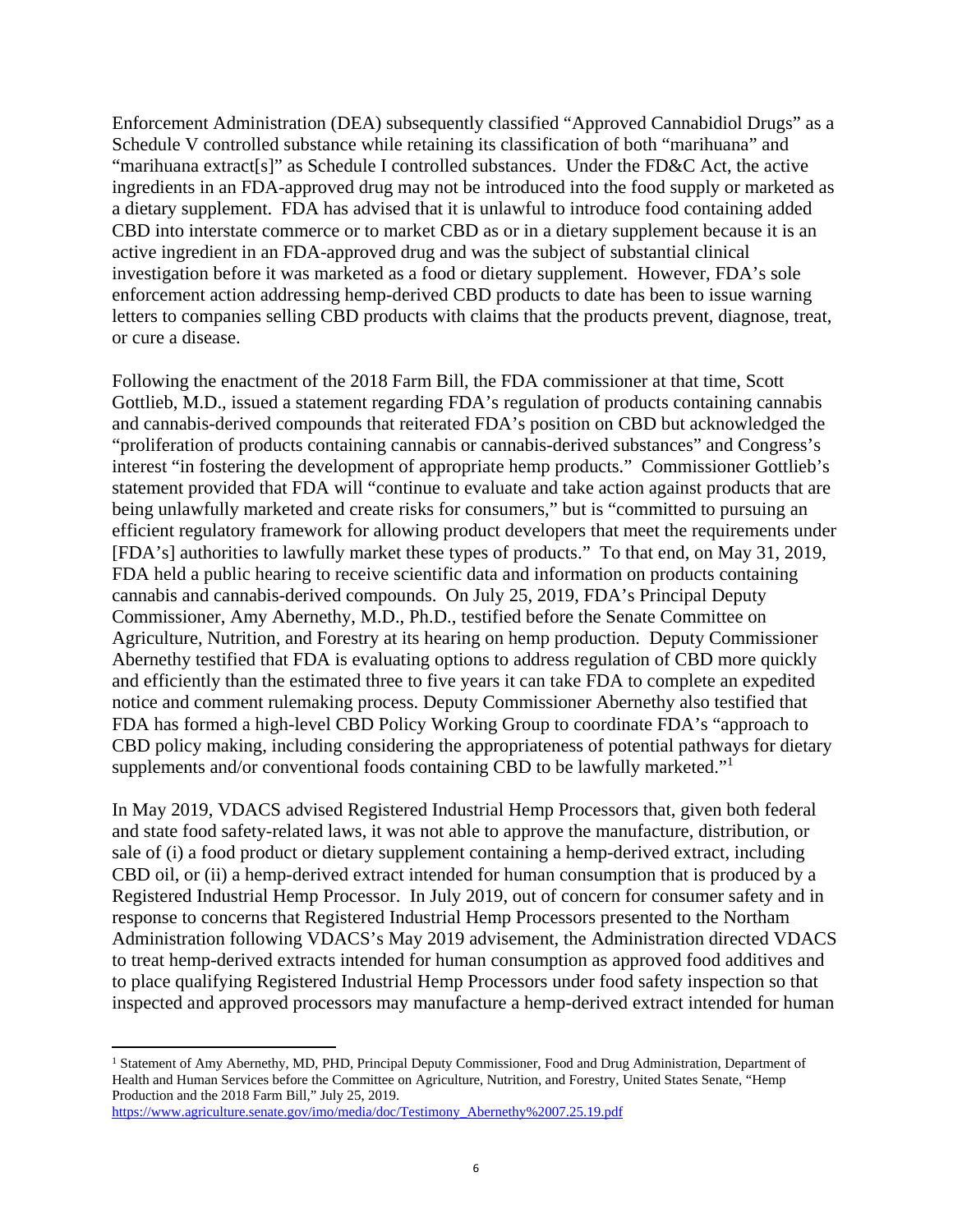Enforcement Administration (DEA) subsequently classified "Approved Cannabidiol Drugs" as a Schedule V controlled substance while retaining its classification of both "marihuana" and "marihuana extract[s]" as Schedule I controlled substances. Under the FD&C Act, the active ingredients in an FDA-approved drug may not be introduced into the food supply or marketed as a dietary supplement. FDA has advised that it is unlawful to introduce food containing added CBD into interstate commerce or to market CBD as or in a dietary supplement because it is an active ingredient in an FDA-approved drug and was the subject of substantial clinical investigation before it was marketed as a food or dietary supplement. However, FDA's sole enforcement action addressing hemp-derived CBD products to date has been to issue warning letters to companies selling CBD products with claims that the products prevent, diagnose, treat, or cure a disease.

Following the enactment of the 2018 Farm Bill, the FDA commissioner at that time, Scott Gottlieb, M.D., issued a statement regarding FDA's regulation of products containing cannabis and cannabis-derived compounds that reiterated FDA's position on CBD but acknowledged the "proliferation of products containing cannabis or cannabis-derived substances" and Congress's interest "in fostering the development of appropriate hemp products." Commissioner Gottlieb's statement provided that FDA will "continue to evaluate and take action against products that are being unlawfully marketed and create risks for consumers," but is "committed to pursuing an efficient regulatory framework for allowing product developers that meet the requirements under [FDA's] authorities to lawfully market these types of products." To that end, on May 31, 2019, FDA held a public hearing to receive scientific data and information on products containing cannabis and cannabis-derived compounds. On July 25, 2019, FDA's Principal Deputy Commissioner, Amy Abernethy, M.D., Ph.D., testified before the Senate Committee on Agriculture, Nutrition, and Forestry at its hearing on hemp production. Deputy Commissioner Abernethy testified that FDA is evaluating options to address regulation of CBD more quickly and efficiently than the estimated three to five years it can take FDA to complete an expedited notice and comment rulemaking process. Deputy Commissioner Abernethy also testified that FDA has formed a high-level CBD Policy Working Group to coordinate FDA's "approach to CBD policy making, including considering the appropriateness of potential pathways for dietary supplements and/or conventional foods containing CBD to be lawfully marketed."[1]

In May 2019, VDACS advised Registered Industrial Hemp Processors that, given both federal and state food safety-related laws, it was not able to approve the manufacture, distribution, or sale of (i) a food product or dietary supplement containing a hemp-derived extract, including CBD oil, or (ii) a hemp-derived extract intended for human consumption that is produced by a Registered Industrial Hemp Processor. In July 2019, out of concern for consumer safety and in response to concerns that Registered Industrial Hemp Processors presented to the Northam Administration following VDACS's May 2019 advisement, the Administration directed VDACS to treat hemp-derived extracts intended for human consumption as approved food additives and to place qualifying Registered Industrial Hemp Processors under food safety inspection so that inspected and approved processors may manufacture a hemp-derived extract intended for human

---

[1] Statement of Amy Abernethy, MD, PHD, Principal Deputy Commissioner, Food and Drug Administration, Department of Health and Human Services before the Committee on Agriculture, Nutrition, and Forestry, United States Senate, "Hemp Production and the 2018 Farm Bill," July 25, 2019. https://www.agriculture.senate.gov/imo/media/doc/Testimony_Abernethy%2007.25.19.pdf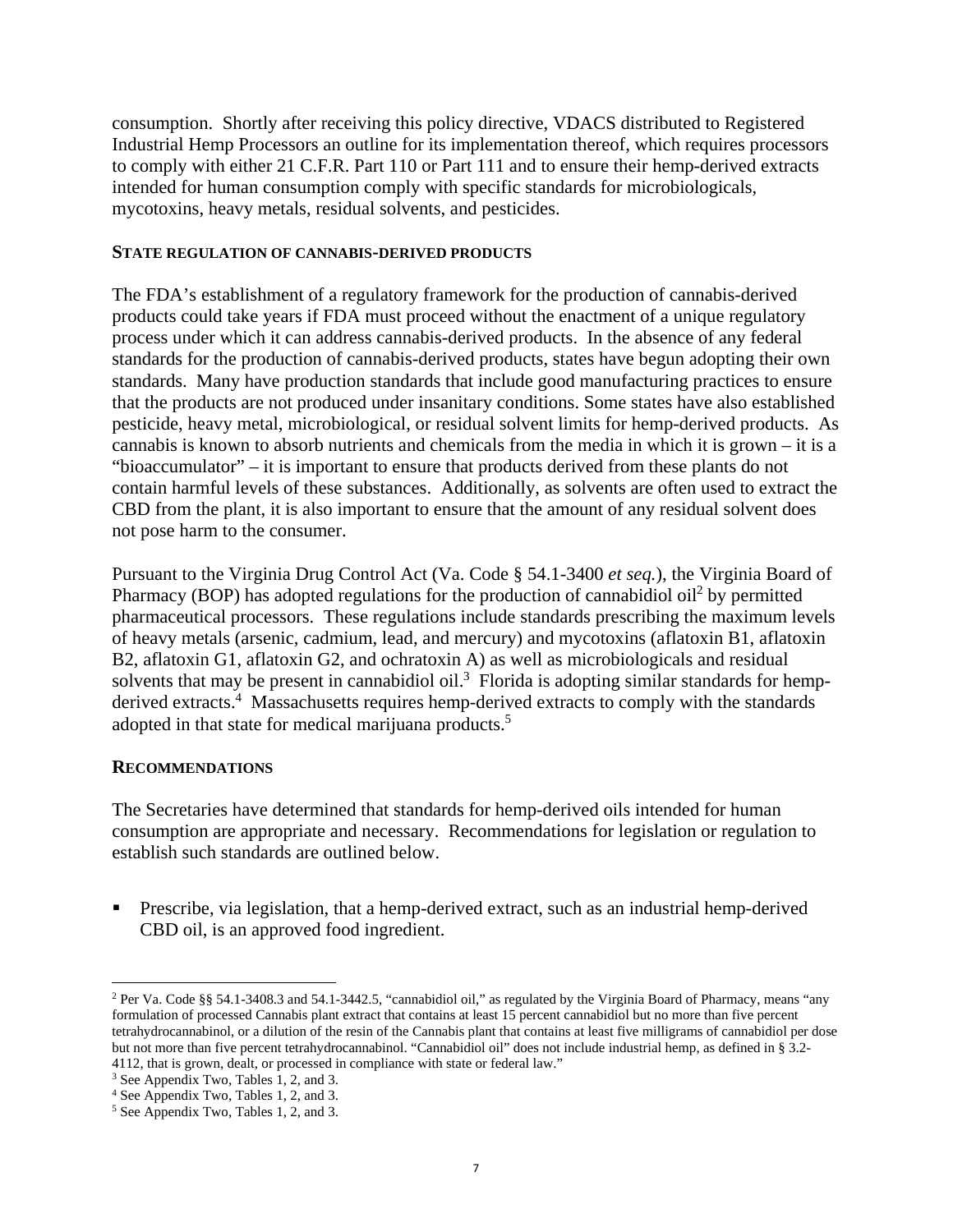consumption. Shortly after receiving this policy directive, VDACS distributed to Registered Industrial Hemp Processors an outline for its implementation thereof, which requires processors to comply with either 21 C.F.R. Part 110 or Part 111 and to ensure their hemp-derived extracts intended for human consumption comply with specific standards for microbiologicals, mycotoxins, heavy metals, residual solvents, and pesticides.

## STATE REGULATION OF CANNABIS-DERIVED PRODUCTS

The FDA's establishment of a regulatory framework for the production of cannabis-derived products could take years if FDA must proceed without the enactment of a unique regulatory process under which it can address cannabis-derived products. In the absence of any federal standards for the production of cannabis-derived products, states have begun adopting their own standards. Many have production standards that include good manufacturing practices to ensure that the products are not produced under insanitary conditions. Some states have also established pesticide, heavy metal, microbiological, or residual solvent limits for hemp-derived products. As cannabis is known to absorb nutrients and chemicals from the media in which it is grown – it is a "bioaccumulator" – it is important to ensure that products derived from these plants do not contain harmful levels of these substances. Additionally, as solvents are often used to extract the CBD from the plant, it is also important to ensure that the amount of any residual solvent does not pose harm to the consumer.

Pursuant to the Virginia Drug Control Act (Va. Code § 54.1-3400 *et seq.*), the Virginia Board of Pharmacy (BOP) has adopted regulations for the production of cannabidiol oil[2] by permitted pharmaceutical processors. These regulations include standards prescribing the maximum levels of heavy metals (arsenic, cadmium, lead, and mercury) and mycotoxins (aflatoxin B1, aflatoxin B2, aflatoxin G1, aflatoxin G2, and ochratoxin A) as well as microbiologicals and residual solvents that may be present in cannabidiol oil.[3] Florida is adopting similar standards for hemp-derived extracts.[4] Massachusetts requires hemp-derived extracts to comply with the standards adopted in that state for medical marijuana products.[5]

## RECOMMENDATIONS

The Secretaries have determined that standards for hemp-derived oils intended for human consumption are appropriate and necessary. Recommendations for legislation or regulation to establish such standards are outlined below.

- Prescribe, via legislation, that a hemp-derived extract, such as an industrial hemp-derived CBD oil, is an approved food ingredient.

---

[2] Per Va. Code §§ 54.1-3408.3 and 54.1-3442.5, "cannabidiol oil," as regulated by the Virginia Board of Pharmacy, means "any formulation of processed Cannabis plant extract that contains at least 15 percent cannabidiol but no more than five percent tetrahydrocannabinol, or a dilution of the resin of the Cannabis plant that contains at least five milligrams of cannabidiol per dose but not more than five percent tetrahydrocannabinol. "Cannabidiol oil" does not include industrial hemp, as defined in § 3.2-4112, that is grown, dealt, or processed in compliance with state or federal law."

[3] See Appendix Two, Tables 1, 2, and 3.

[4] See Appendix Two, Tables 1, 2, and 3.

[5] See Appendix Two, Tables 1, 2, and 3.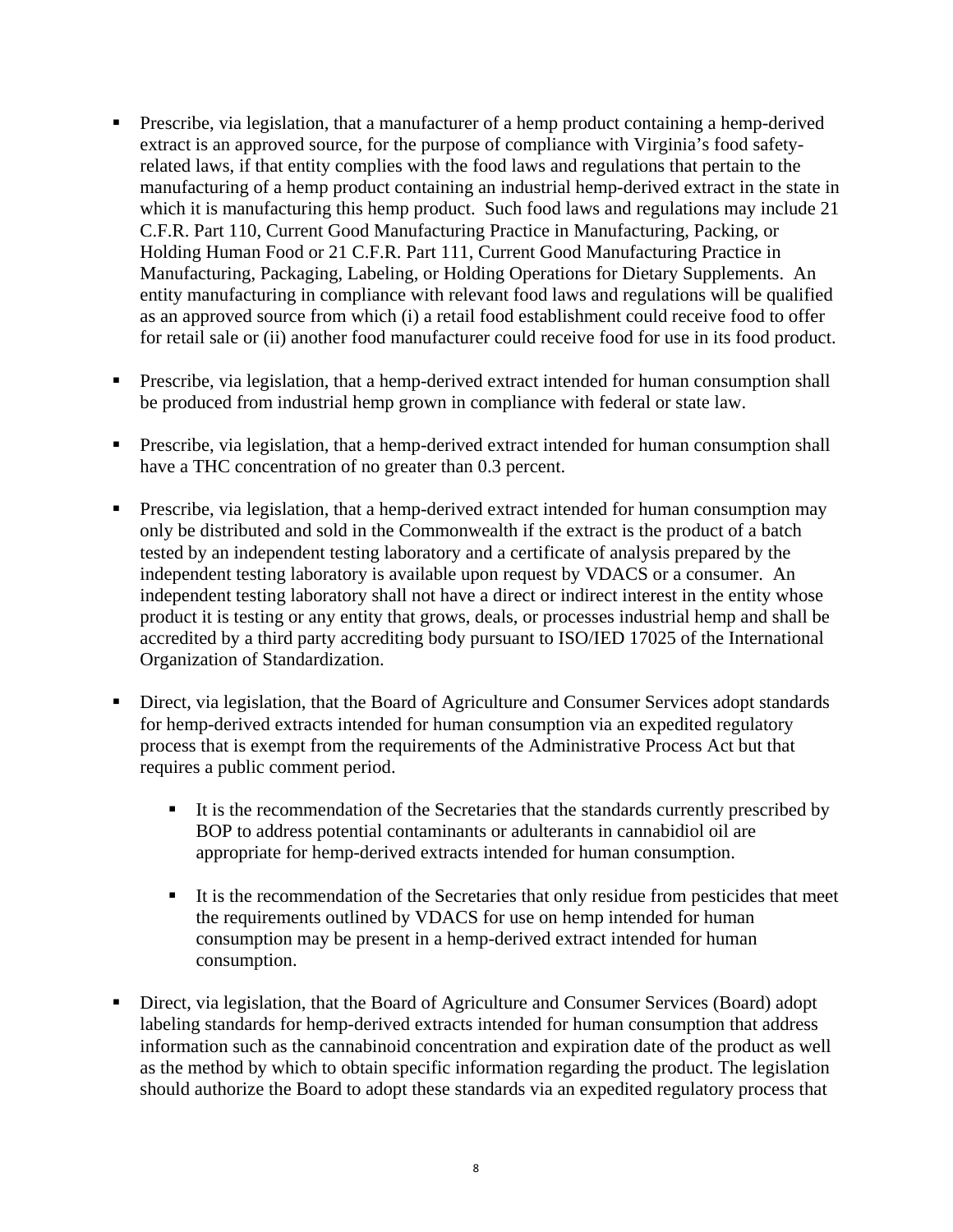- Prescribe, via legislation, that a manufacturer of a hemp product containing a hemp-derived extract is an approved source, for the purpose of compliance with Virginia's food safety-related laws, if that entity complies with the food laws and regulations that pertain to the manufacturing of a hemp product containing an industrial hemp-derived extract in the state in which it is manufacturing this hemp product. Such food laws and regulations may include 21 C.F.R. Part 110, Current Good Manufacturing Practice in Manufacturing, Packing, or Holding Human Food or 21 C.F.R. Part 111, Current Good Manufacturing Practice in Manufacturing, Packaging, Labeling, or Holding Operations for Dietary Supplements. An entity manufacturing in compliance with relevant food laws and regulations will be qualified as an approved source from which (i) a retail food establishment could receive food to offer for retail sale or (ii) another food manufacturer could receive food for use in its food product.

- Prescribe, via legislation, that a hemp-derived extract intended for human consumption shall be produced from industrial hemp grown in compliance with federal or state law.

- Prescribe, via legislation, that a hemp-derived extract intended for human consumption shall have a THC concentration of no greater than 0.3 percent.

- Prescribe, via legislation, that a hemp-derived extract intended for human consumption may only be distributed and sold in the Commonwealth if the extract is the product of a batch tested by an independent testing laboratory and a certificate of analysis prepared by the independent testing laboratory is available upon request by VDACS or a consumer. An independent testing laboratory shall not have a direct or indirect interest in the entity whose product it is testing or any entity that grows, deals, or processes industrial hemp and shall be accredited by a third party accrediting body pursuant to ISO/IED 17025 of the International Organization of Standardization.

- Direct, via legislation, that the Board of Agriculture and Consumer Services adopt standards for hemp-derived extracts intended for human consumption via an expedited regulatory process that is exempt from the requirements of the Administrative Process Act but that requires a public comment period.

  - It is the recommendation of the Secretaries that the standards currently prescribed by BOP to address potential contaminants or adulterants in cannabidiol oil are appropriate for hemp-derived extracts intended for human consumption.

  - It is the recommendation of the Secretaries that only residue from pesticides that meet the requirements outlined by VDACS for use on hemp intended for human consumption may be present in a hemp-derived extract intended for human consumption.

- Direct, via legislation, that the Board of Agriculture and Consumer Services (Board) adopt labeling standards for hemp-derived extracts intended for human consumption that address information such as the cannabinoid concentration and expiration date of the product as well as the method by which to obtain specific information regarding the product. The legislation should authorize the Board to adopt these standards via an expedited regulatory process that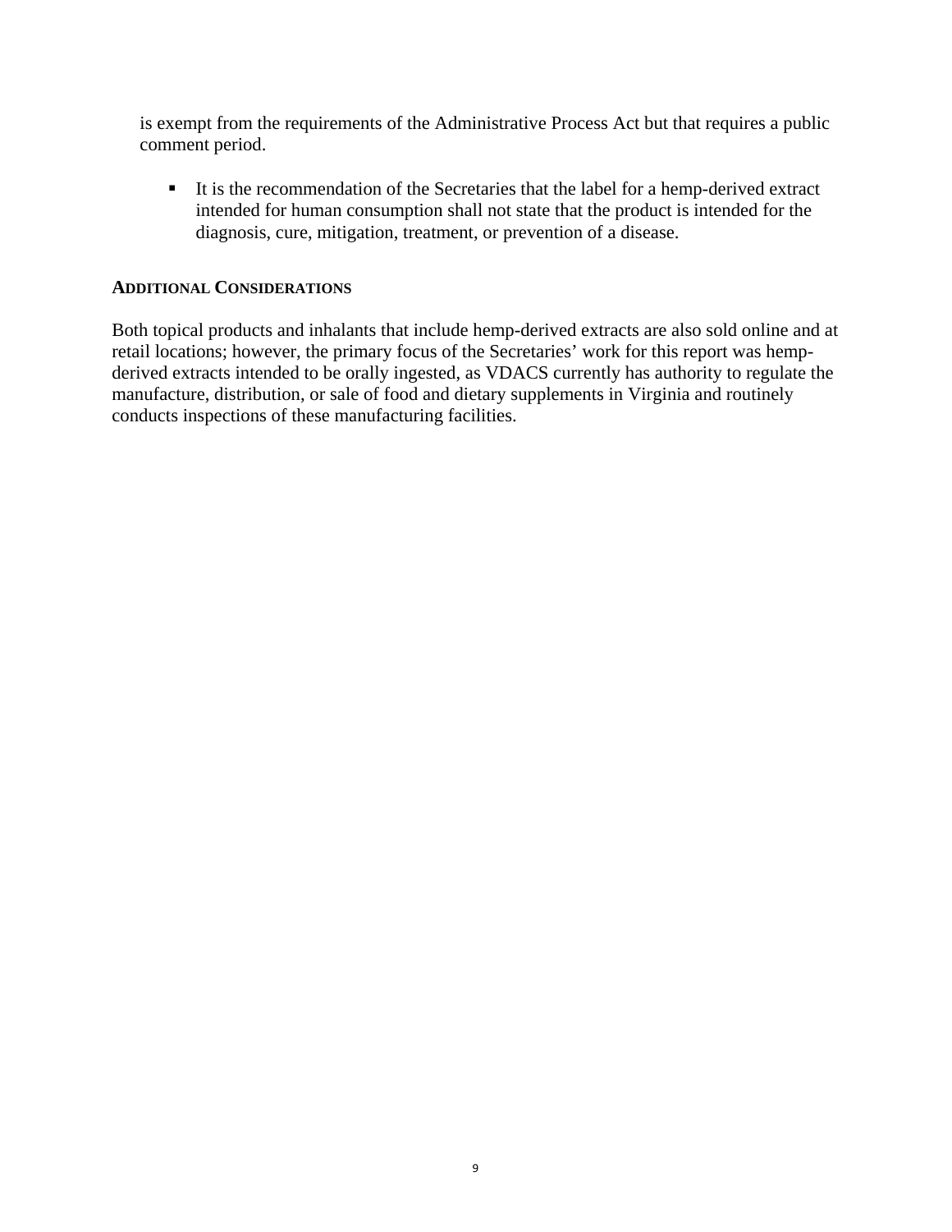is exempt from the requirements of the Administrative Process Act but that requires a public comment period.

- It is the recommendation of the Secretaries that the label for a hemp-derived extract intended for human consumption shall not state that the product is intended for the diagnosis, cure, mitigation, treatment, or prevention of a disease.

## ADDITIONAL CONSIDERATIONS

Both topical products and inhalants that include hemp-derived extracts are also sold online and at retail locations; however, the primary focus of the Secretaries' work for this report was hemp-derived extracts intended to be orally ingested, as VDACS currently has authority to regulate the manufacture, distribution, or sale of food and dietary supplements in Virginia and routinely conducts inspections of these manufacturing facilities.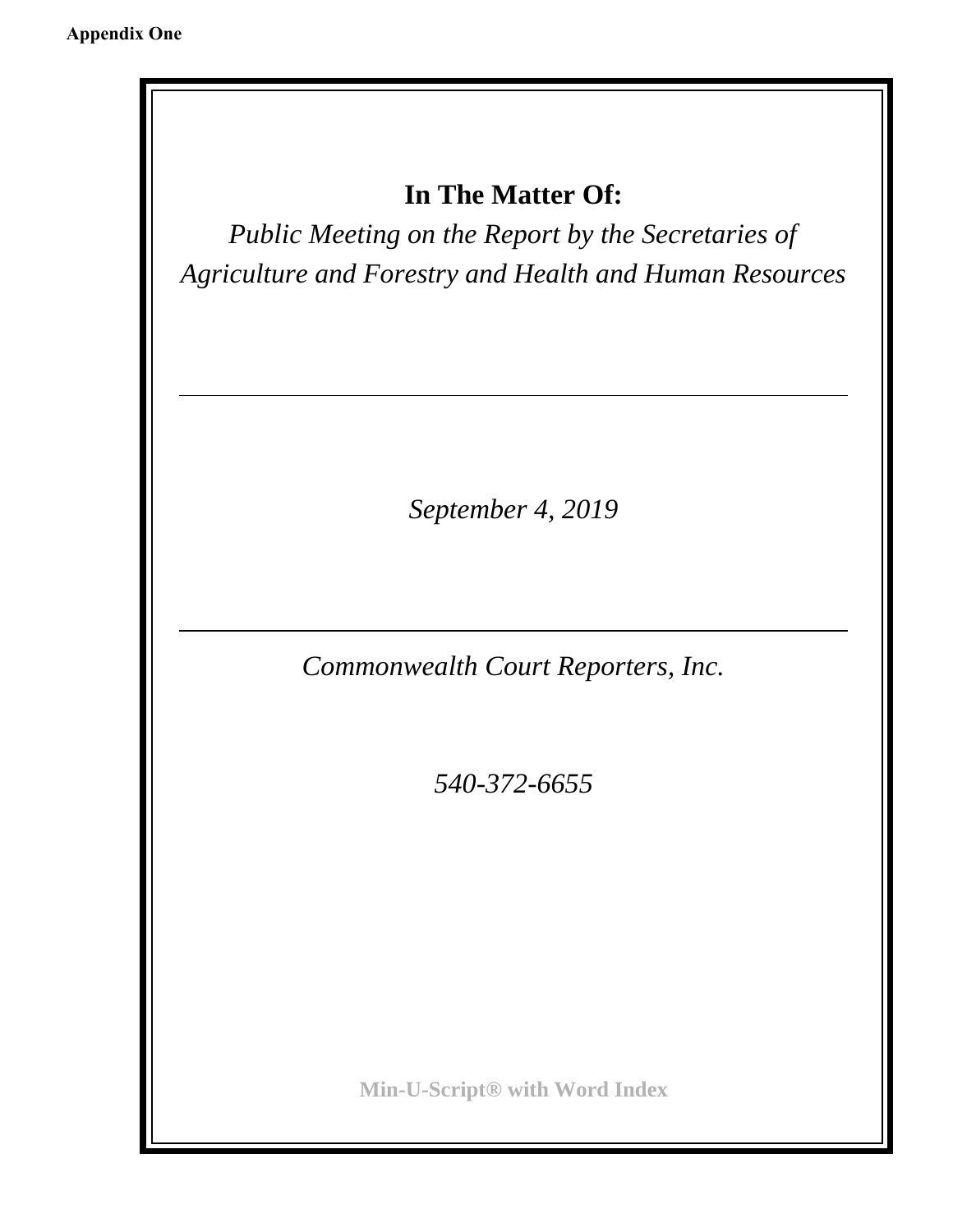**Appendix One**

## In The Matter Of:

*Public Meeting on the Report by the Secretaries of Agriculture and Forestry and Health and Human Resources*

---

*September 4, 2019*

---

*Commonwealth Court Reporters, Inc.*

*540-372-6655*

**Min-U-Script® with Word Index**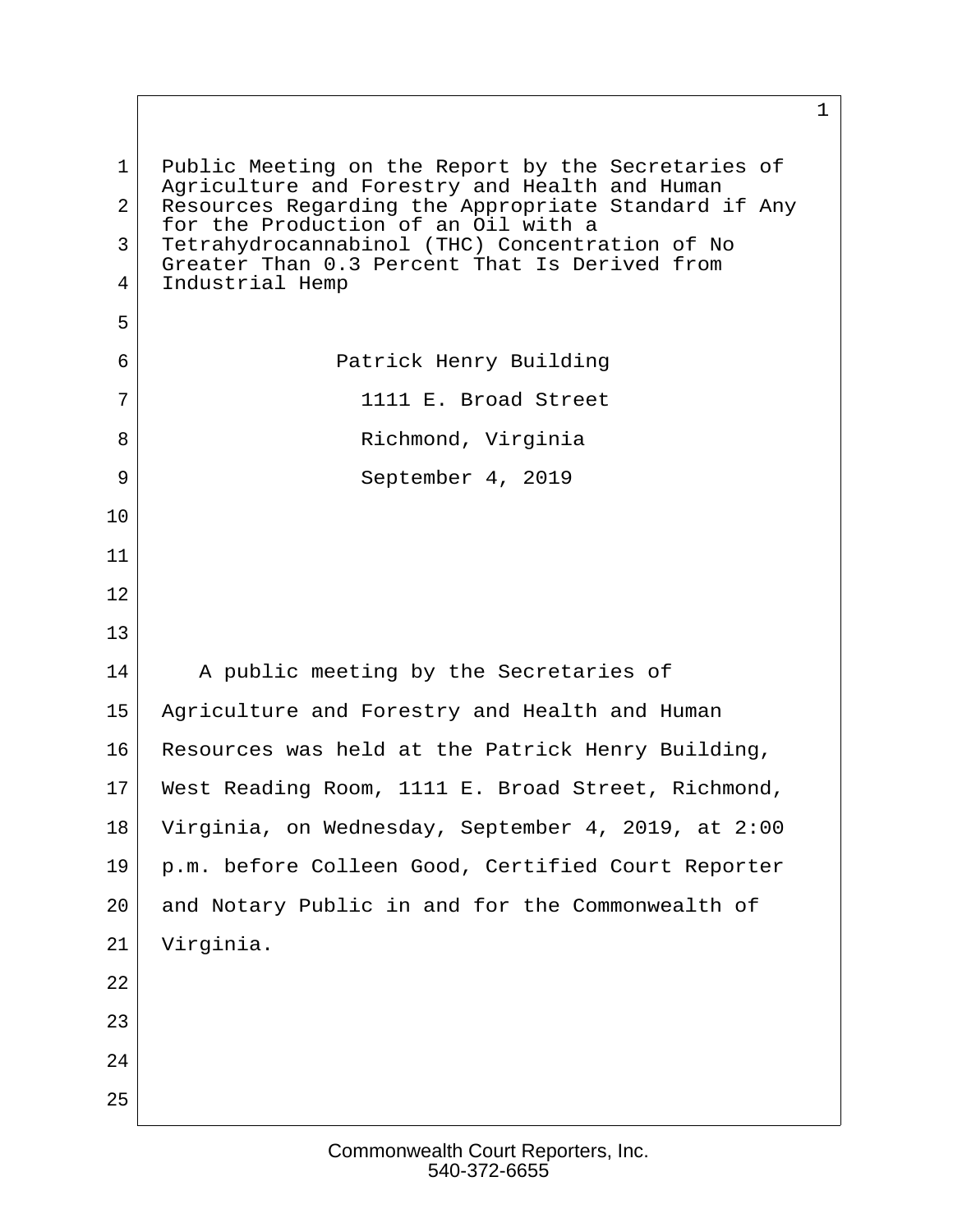Public Meeting on the Report by the Secretaries of Agriculture and Forestry and Health and Human Resources Regarding the Appropriate Standard if Any for the Production of an Oil with a Tetrahydrocannabinol (THC) Concentration of No Greater Than 0.3 Percent That Is Derived from Industrial Hemp

Patrick Henry Building

1111 E. Broad Street

Richmond, Virginia

September 4, 2019

A public meeting by the Secretaries of Agriculture and Forestry and Health and Human Resources was held at the Patrick Henry Building, West Reading Room, 1111 E. Broad Street, Richmond, Virginia, on Wednesday, September 4, 2019, at 2:00 p.m. before Colleen Good, Certified Court Reporter and Notary Public in and for the Commonwealth of Virginia.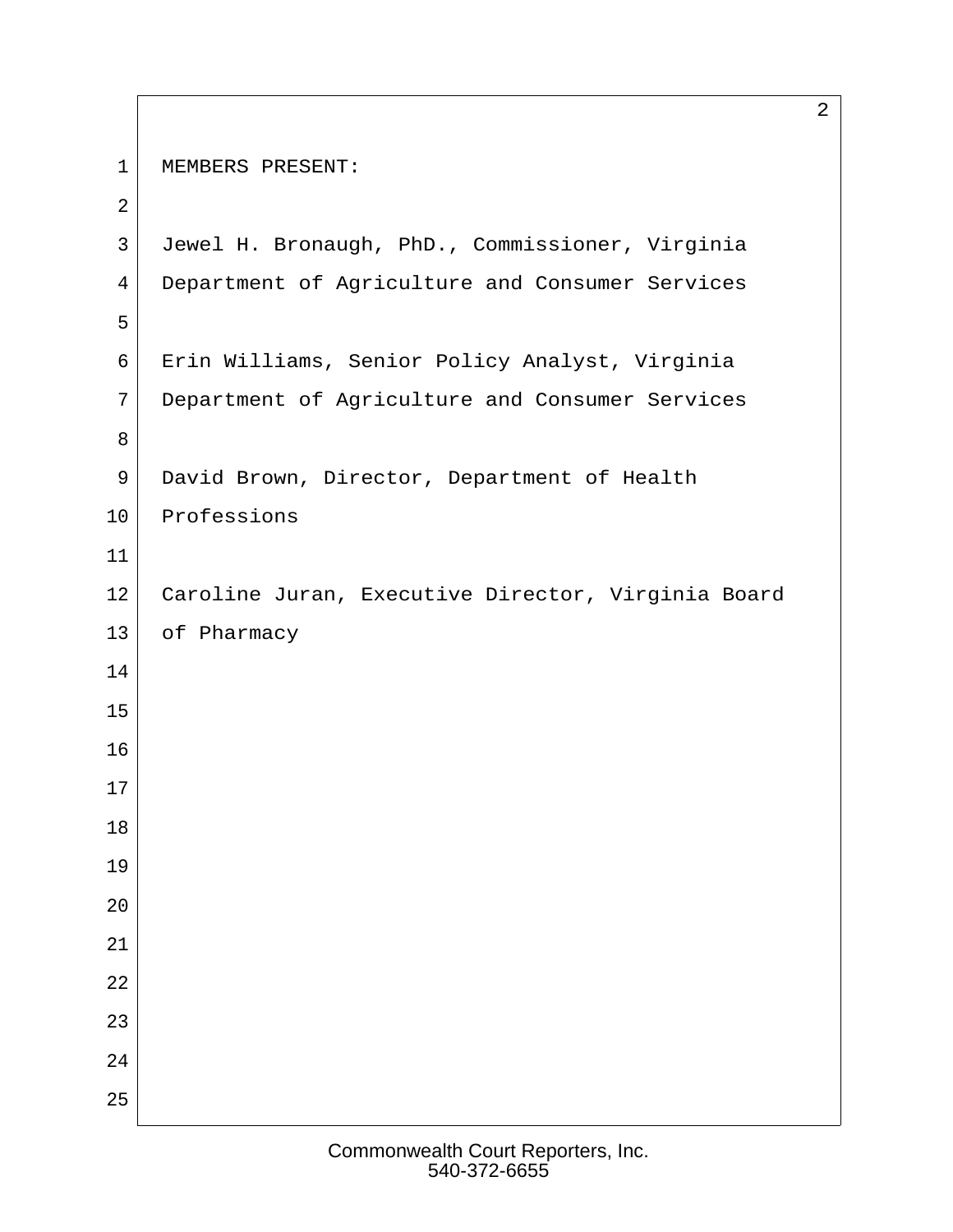MEMBERS PRESENT:

Jewel H. Bronaugh, PhD., Commissioner, Virginia Department of Agriculture and Consumer Services

Erin Williams, Senior Policy Analyst, Virginia Department of Agriculture and Consumer Services

David Brown, Director, Department of Health Professions

Caroline Juran, Executive Director, Virginia Board of Pharmacy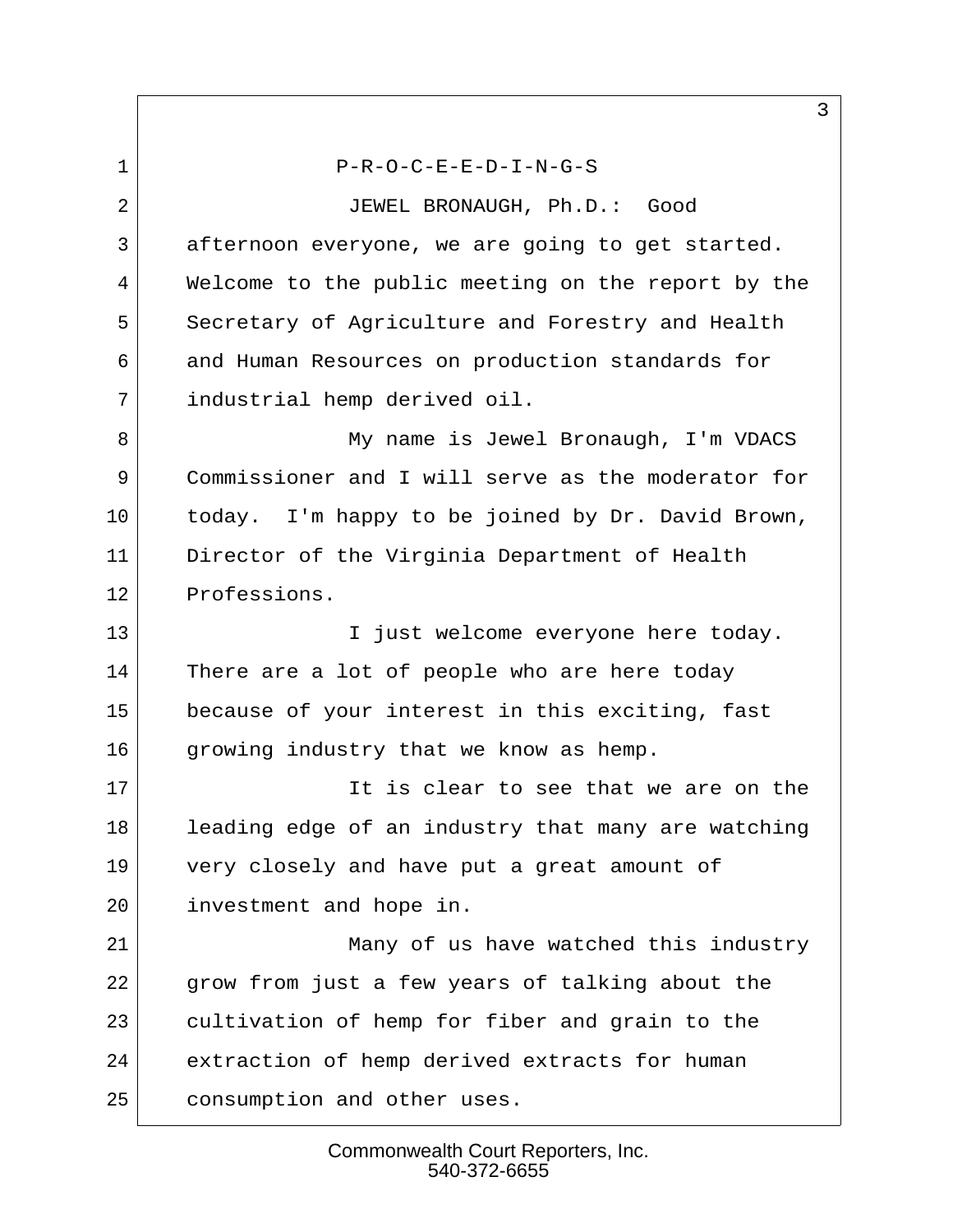P-R-O-C-E-E-D-I-N-G-S

JEWEL BRONAUGH, Ph.D.: Good afternoon everyone, we are going to get started. Welcome to the public meeting on the report by the Secretary of Agriculture and Forestry and Health and Human Resources on production standards for industrial hemp derived oil.

My name is Jewel Bronaugh, I'm VDACS Commissioner and I will serve as the moderator for today. I'm happy to be joined by Dr. David Brown, Director of the Virginia Department of Health Professions.

I just welcome everyone here today. There are a lot of people who are here today because of your interest in this exciting, fast growing industry that we know as hemp.

It is clear to see that we are on the leading edge of an industry that many are watching very closely and have put a great amount of investment and hope in.

Many of us have watched this industry grow from just a few years of talking about the cultivation of hemp for fiber and grain to the extraction of hemp derived extracts for human consumption and other uses.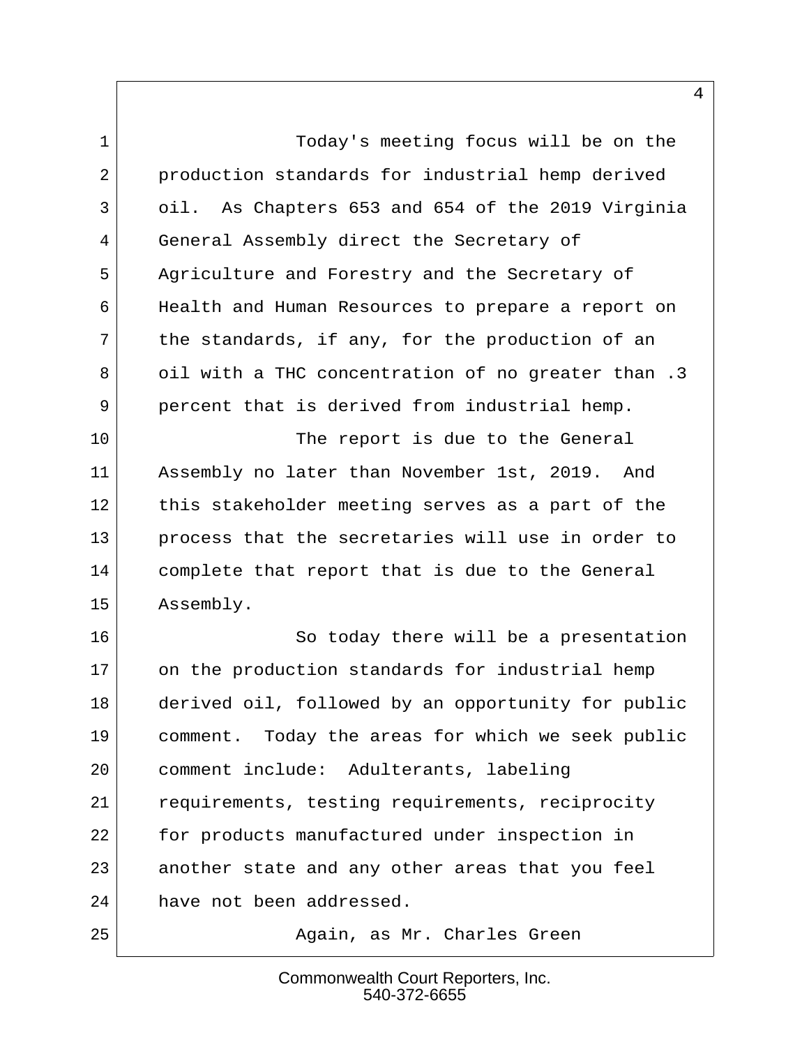Today's meeting focus will be on the production standards for industrial hemp derived oil. As Chapters 653 and 654 of the 2019 Virginia General Assembly direct the Secretary of Agriculture and Forestry and the Secretary of Health and Human Resources to prepare a report on the standards, if any, for the production of an oil with a THC concentration of no greater than .3 percent that is derived from industrial hemp.

The report is due to the General Assembly no later than November 1st, 2019. And this stakeholder meeting serves as a part of the process that the secretaries will use in order to complete that report that is due to the General Assembly.

So today there will be a presentation on the production standards for industrial hemp derived oil, followed by an opportunity for public comment. Today the areas for which we seek public comment include: Adulterants, labeling requirements, testing requirements, reciprocity for products manufactured under inspection in another state and any other areas that you feel have not been addressed.

Again, as Mr. Charles Green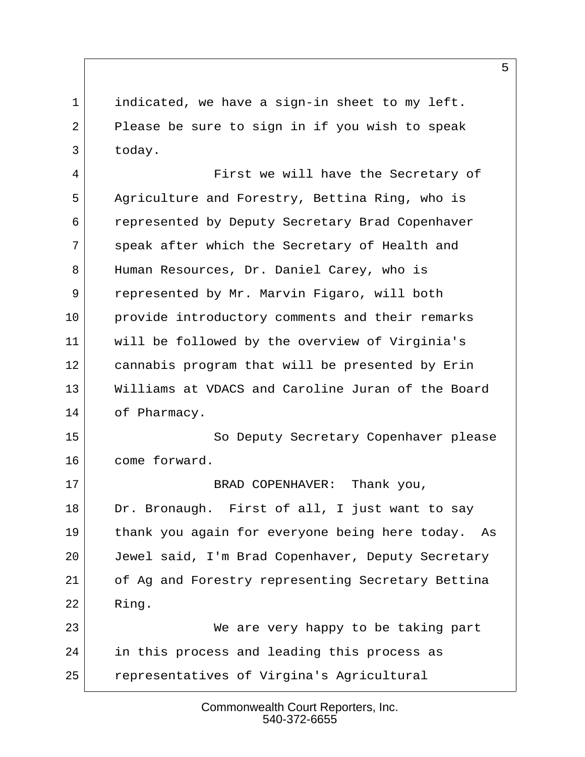indicated, we have a sign-in sheet to my left. Please be sure to sign in if you wish to speak today.

First we will have the Secretary of Agriculture and Forestry, Bettina Ring, who is represented by Deputy Secretary Brad Copenhaver speak after which the Secretary of Health and Human Resources, Dr. Daniel Carey, who is represented by Mr. Marvin Figaro, will both provide introductory comments and their remarks will be followed by the overview of Virginia's cannabis program that will be presented by Erin Williams at VDACS and Caroline Juran of the Board of Pharmacy.

So Deputy Secretary Copenhaver please come forward.

BRAD COPENHAVER: Thank you, Dr. Bronaugh. First of all, I just want to say thank you again for everyone being here today. As Jewel said, I'm Brad Copenhaver, Deputy Secretary of Ag and Forestry representing Secretary Bettina Ring.

We are very happy to be taking part in this process and leading this process as representatives of Virgina's Agricultural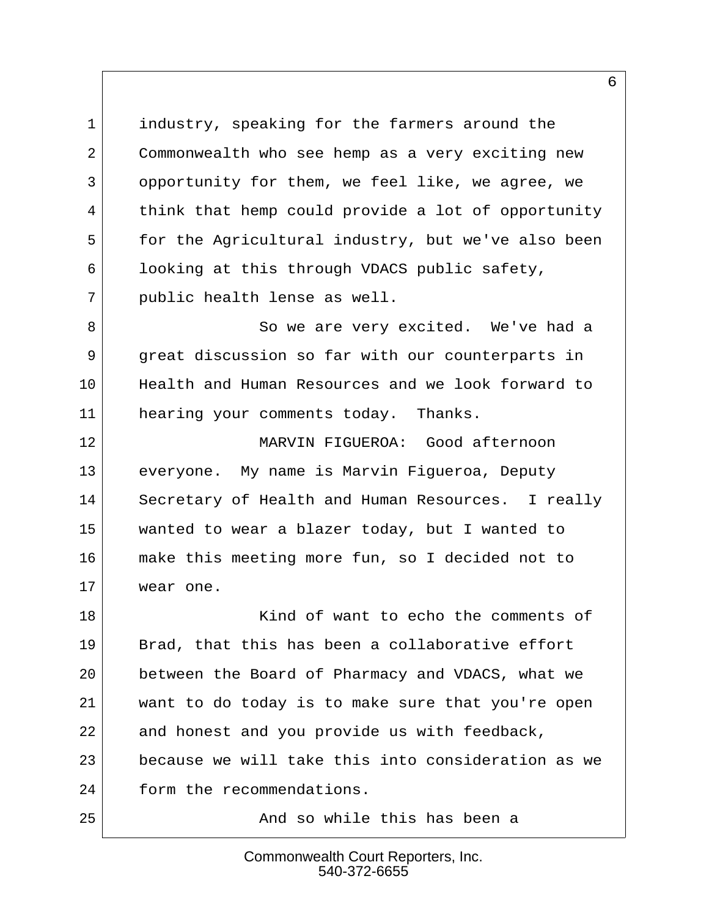industry, speaking for the farmers around the Commonwealth who see hemp as a very exciting new opportunity for them, we feel like, we agree, we think that hemp could provide a lot of opportunity for the Agricultural industry, but we've also been looking at this through VDACS public safety, public health lense as well.

So we are very excited. We've had a great discussion so far with our counterparts in Health and Human Resources and we look forward to hearing your comments today. Thanks.

MARVIN FIGUEROA: Good afternoon everyone. My name is Marvin Figueroa, Deputy Secretary of Health and Human Resources. I really wanted to wear a blazer today, but I wanted to make this meeting more fun, so I decided not to wear one.

Kind of want to echo the comments of Brad, that this has been a collaborative effort between the Board of Pharmacy and VDACS, what we want to do today is to make sure that you're open and honest and you provide us with feedback, because we will take this into consideration as we form the recommendations.

And so while this has been a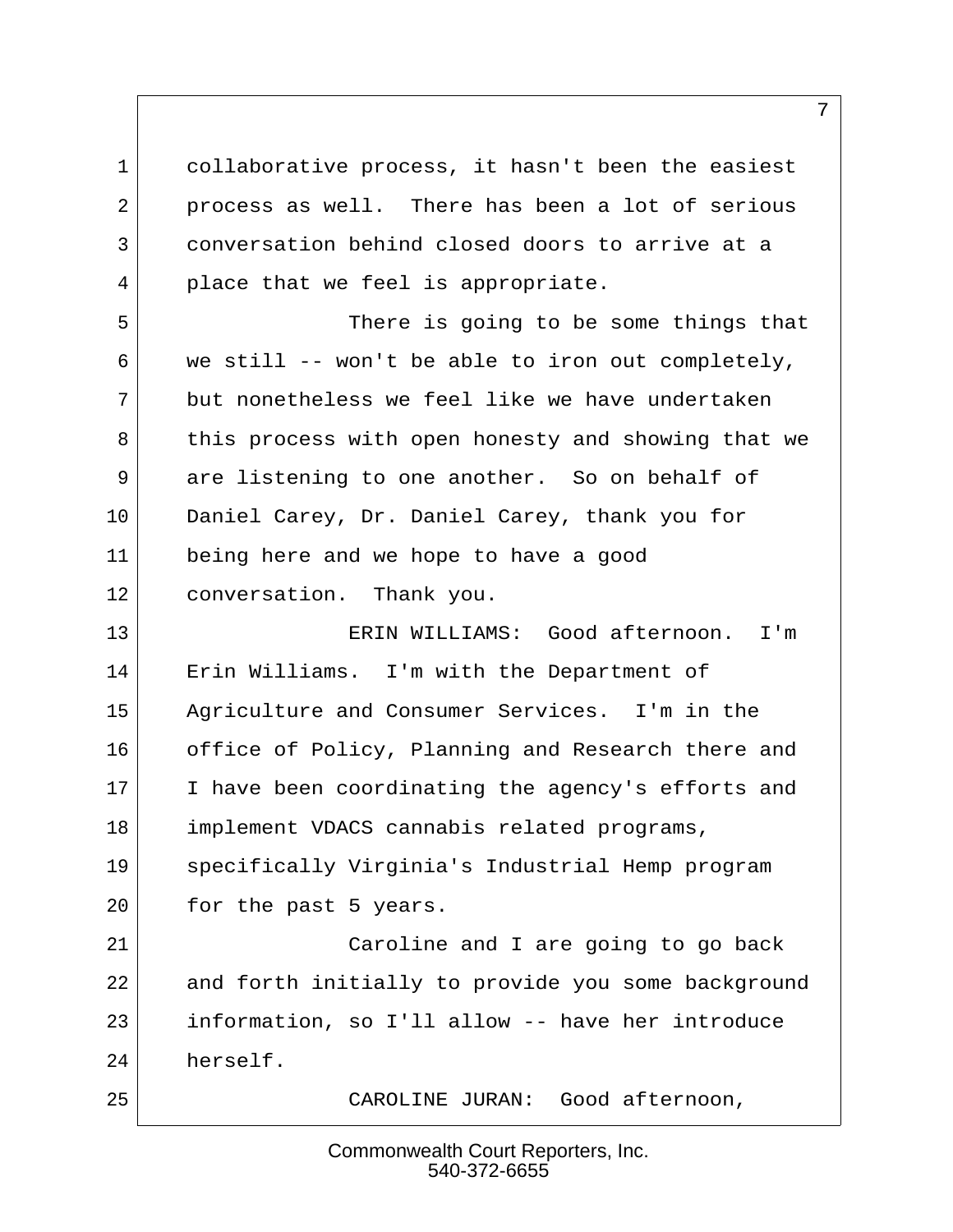collaborative process, it hasn't been the easiest process as well. There has been a lot of serious conversation behind closed doors to arrive at a place that we feel is appropriate.

There is going to be some things that we still -- won't be able to iron out completely, but nonetheless we feel like we have undertaken this process with open honesty and showing that we are listening to one another. So on behalf of Daniel Carey, Dr. Daniel Carey, thank you for being here and we hope to have a good conversation. Thank you.

ERIN WILLIAMS: Good afternoon. I'm Erin Williams. I'm with the Department of Agriculture and Consumer Services. I'm in the office of Policy, Planning and Research there and I have been coordinating the agency's efforts and implement VDACS cannabis related programs, specifically Virginia's Industrial Hemp program for the past 5 years.

Caroline and I are going to go back and forth initially to provide you some background information, so I'll allow -- have her introduce herself.

CAROLINE JURAN: Good afternoon,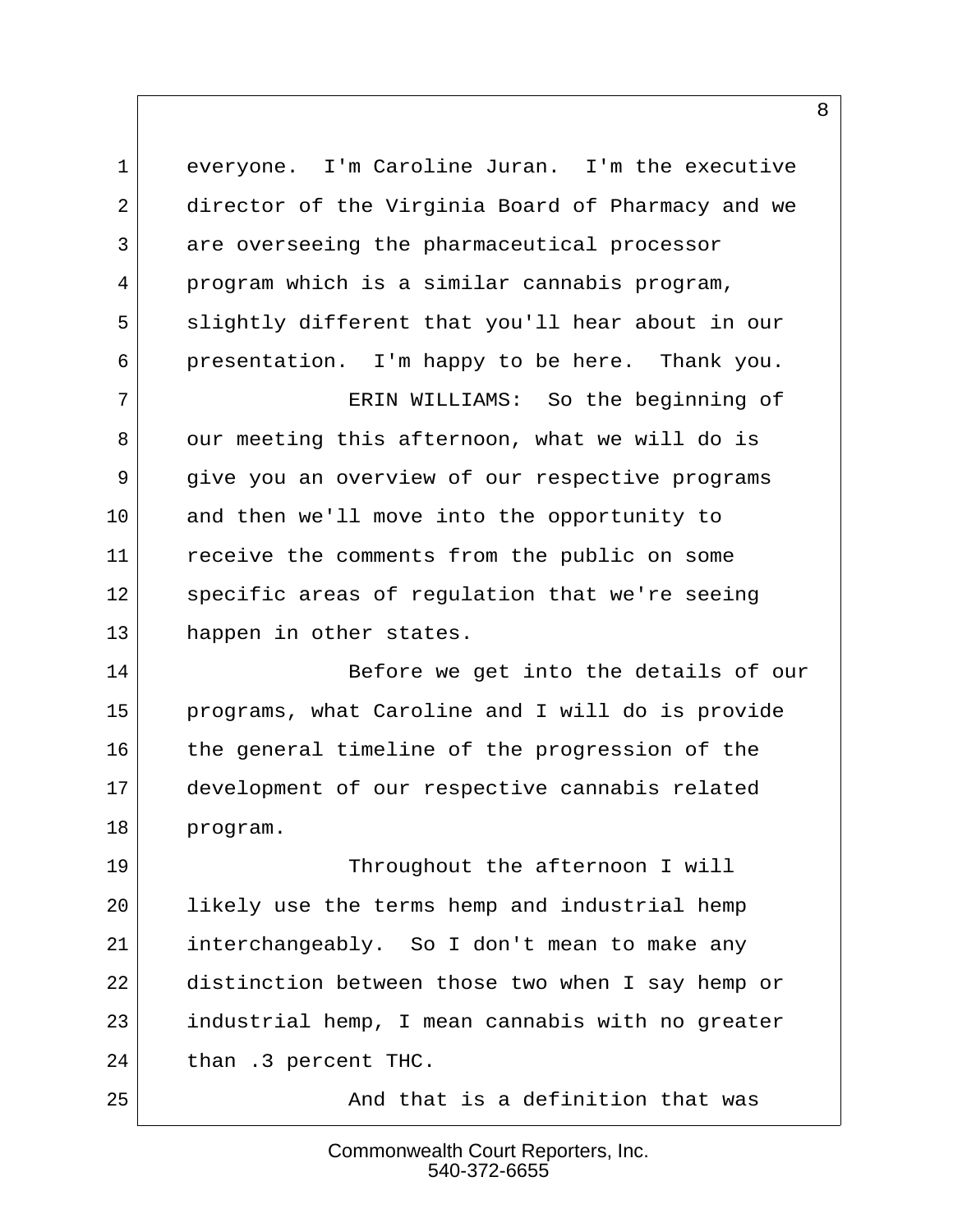everyone. I'm Caroline Juran. I'm the executive director of the Virginia Board of Pharmacy and we are overseeing the pharmaceutical processor program which is a similar cannabis program, slightly different that you'll hear about in our presentation. I'm happy to be here. Thank you.

ERIN WILLIAMS: So the beginning of our meeting this afternoon, what we will do is give you an overview of our respective programs and then we'll move into the opportunity to receive the comments from the public on some specific areas of regulation that we're seeing happen in other states.

Before we get into the details of our programs, what Caroline and I will do is provide the general timeline of the progression of the development of our respective cannabis related program.

Throughout the afternoon I will likely use the terms hemp and industrial hemp interchangeably. So I don't mean to make any distinction between those two when I say hemp or industrial hemp, I mean cannabis with no greater than .3 percent THC.

And that is a definition that was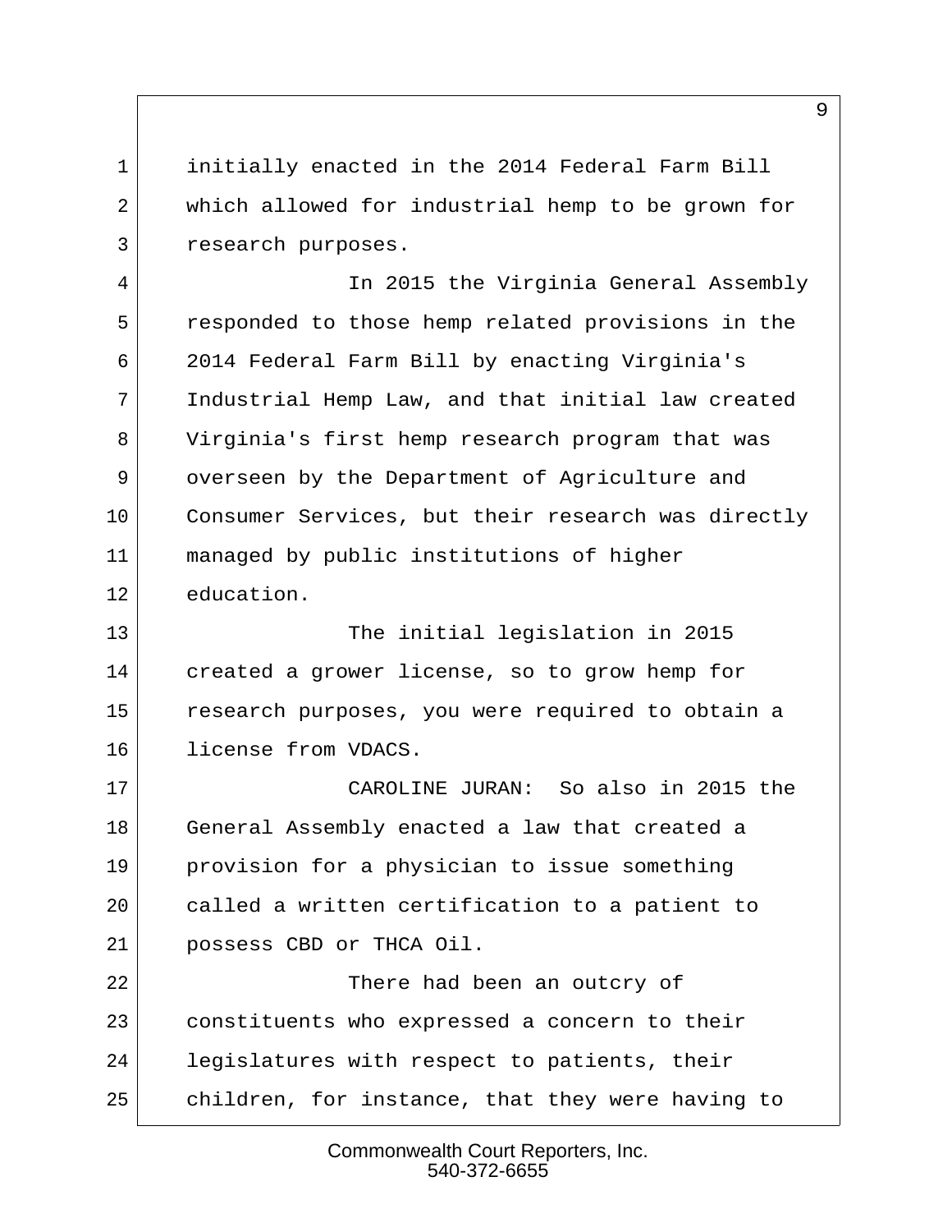initially enacted in the 2014 Federal Farm Bill which allowed for industrial hemp to be grown for research purposes.

In 2015 the Virginia General Assembly responded to those hemp related provisions in the 2014 Federal Farm Bill by enacting Virginia's Industrial Hemp Law, and that initial law created Virginia's first hemp research program that was overseen by the Department of Agriculture and Consumer Services, but their research was directly managed by public institutions of higher education.

The initial legislation in 2015 created a grower license, so to grow hemp for research purposes, you were required to obtain a license from VDACS.

CAROLINE JURAN: So also in 2015 the General Assembly enacted a law that created a provision for a physician to issue something called a written certification to a patient to possess CBD or THCA Oil.

There had been an outcry of constituents who expressed a concern to their legislatures with respect to patients, their children, for instance, that they were having to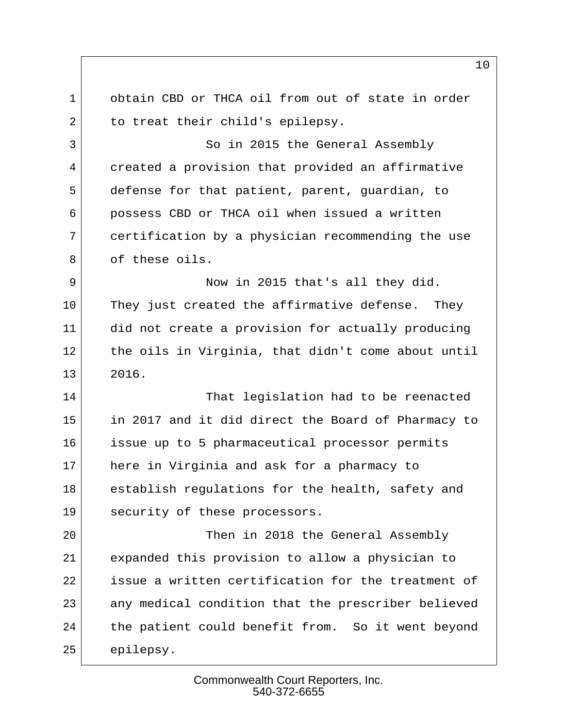obtain CBD or THCA oil from out of state in order to treat their child's epilepsy.

So in 2015 the General Assembly created a provision that provided an affirmative defense for that patient, parent, guardian, to possess CBD or THCA oil when issued a written certification by a physician recommending the use of these oils.

Now in 2015 that's all they did. They just created the affirmative defense. They did not create a provision for actually producing the oils in Virginia, that didn't come about until 2016.

That legislation had to be reenacted in 2017 and it did direct the Board of Pharmacy to issue up to 5 pharmaceutical processor permits here in Virginia and ask for a pharmacy to establish regulations for the health, safety and security of these processors.

Then in 2018 the General Assembly expanded this provision to allow a physician to issue a written certification for the treatment of any medical condition that the prescriber believed the patient could benefit from. So it went beyond epilepsy.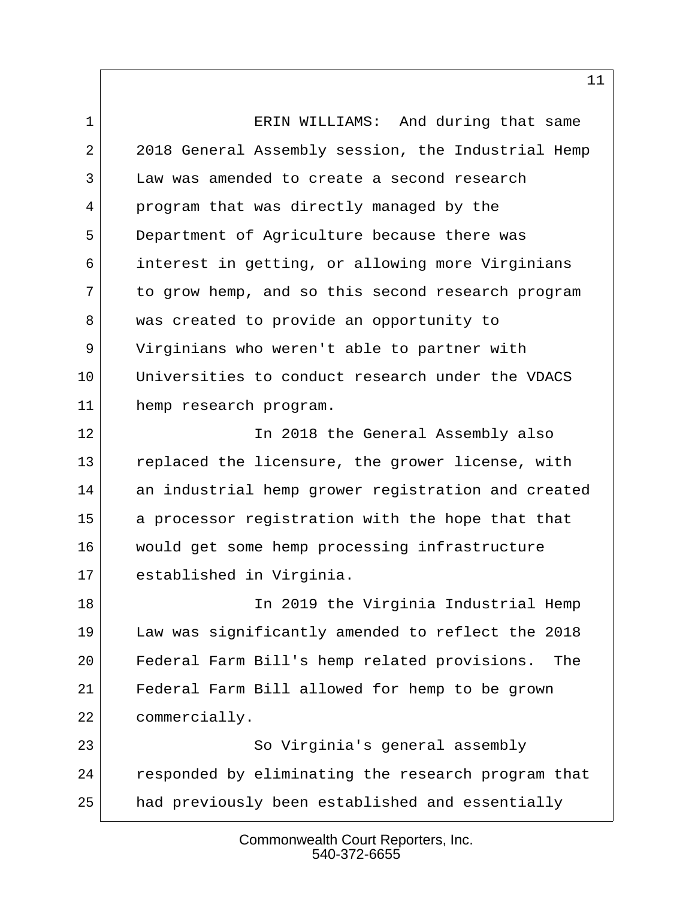ERIN WILLIAMS: And during that same 2018 General Assembly session, the Industrial Hemp Law was amended to create a second research program that was directly managed by the Department of Agriculture because there was interest in getting, or allowing more Virginians to grow hemp, and so this second research program was created to provide an opportunity to Virginians who weren't able to partner with Universities to conduct research under the VDACS hemp research program.

In 2018 the General Assembly also replaced the licensure, the grower license, with an industrial hemp grower registration and created a processor registration with the hope that that would get some hemp processing infrastructure established in Virginia.

In 2019 the Virginia Industrial Hemp Law was significantly amended to reflect the 2018 Federal Farm Bill's hemp related provisions. The Federal Farm Bill allowed for hemp to be grown commercially.

So Virginia's general assembly responded by eliminating the research program that had previously been established and essentially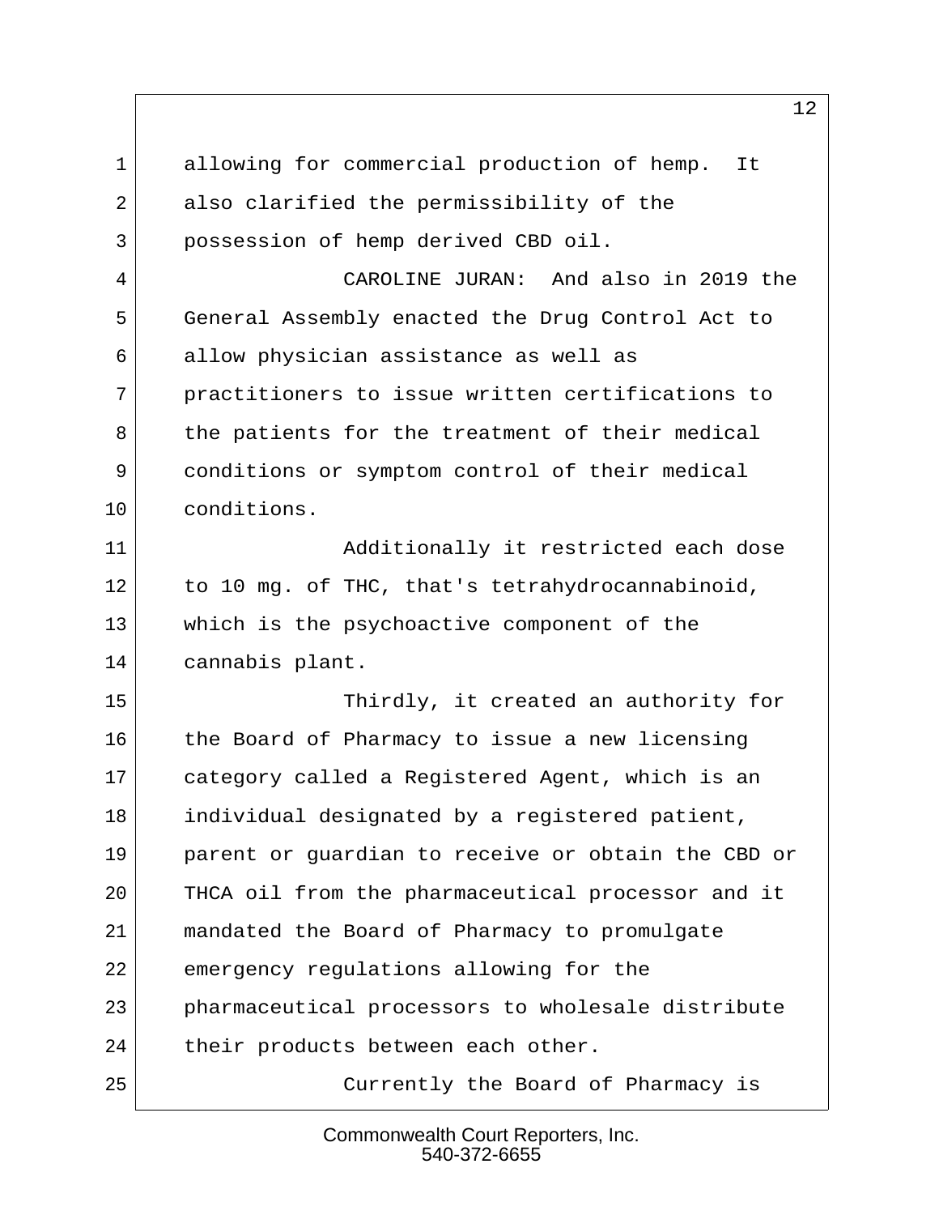allowing for commercial production of hemp. It also clarified the permissibility of the possession of hemp derived CBD oil.

CAROLINE JURAN: And also in 2019 the General Assembly enacted the Drug Control Act to allow physician assistance as well as practitioners to issue written certifications to the patients for the treatment of their medical conditions or symptom control of their medical conditions.

Additionally it restricted each dose to 10 mg. of THC, that's tetrahydrocannabinoid, which is the psychoactive component of the cannabis plant.

Thirdly, it created an authority for the Board of Pharmacy to issue a new licensing category called a Registered Agent, which is an individual designated by a registered patient, parent or guardian to receive or obtain the CBD or THCA oil from the pharmaceutical processor and it mandated the Board of Pharmacy to promulgate emergency regulations allowing for the pharmaceutical processors to wholesale distribute their products between each other.

Currently the Board of Pharmacy is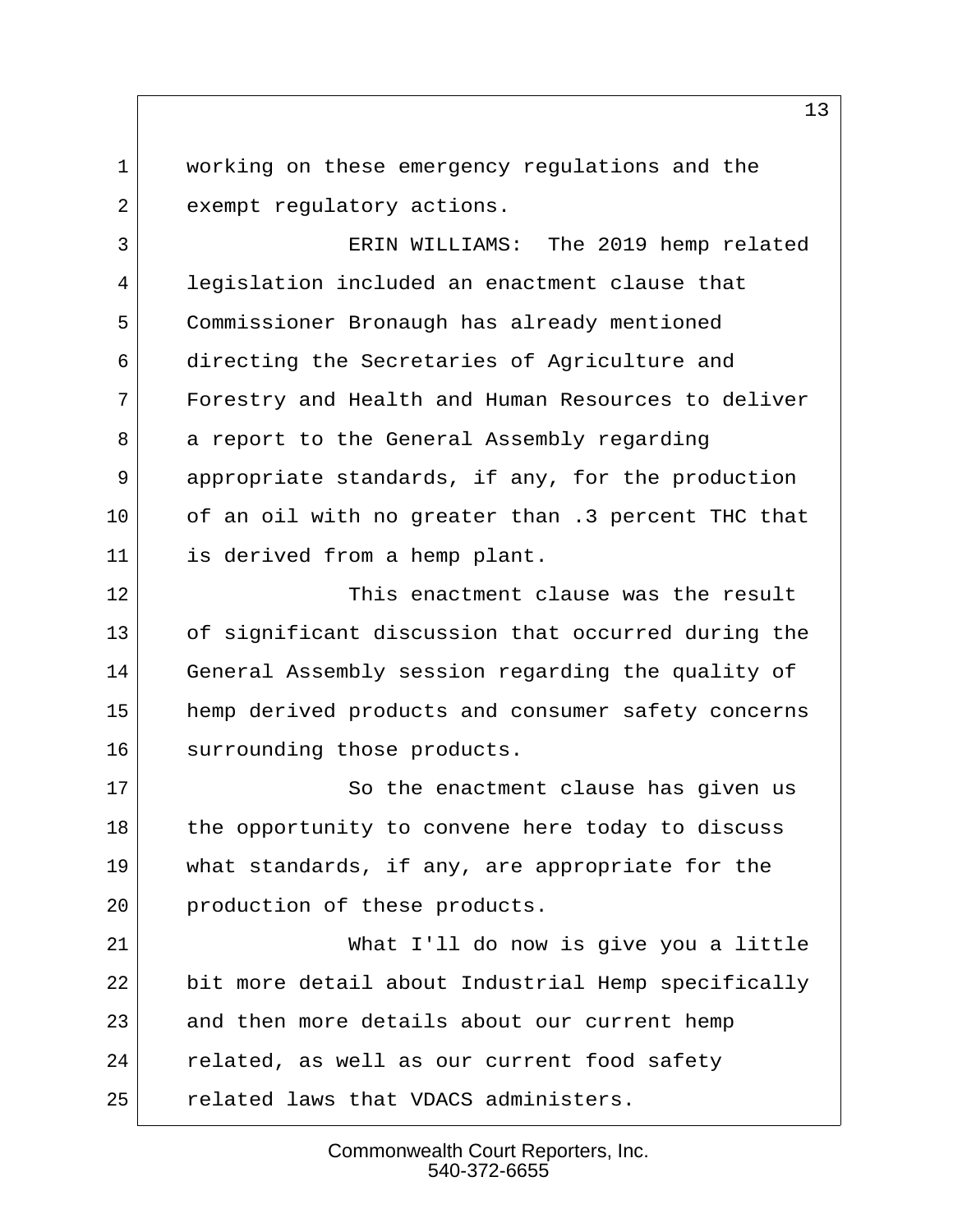working on these emergency regulations and the exempt regulatory actions.

ERIN WILLIAMS: The 2019 hemp related legislation included an enactment clause that Commissioner Bronaugh has already mentioned directing the Secretaries of Agriculture and Forestry and Health and Human Resources to deliver a report to the General Assembly regarding appropriate standards, if any, for the production of an oil with no greater than .3 percent THC that is derived from a hemp plant.

This enactment clause was the result of significant discussion that occurred during the General Assembly session regarding the quality of hemp derived products and consumer safety concerns surrounding those products.

So the enactment clause has given us the opportunity to convene here today to discuss what standards, if any, are appropriate for the production of these products.

What I'll do now is give you a little bit more detail about Industrial Hemp specifically and then more details about our current hemp related, as well as our current food safety related laws that VDACS administers.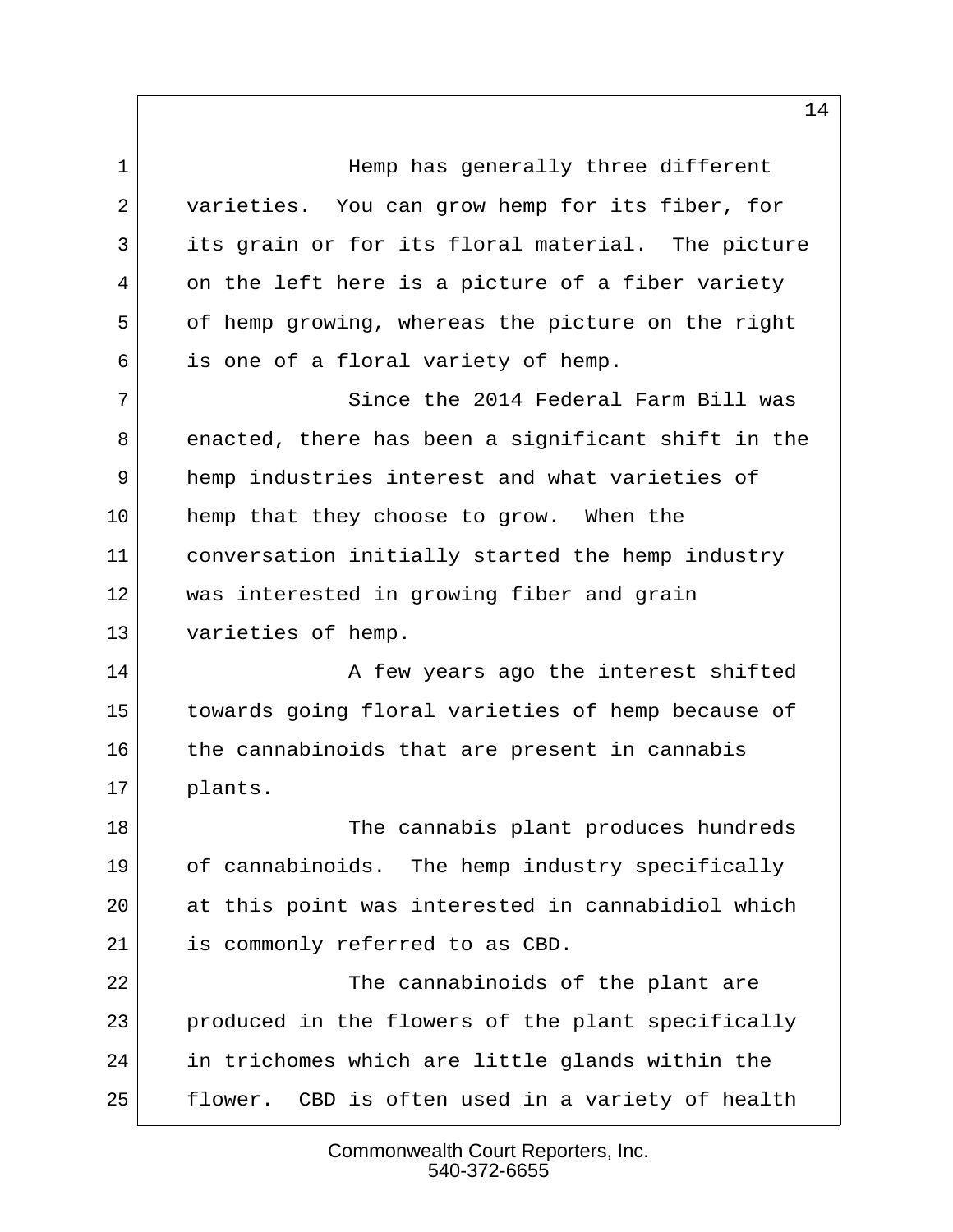Hemp has generally three different varieties. You can grow hemp for its fiber, for its grain or for its floral material. The picture on the left here is a picture of a fiber variety of hemp growing, whereas the picture on the right is one of a floral variety of hemp.

Since the 2014 Federal Farm Bill was enacted, there has been a significant shift in the hemp industries interest and what varieties of hemp that they choose to grow. When the conversation initially started the hemp industry was interested in growing fiber and grain varieties of hemp.

A few years ago the interest shifted towards going floral varieties of hemp because of the cannabinoids that are present in cannabis plants.

The cannabis plant produces hundreds of cannabinoids. The hemp industry specifically at this point was interested in cannabidiol which is commonly referred to as CBD.

The cannabinoids of the plant are produced in the flowers of the plant specifically in trichomes which are little glands within the flower. CBD is often used in a variety of health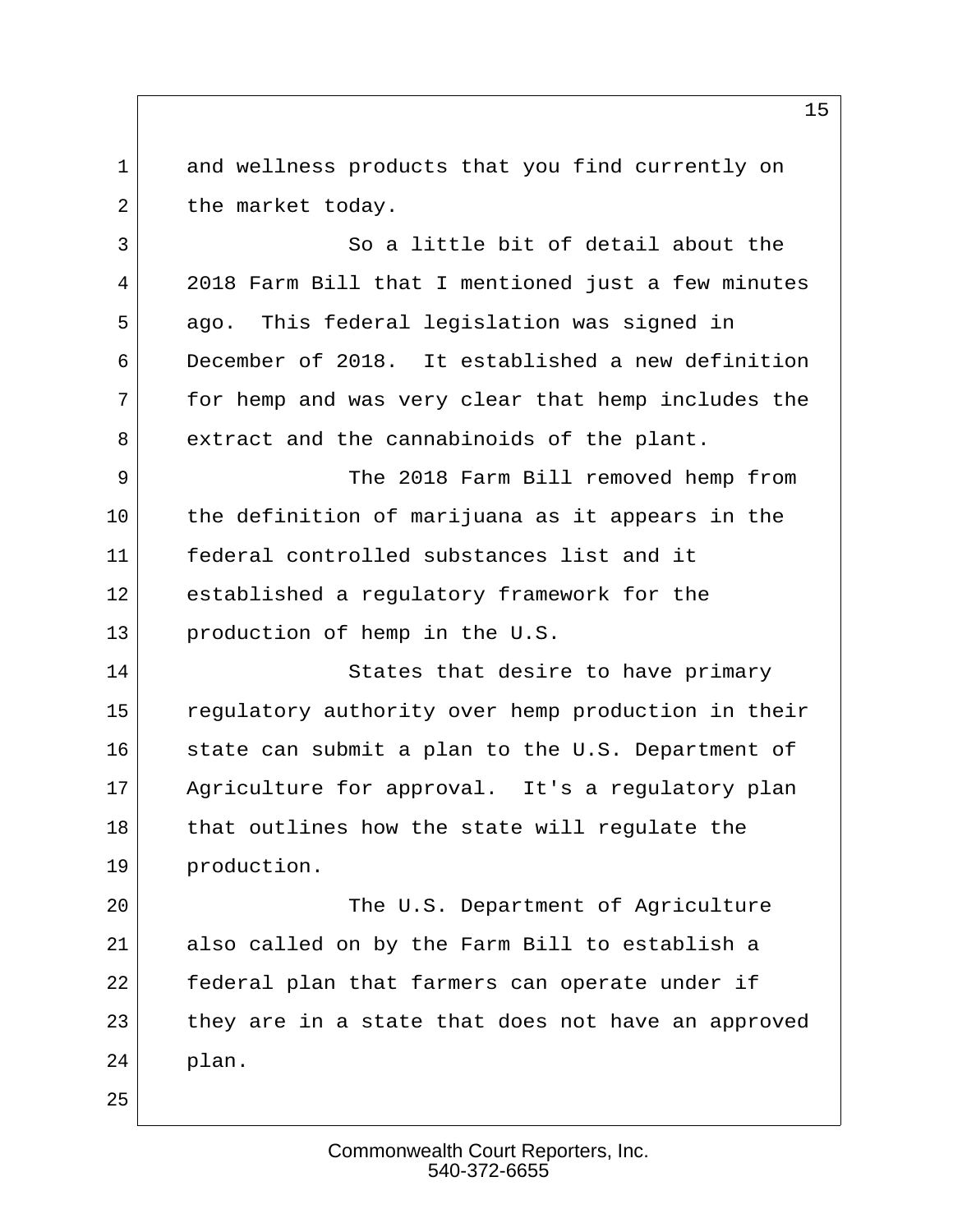and wellness products that you find currently on the market today.

So a little bit of detail about the 2018 Farm Bill that I mentioned just a few minutes ago. This federal legislation was signed in December of 2018. It established a new definition for hemp and was very clear that hemp includes the extract and the cannabinoids of the plant.

The 2018 Farm Bill removed hemp from the definition of marijuana as it appears in the federal controlled substances list and it established a regulatory framework for the production of hemp in the U.S.

States that desire to have primary regulatory authority over hemp production in their state can submit a plan to the U.S. Department of Agriculture for approval. It's a regulatory plan that outlines how the state will regulate the production.

The U.S. Department of Agriculture also called on by the Farm Bill to establish a federal plan that farmers can operate under if they are in a state that does not have an approved plan.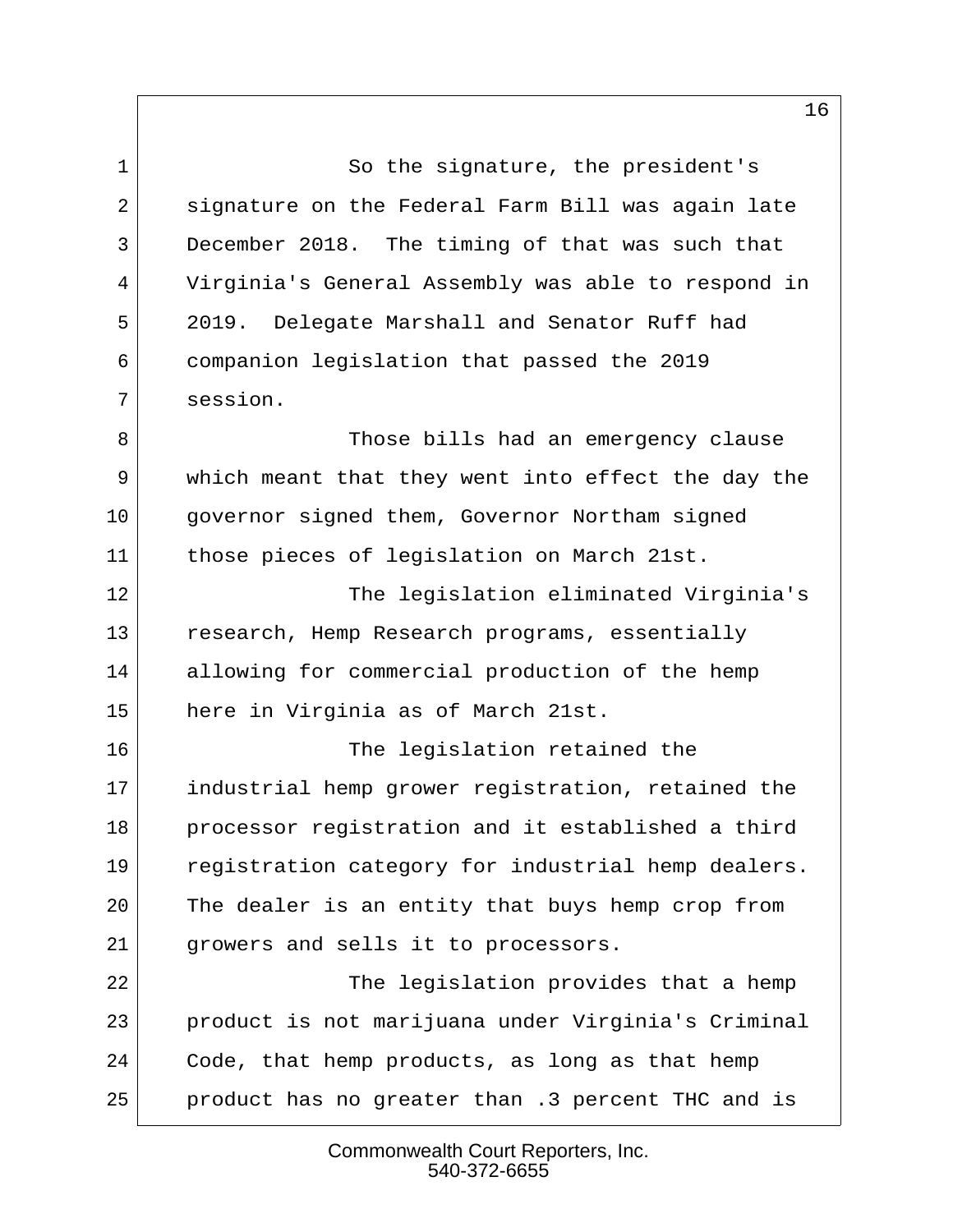So the signature, the president's signature on the Federal Farm Bill was again late December 2018. The timing of that was such that Virginia's General Assembly was able to respond in 2019. Delegate Marshall and Senator Ruff had companion legislation that passed the 2019 session.

Those bills had an emergency clause which meant that they went into effect the day the governor signed them, Governor Northam signed those pieces of legislation on March 21st.

The legislation eliminated Virginia's research, Hemp Research programs, essentially allowing for commercial production of the hemp here in Virginia as of March 21st.

The legislation retained the industrial hemp grower registration, retained the processor registration and it established a third registration category for industrial hemp dealers. The dealer is an entity that buys hemp crop from growers and sells it to processors.

The legislation provides that a hemp product is not marijuana under Virginia's Criminal Code, that hemp products, as long as that hemp product has no greater than .3 percent THC and is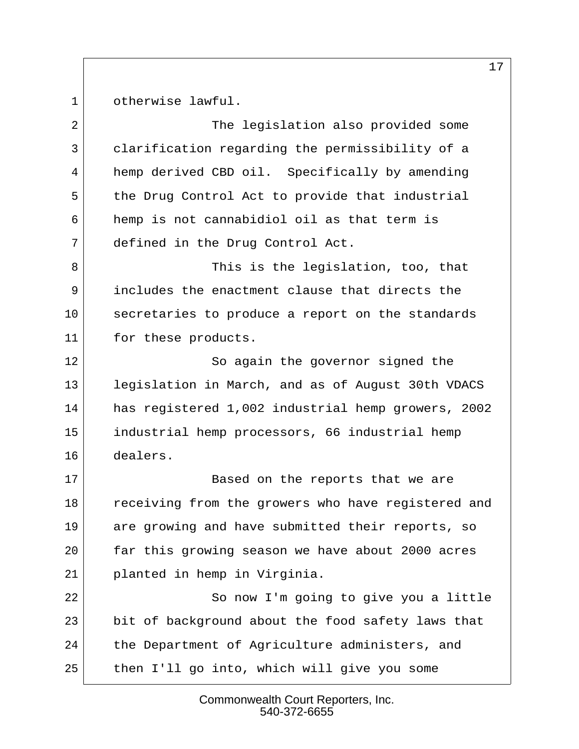otherwise lawful.

The legislation also provided some clarification regarding the permissibility of a hemp derived CBD oil. Specifically by amending the Drug Control Act to provide that industrial hemp is not cannabidiol oil as that term is defined in the Drug Control Act.

This is the legislation, too, that includes the enactment clause that directs the secretaries to produce a report on the standards for these products.

So again the governor signed the legislation in March, and as of August 30th VDACS has registered 1,002 industrial hemp growers, 2002 industrial hemp processors, 66 industrial hemp dealers.

Based on the reports that we are receiving from the growers who have registered and are growing and have submitted their reports, so far this growing season we have about 2000 acres planted in hemp in Virginia.

So now I'm going to give you a little bit of background about the food safety laws that the Department of Agriculture administers, and then I'll go into, which will give you some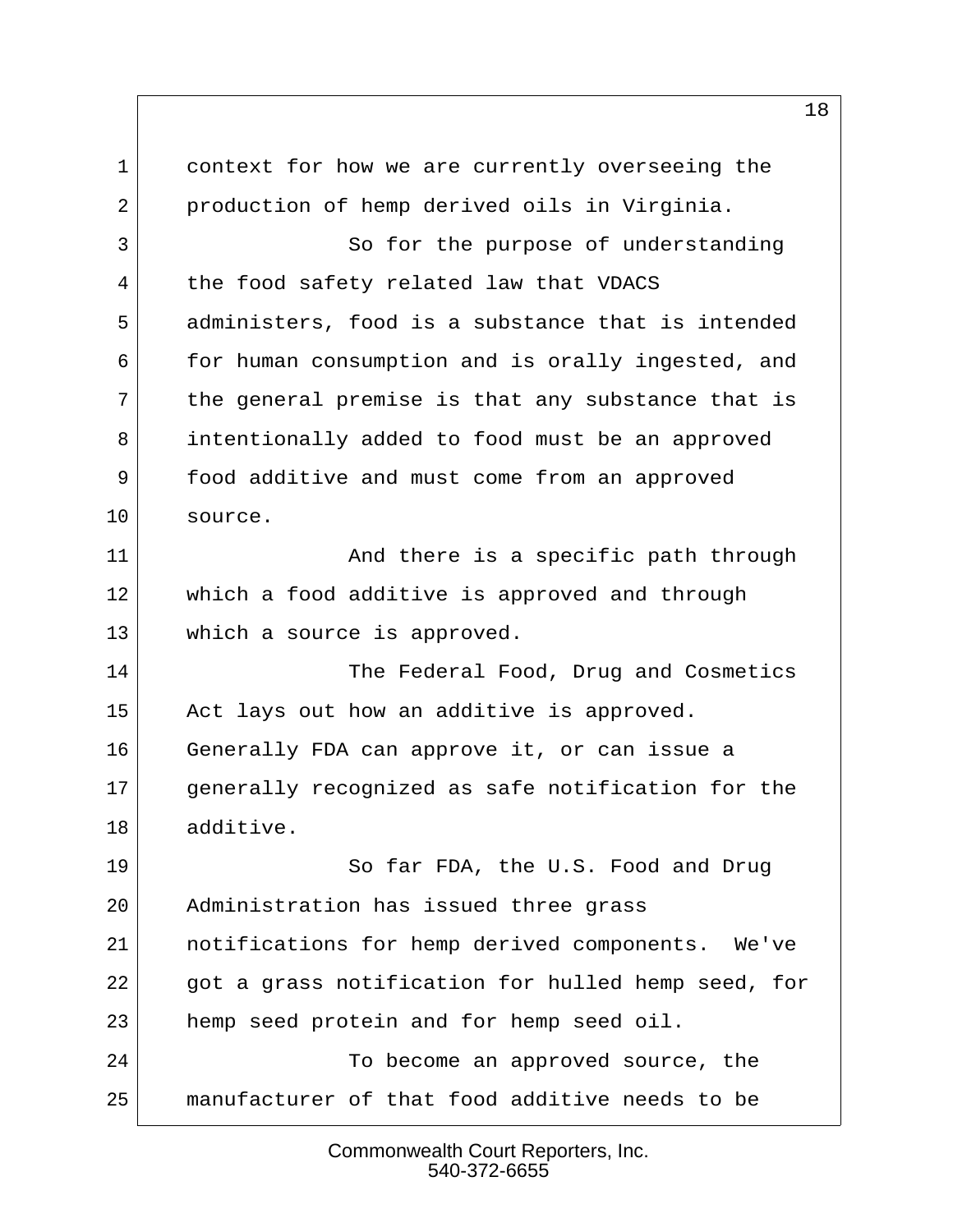context for how we are currently overseeing the production of hemp derived oils in Virginia.

So for the purpose of understanding the food safety related law that VDACS administers, food is a substance that is intended for human consumption and is orally ingested, and the general premise is that any substance that is intentionally added to food must be an approved food additive and must come from an approved source.

And there is a specific path through which a food additive is approved and through which a source is approved.

The Federal Food, Drug and Cosmetics Act lays out how an additive is approved. Generally FDA can approve it, or can issue a generally recognized as safe notification for the additive.

So far FDA, the U.S. Food and Drug Administration has issued three grass notifications for hemp derived components. We've got a grass notification for hulled hemp seed, for hemp seed protein and for hemp seed oil.

To become an approved source, the manufacturer of that food additive needs to be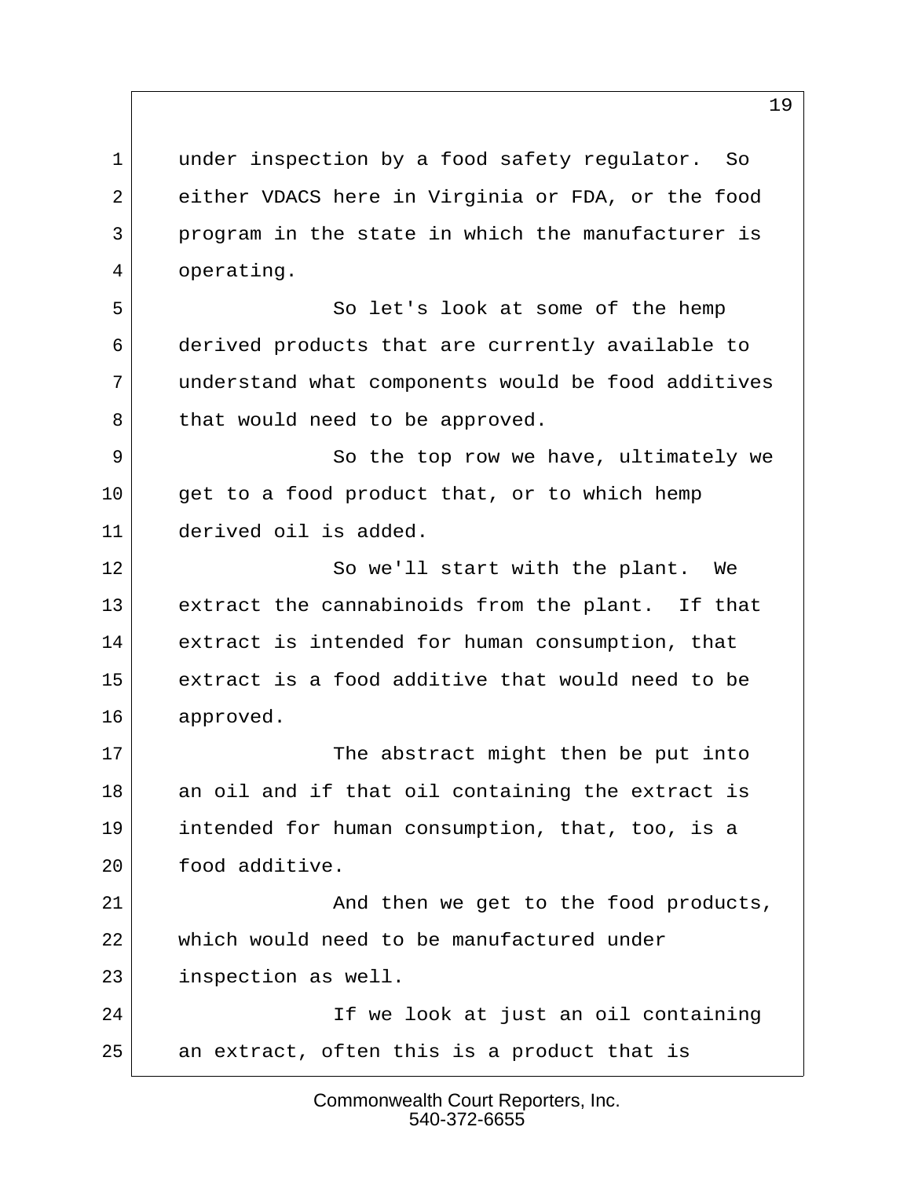under inspection by a food safety regulator. So either VDACS here in Virginia or FDA, or the food program in the state in which the manufacturer is operating.

So let's look at some of the hemp derived products that are currently available to understand what components would be food additives that would need to be approved.

So the top row we have, ultimately we get to a food product that, or to which hemp derived oil is added.

So we'll start with the plant. We extract the cannabinoids from the plant. If that extract is intended for human consumption, that extract is a food additive that would need to be approved.

The abstract might then be put into an oil and if that oil containing the extract is intended for human consumption, that, too, is a food additive.

And then we get to the food products, which would need to be manufactured under inspection as well.

If we look at just an oil containing an extract, often this is a product that is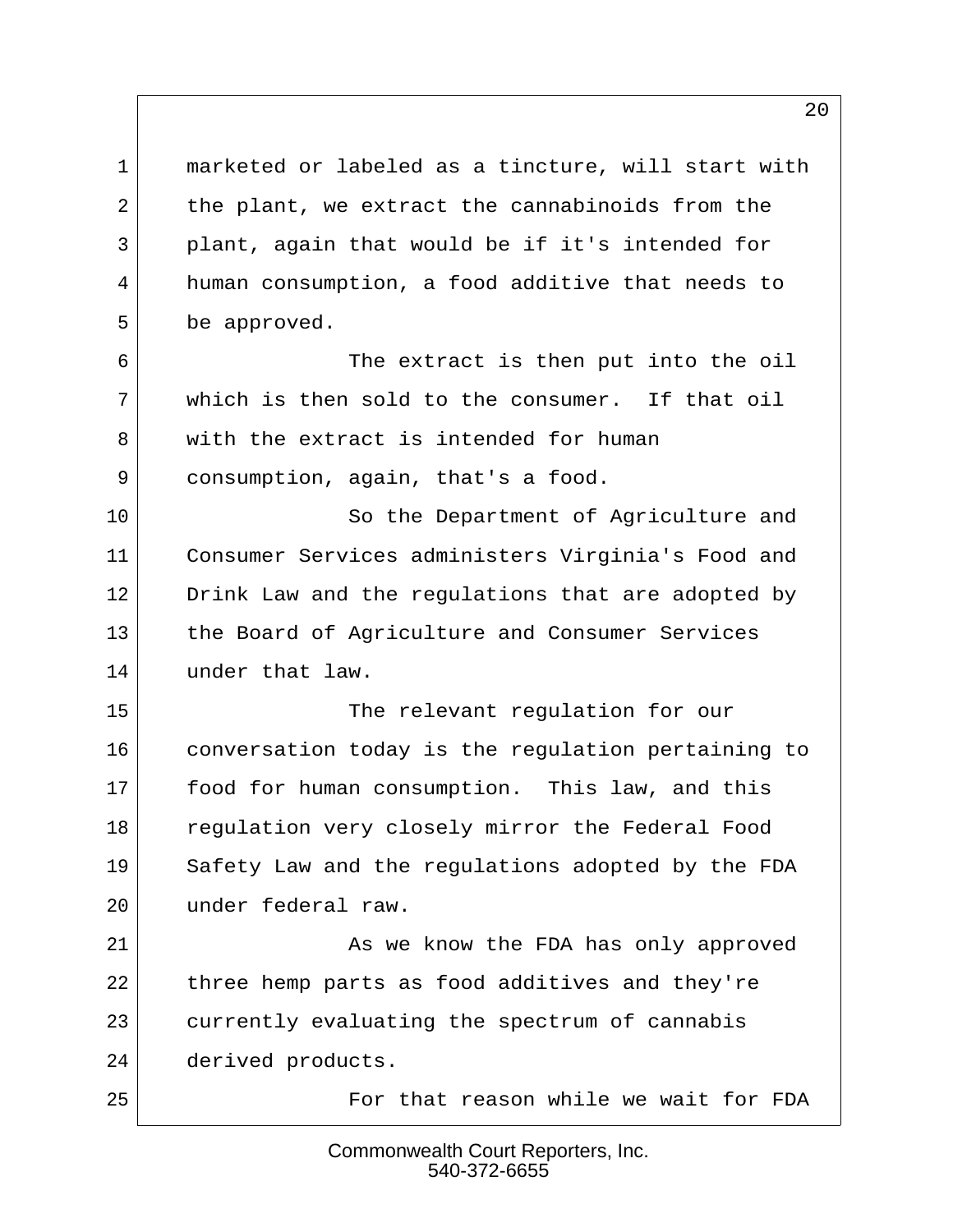marketed or labeled as a tincture, will start with the plant, we extract the cannabinoids from the plant, again that would be if it's intended for human consumption, a food additive that needs to be approved.

The extract is then put into the oil which is then sold to the consumer. If that oil with the extract is intended for human consumption, again, that's a food.

So the Department of Agriculture and Consumer Services administers Virginia's Food and Drink Law and the regulations that are adopted by the Board of Agriculture and Consumer Services under that law.

The relevant regulation for our conversation today is the regulation pertaining to food for human consumption. This law, and this regulation very closely mirror the Federal Food Safety Law and the regulations adopted by the FDA under federal raw.

As we know the FDA has only approved three hemp parts as food additives and they're currently evaluating the spectrum of cannabis derived products.

For that reason while we wait for FDA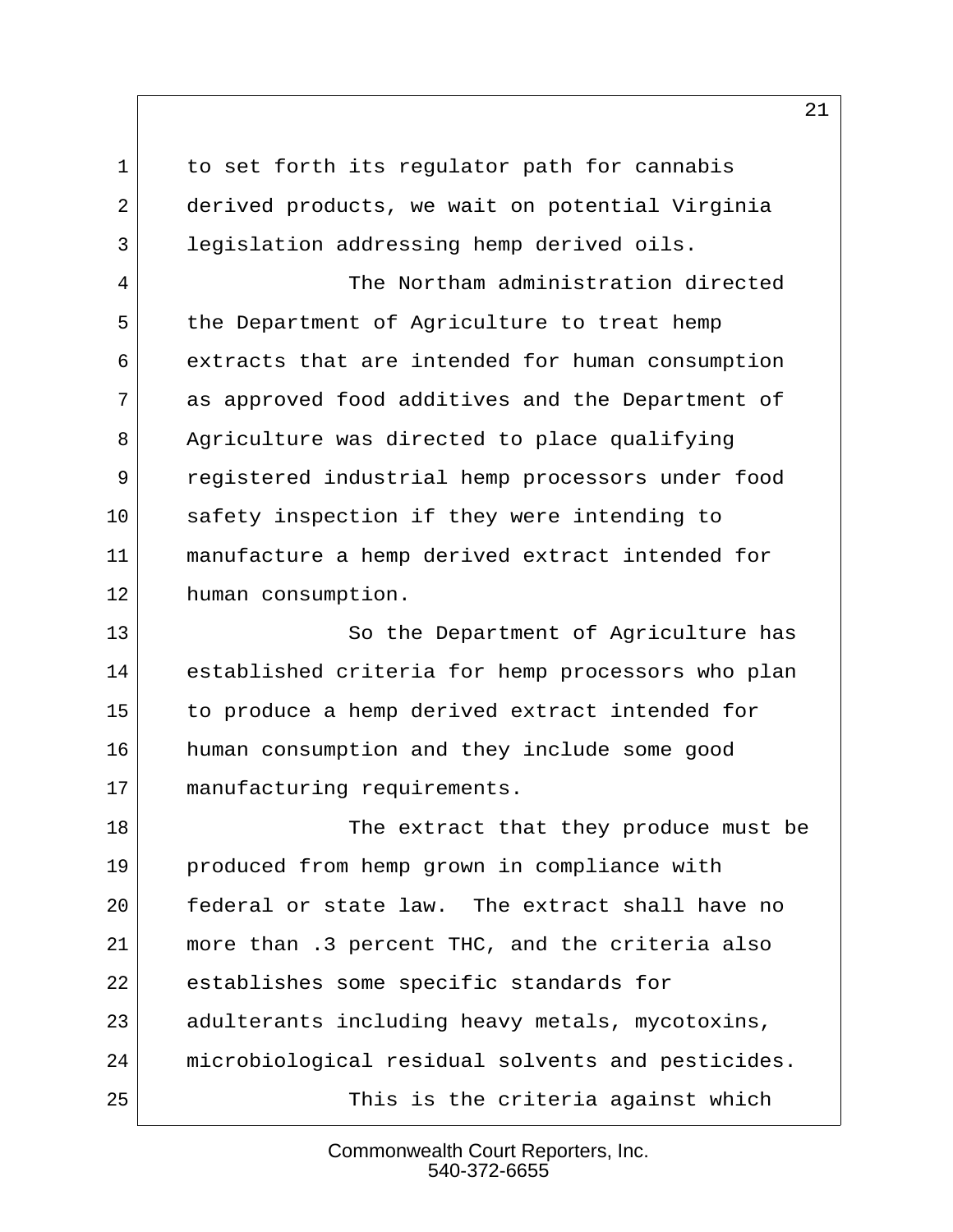to set forth its regulator path for cannabis derived products, we wait on potential Virginia legislation addressing hemp derived oils.

The Northam administration directed the Department of Agriculture to treat hemp extracts that are intended for human consumption as approved food additives and the Department of Agriculture was directed to place qualifying registered industrial hemp processors under food safety inspection if they were intending to manufacture a hemp derived extract intended for human consumption.

So the Department of Agriculture has established criteria for hemp processors who plan to produce a hemp derived extract intended for human consumption and they include some good manufacturing requirements.

The extract that they produce must be produced from hemp grown in compliance with federal or state law. The extract shall have no more than .3 percent THC, and the criteria also establishes some specific standards for adulterants including heavy metals, mycotoxins, microbiological residual solvents and pesticides.

This is the criteria against which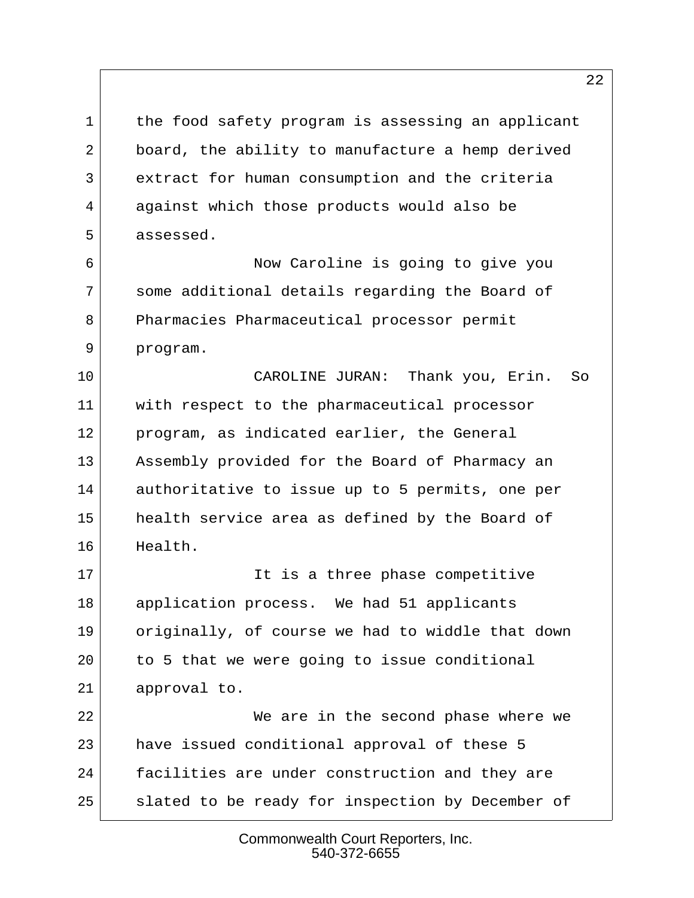the food safety program is assessing an applicant board, the ability to manufacture a hemp derived extract for human consumption and the criteria against which those products would also be assessed.

Now Caroline is going to give you some additional details regarding the Board of Pharmacies Pharmaceutical processor permit program.

CAROLINE JURAN: Thank you, Erin. So with respect to the pharmaceutical processor program, as indicated earlier, the General Assembly provided for the Board of Pharmacy an authoritative to issue up to 5 permits, one per health service area as defined by the Board of Health.

It is a three phase competitive application process. We had 51 applicants originally, of course we had to widdle that down to 5 that we were going to issue conditional approval to.

We are in the second phase where we have issued conditional approval of these 5 facilities are under construction and they are slated to be ready for inspection by December of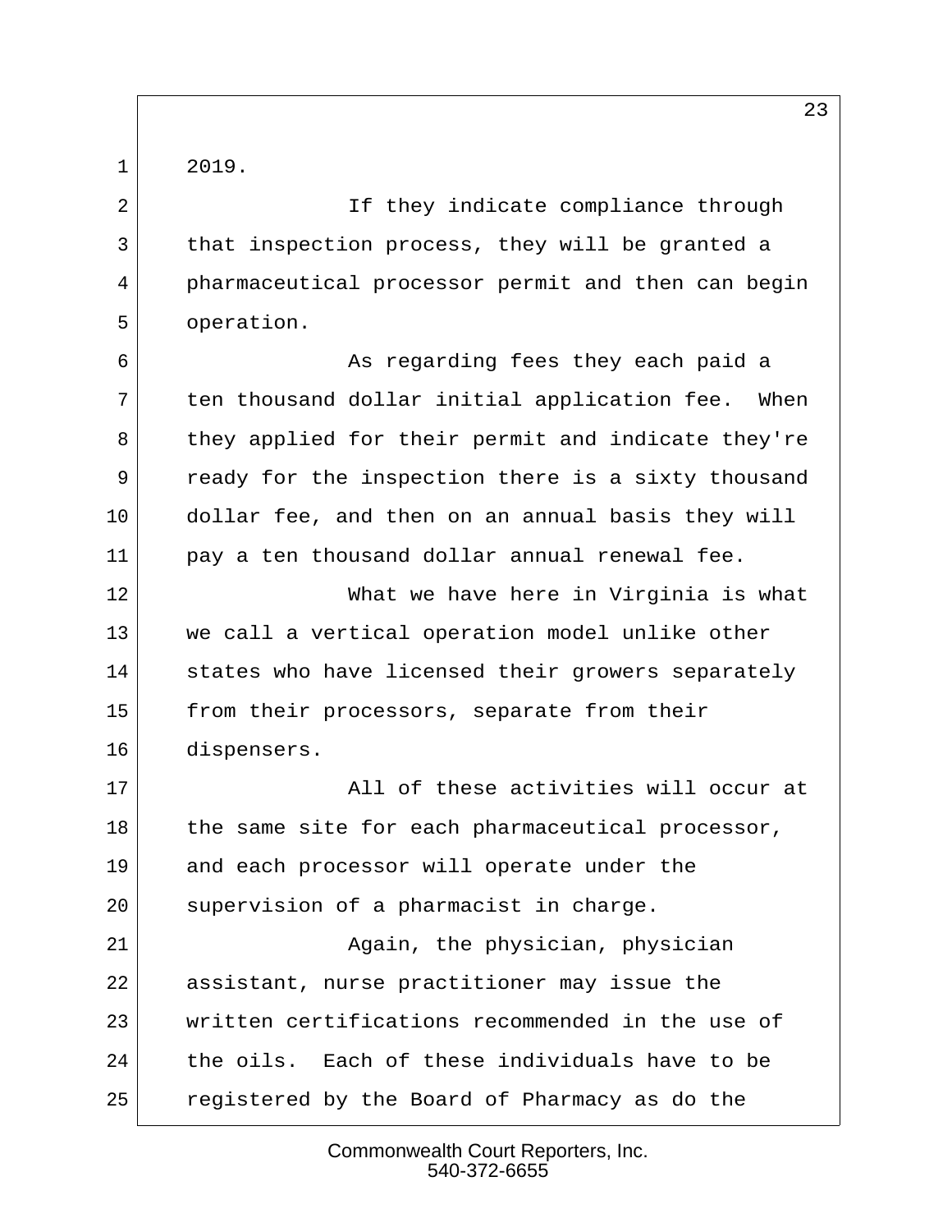2019.

If they indicate compliance through that inspection process, they will be granted a pharmaceutical processor permit and then can begin operation.

As regarding fees they each paid a ten thousand dollar initial application fee. When they applied for their permit and indicate they're ready for the inspection there is a sixty thousand dollar fee, and then on an annual basis they will pay a ten thousand dollar annual renewal fee.

What we have here in Virginia is what we call a vertical operation model unlike other states who have licensed their growers separately from their processors, separate from their dispensers.

All of these activities will occur at the same site for each pharmaceutical processor, and each processor will operate under the supervision of a pharmacist in charge.

Again, the physician, physician assistant, nurse practitioner may issue the written certifications recommended in the use of the oils. Each of these individuals have to be registered by the Board of Pharmacy as do the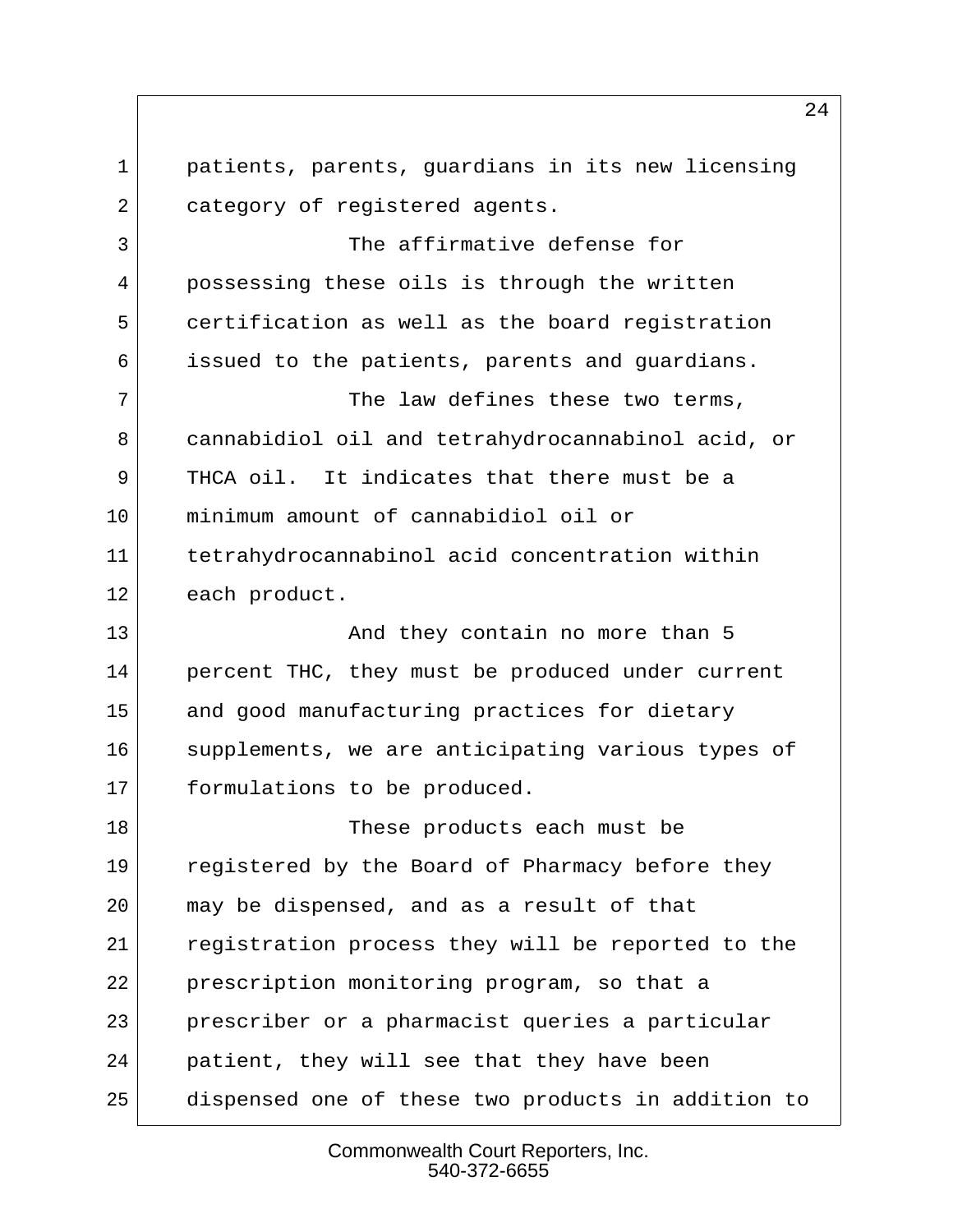patients, parents, guardians in its new licensing category of registered agents.

The affirmative defense for possessing these oils is through the written certification as well as the board registration issued to the patients, parents and guardians.

The law defines these two terms, cannabidiol oil and tetrahydrocannabinol acid, or THCA oil. It indicates that there must be a minimum amount of cannabidiol oil or tetrahydrocannabinol acid concentration within each product.

And they contain no more than 5 percent THC, they must be produced under current and good manufacturing practices for dietary supplements, we are anticipating various types of formulations to be produced.

These products each must be registered by the Board of Pharmacy before they may be dispensed, and as a result of that registration process they will be reported to the prescription monitoring program, so that a prescriber or a pharmacist queries a particular patient, they will see that they have been dispensed one of these two products in addition to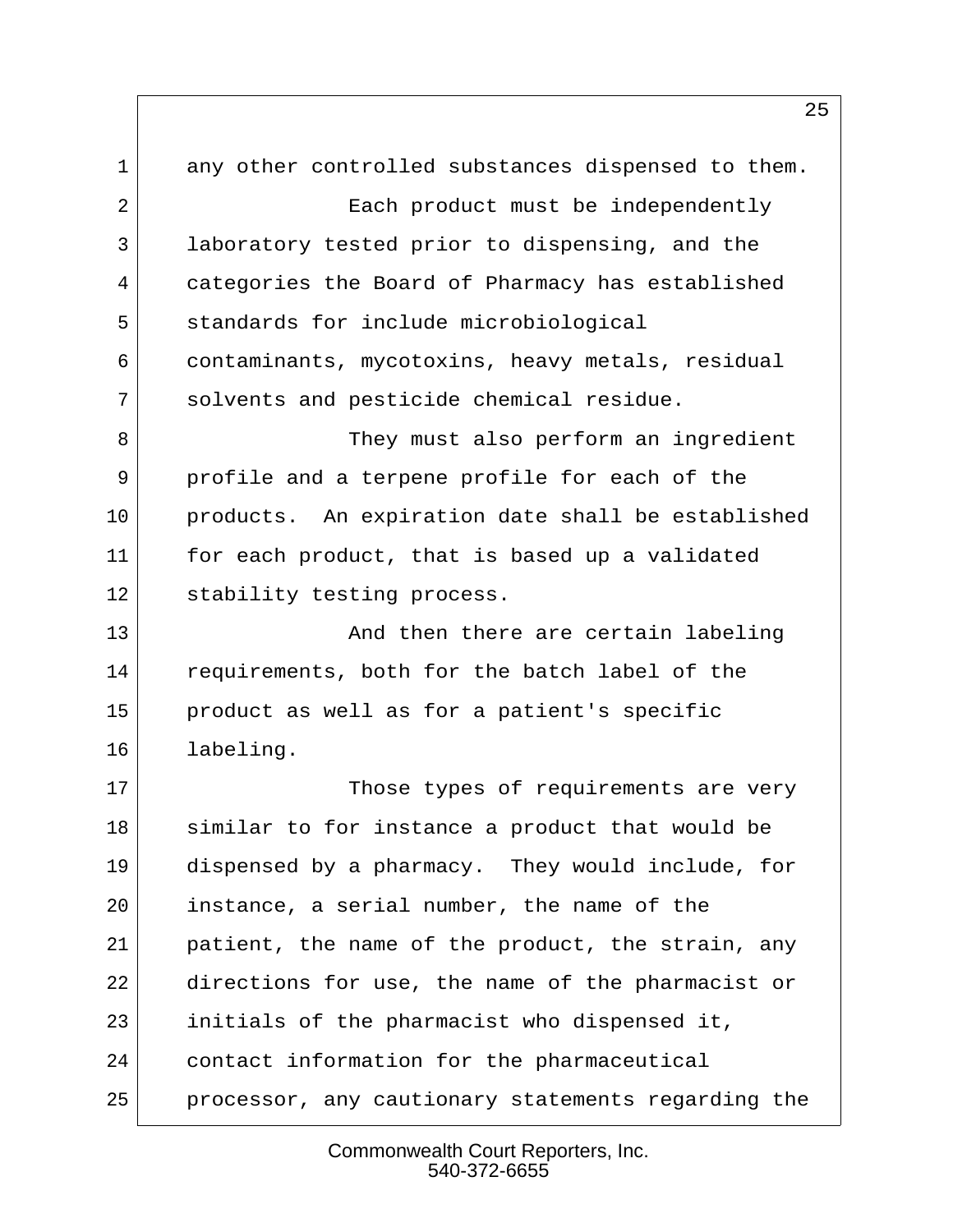any other controlled substances dispensed to them.

Each product must be independently laboratory tested prior to dispensing, and the categories the Board of Pharmacy has established standards for include microbiological contaminants, mycotoxins, heavy metals, residual solvents and pesticide chemical residue.

They must also perform an ingredient profile and a terpene profile for each of the products. An expiration date shall be established for each product, that is based up a validated stability testing process.

And then there are certain labeling requirements, both for the batch label of the product as well as for a patient's specific labeling.

Those types of requirements are very similar to for instance a product that would be dispensed by a pharmacy. They would include, for instance, a serial number, the name of the patient, the name of the product, the strain, any directions for use, the name of the pharmacist or initials of the pharmacist who dispensed it, contact information for the pharmaceutical processor, any cautionary statements regarding the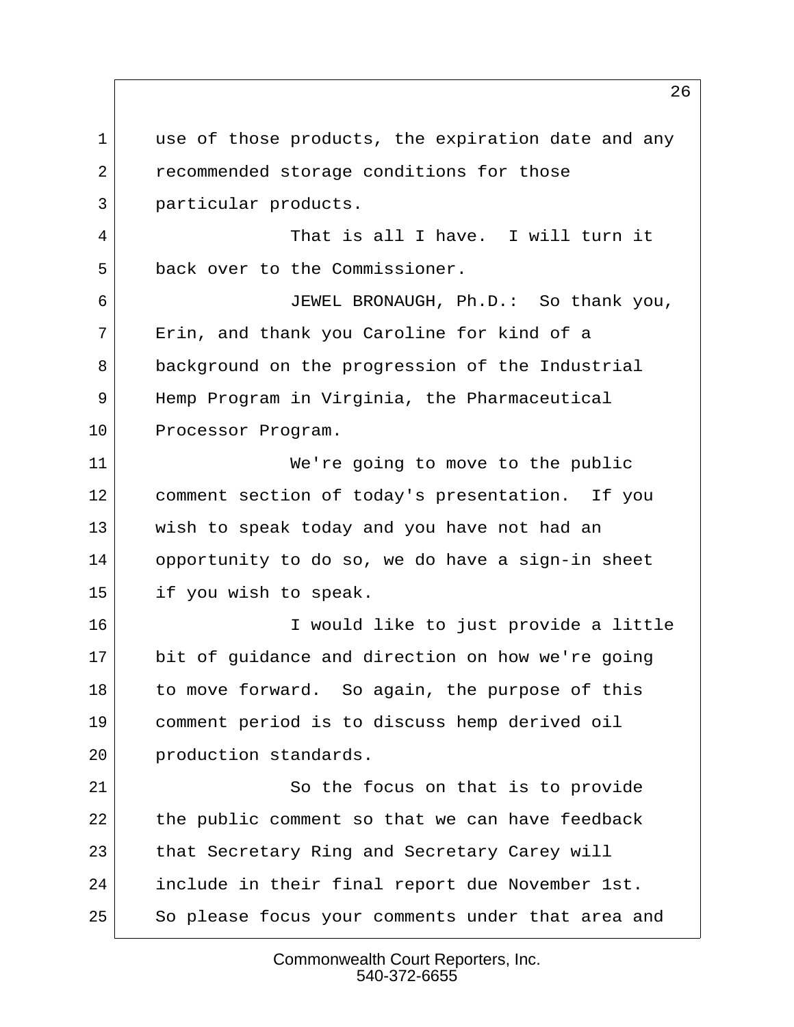use of those products, the expiration date and any recommended storage conditions for those particular products.

That is all I have. I will turn it back over to the Commissioner.

JEWEL BRONAUGH, Ph.D.: So thank you, Erin, and thank you Caroline for kind of a background on the progression of the Industrial Hemp Program in Virginia, the Pharmaceutical Processor Program.

We're going to move to the public comment section of today's presentation. If you wish to speak today and you have not had an opportunity to do so, we do have a sign-in sheet if you wish to speak.

I would like to just provide a little bit of guidance and direction on how we're going to move forward. So again, the purpose of this comment period is to discuss hemp derived oil production standards.

So the focus on that is to provide the public comment so that we can have feedback that Secretary Ring and Secretary Carey will include in their final report due November 1st. So please focus your comments under that area and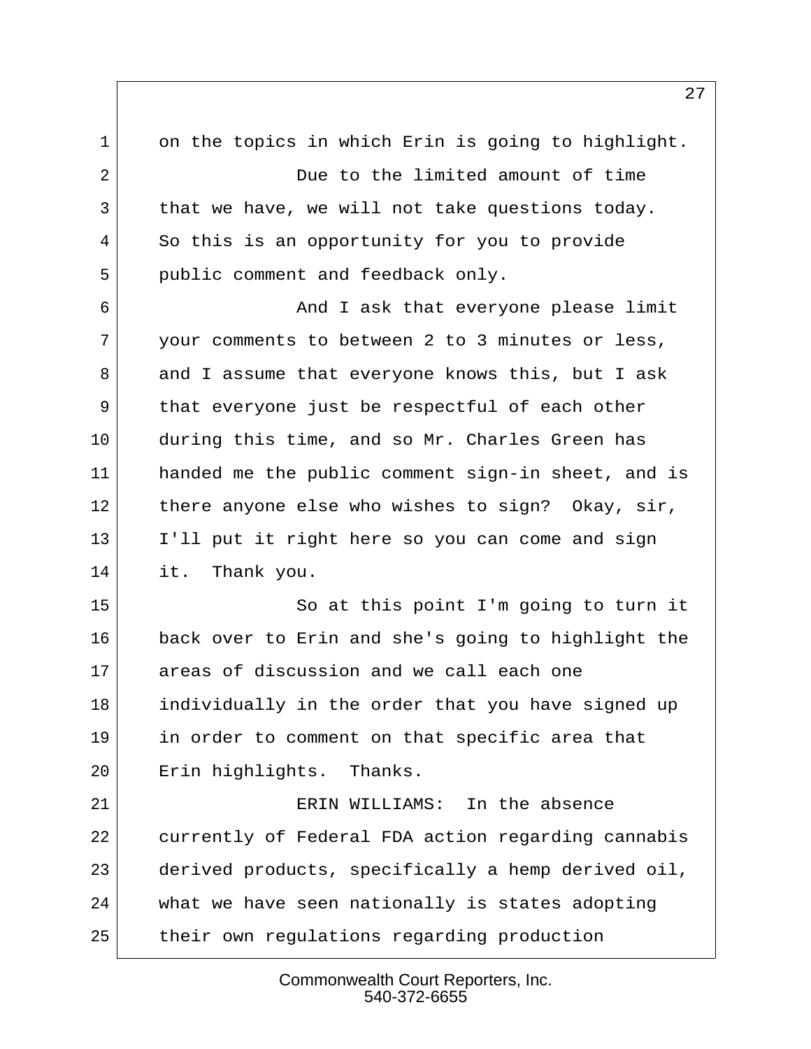on the topics in which Erin is going to highlight.

Due to the limited amount of time that we have, we will not take questions today. So this is an opportunity for you to provide public comment and feedback only.

And I ask that everyone please limit your comments to between 2 to 3 minutes or less, and I assume that everyone knows this, but I ask that everyone just be respectful of each other during this time, and so Mr. Charles Green has handed me the public comment sign-in sheet, and is there anyone else who wishes to sign? Okay, sir, I'll put it right here so you can come and sign it. Thank you.

So at this point I'm going to turn it back over to Erin and she's going to highlight the areas of discussion and we call each one individually in the order that you have signed up in order to comment on that specific area that Erin highlights. Thanks.

ERIN WILLIAMS: In the absence currently of Federal FDA action regarding cannabis derived products, specifically a hemp derived oil, what we have seen nationally is states adopting their own regulations regarding production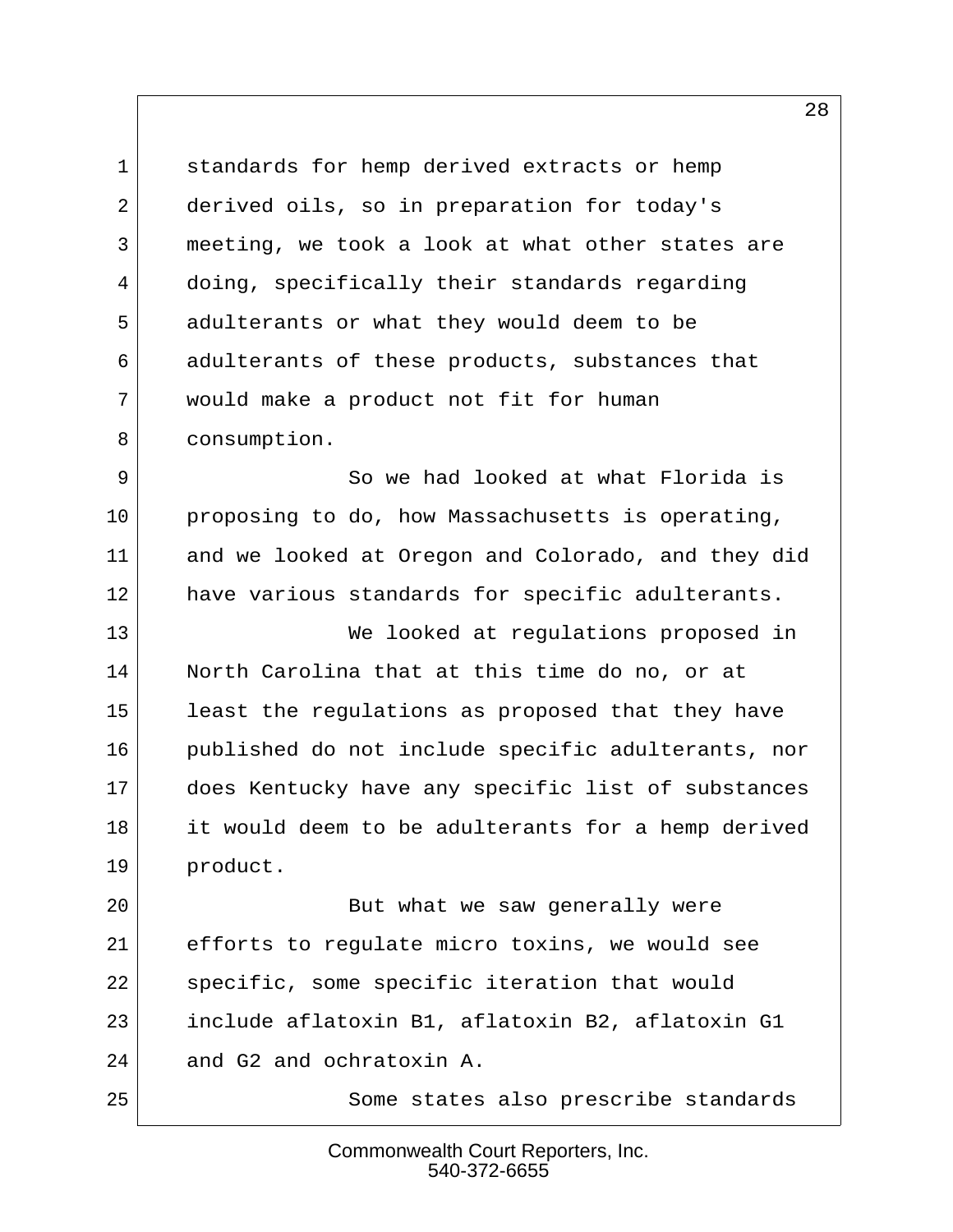standards for hemp derived extracts or hemp derived oils, so in preparation for today's meeting, we took a look at what other states are doing, specifically their standards regarding adulterants or what they would deem to be adulterants of these products, substances that would make a product not fit for human consumption.

So we had looked at what Florida is proposing to do, how Massachusetts is operating, and we looked at Oregon and Colorado, and they did have various standards for specific adulterants.

We looked at regulations proposed in North Carolina that at this time do no, or at least the regulations as proposed that they have published do not include specific adulterants, nor does Kentucky have any specific list of substances it would deem to be adulterants for a hemp derived product.

But what we saw generally were efforts to regulate micro toxins, we would see specific, some specific iteration that would include aflatoxin B1, aflatoxin B2, aflatoxin G1 and G2 and ochratoxin A.

Some states also prescribe standards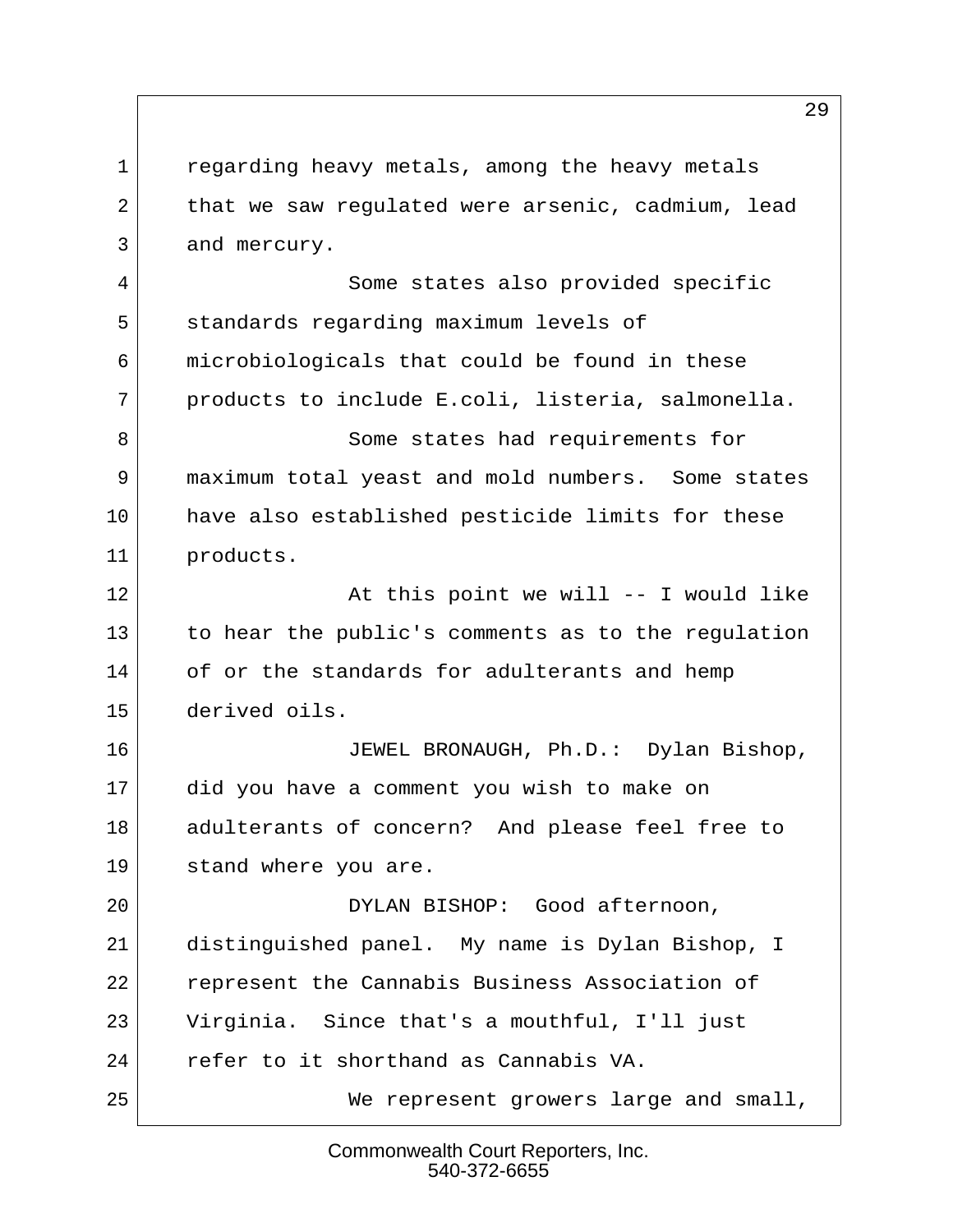regarding heavy metals, among the heavy metals that we saw regulated were arsenic, cadmium, lead and mercury.

Some states also provided specific standards regarding maximum levels of microbiologicals that could be found in these products to include E.coli, listeria, salmonella.

Some states had requirements for maximum total yeast and mold numbers. Some states have also established pesticide limits for these products.

At this point we will -- I would like to hear the public's comments as to the regulation of or the standards for adulterants and hemp derived oils.

JEWEL BRONAUGH, Ph.D.: Dylan Bishop, did you have a comment you wish to make on adulterants of concern? And please feel free to stand where you are.

DYLAN BISHOP: Good afternoon, distinguished panel. My name is Dylan Bishop, I represent the Cannabis Business Association of Virginia. Since that's a mouthful, I'll just refer to it shorthand as Cannabis VA.

We represent growers large and small,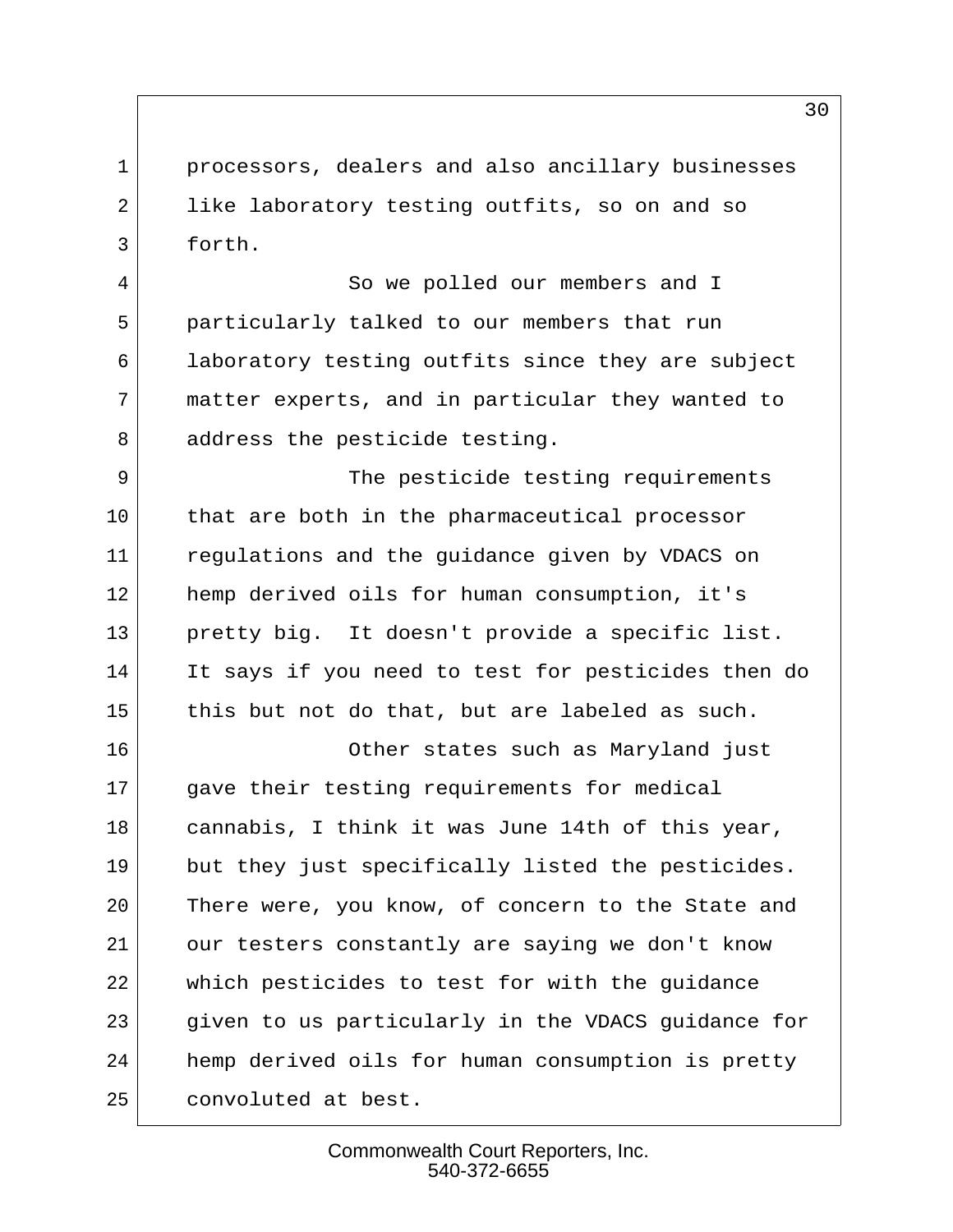processors, dealers and also ancillary businesses like laboratory testing outfits, so on and so forth.

So we polled our members and I particularly talked to our members that run laboratory testing outfits since they are subject matter experts, and in particular they wanted to address the pesticide testing.

The pesticide testing requirements that are both in the pharmaceutical processor regulations and the guidance given by VDACS on hemp derived oils for human consumption, it's pretty big. It doesn't provide a specific list. It says if you need to test for pesticides then do this but not do that, but are labeled as such.

Other states such as Maryland just gave their testing requirements for medical cannabis, I think it was June 14th of this year, but they just specifically listed the pesticides. There were, you know, of concern to the State and our testers constantly are saying we don't know which pesticides to test for with the guidance given to us particularly in the VDACS guidance for hemp derived oils for human consumption is pretty convoluted at best.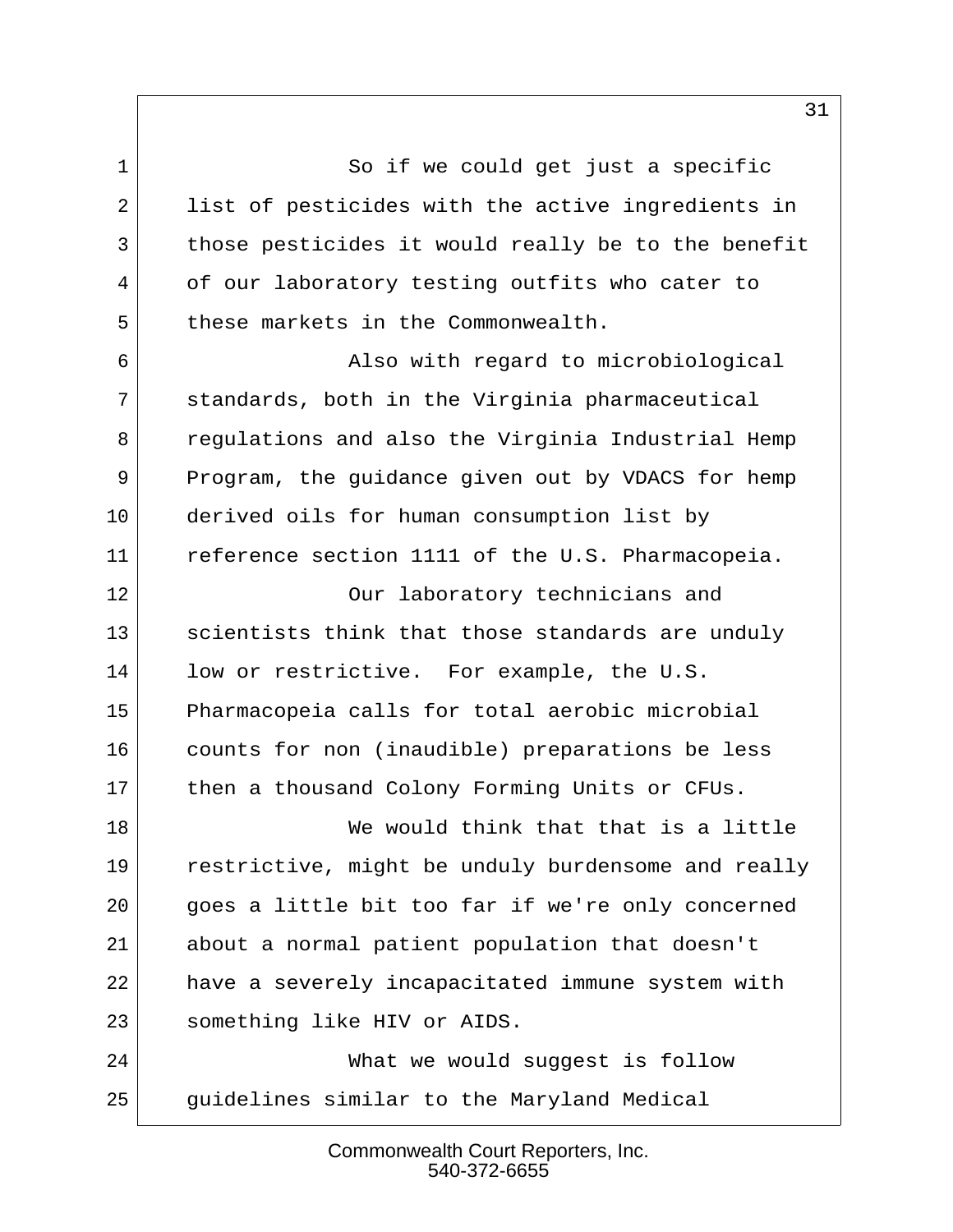So if we could get just a specific list of pesticides with the active ingredients in those pesticides it would really be to the benefit of our laboratory testing outfits who cater to these markets in the Commonwealth.

Also with regard to microbiological standards, both in the Virginia pharmaceutical regulations and also the Virginia Industrial Hemp Program, the guidance given out by VDACS for hemp derived oils for human consumption list by reference section 1111 of the U.S. Pharmacopeia.

Our laboratory technicians and scientists think that those standards are unduly low or restrictive. For example, the U.S. Pharmacopeia calls for total aerobic microbial counts for non (inaudible) preparations be less then a thousand Colony Forming Units or CFUs.

We would think that that is a little restrictive, might be unduly burdensome and really goes a little bit too far if we're only concerned about a normal patient population that doesn't have a severely incapacitated immune system with something like HIV or AIDS.

What we would suggest is follow guidelines similar to the Maryland Medical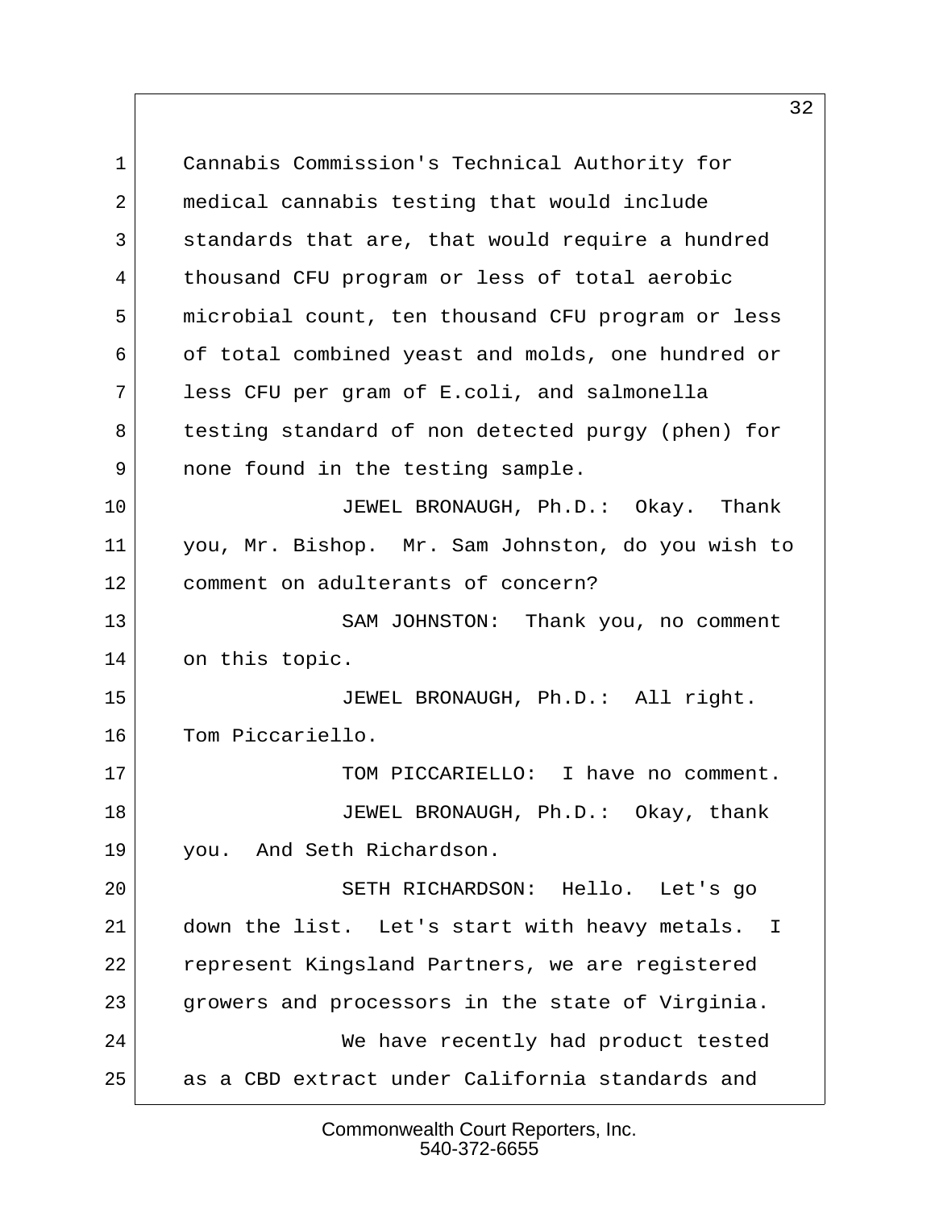Cannabis Commission's Technical Authority for medical cannabis testing that would include standards that are, that would require a hundred thousand CFU program or less of total aerobic microbial count, ten thousand CFU program or less of total combined yeast and molds, one hundred or less CFU per gram of E.coli, and salmonella testing standard of non detected purgy (phen) for none found in the testing sample.

JEWEL BRONAUGH, Ph.D.: Okay. Thank you, Mr. Bishop. Mr. Sam Johnston, do you wish to comment on adulterants of concern?

SAM JOHNSTON: Thank you, no comment on this topic.

JEWEL BRONAUGH, Ph.D.: All right. Tom Piccariello.

TOM PICCARIELLO: I have no comment.

JEWEL BRONAUGH, Ph.D.: Okay, thank you. And Seth Richardson.

SETH RICHARDSON: Hello. Let's go down the list. Let's start with heavy metals. I represent Kingsland Partners, we are registered growers and processors in the state of Virginia.

We have recently had product tested as a CBD extract under California standards and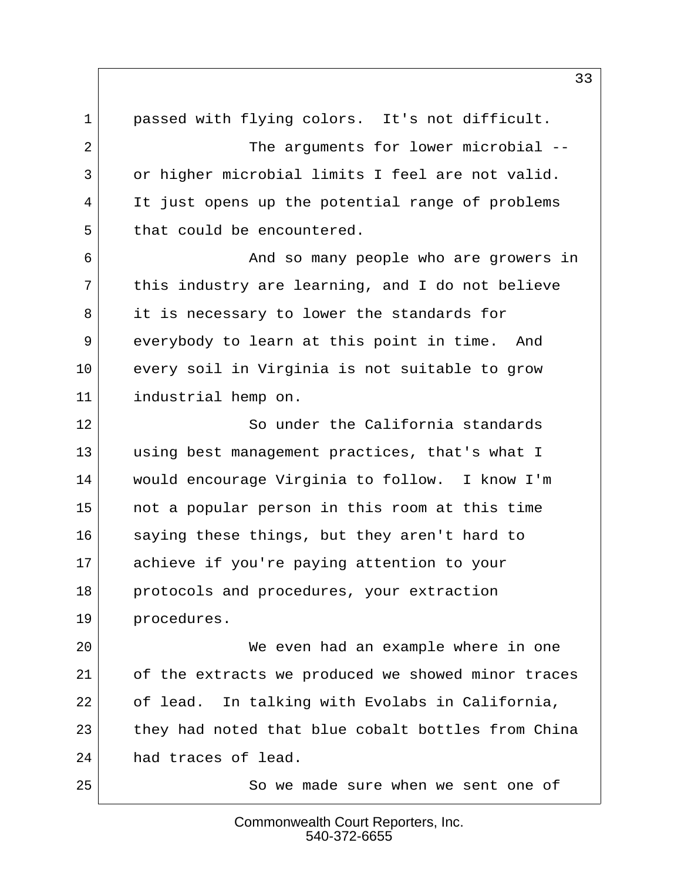passed with flying colors. It's not difficult.

The arguments for lower microbial -- or higher microbial limits I feel are not valid. It just opens up the potential range of problems that could be encountered.

And so many people who are growers in this industry are learning, and I do not believe it is necessary to lower the standards for everybody to learn at this point in time. And every soil in Virginia is not suitable to grow industrial hemp on.

So under the California standards using best management practices, that's what I would encourage Virginia to follow. I know I'm not a popular person in this room at this time saying these things, but they aren't hard to achieve if you're paying attention to your protocols and procedures, your extraction procedures.

We even had an example where in one of the extracts we produced we showed minor traces of lead. In talking with Evolabs in California, they had noted that blue cobalt bottles from China had traces of lead.

So we made sure when we sent one of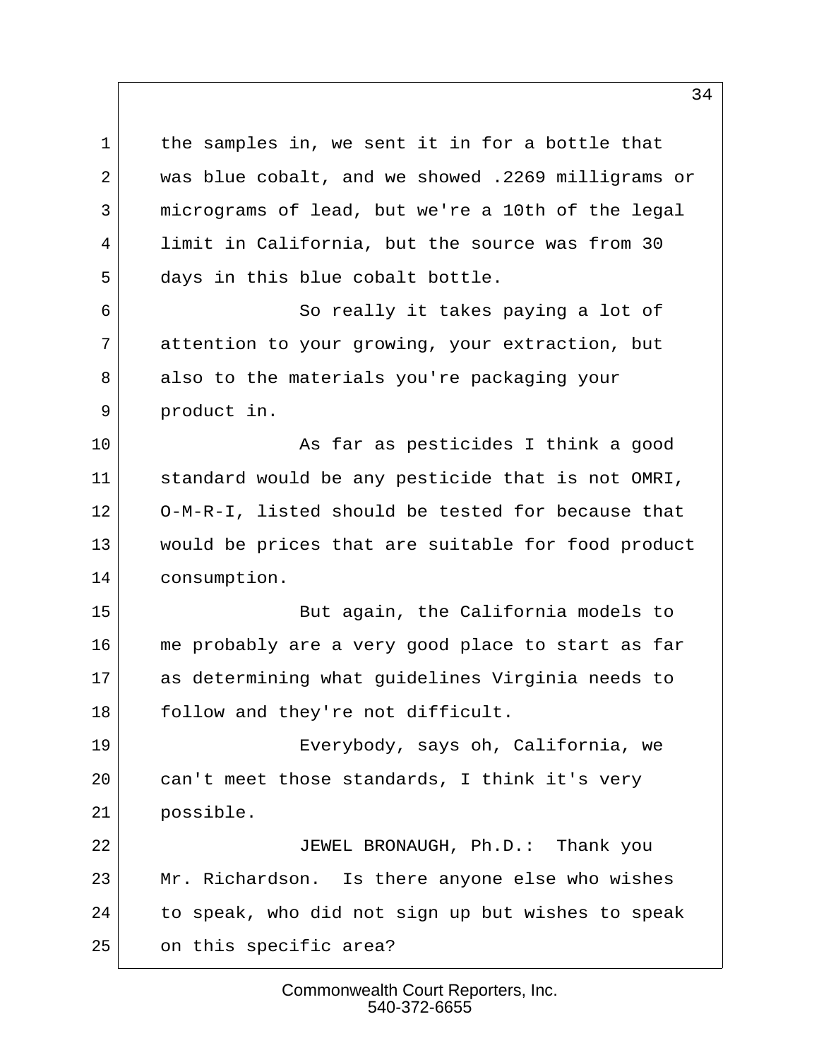the samples in, we sent it in for a bottle that was blue cobalt, and we showed .2269 milligrams or micrograms of lead, but we're a 10th of the legal limit in California, but the source was from 30 days in this blue cobalt bottle.

So really it takes paying a lot of attention to your growing, your extraction, but also to the materials you're packaging your product in.

As far as pesticides I think a good standard would be any pesticide that is not OMRI, O-M-R-I, listed should be tested for because that would be prices that are suitable for food product consumption.

But again, the California models to me probably are a very good place to start as far as determining what guidelines Virginia needs to follow and they're not difficult.

Everybody, says oh, California, we can't meet those standards, I think it's very possible.

JEWEL BRONAUGH, Ph.D.: Thank you Mr. Richardson. Is there anyone else who wishes to speak, who did not sign up but wishes to speak on this specific area?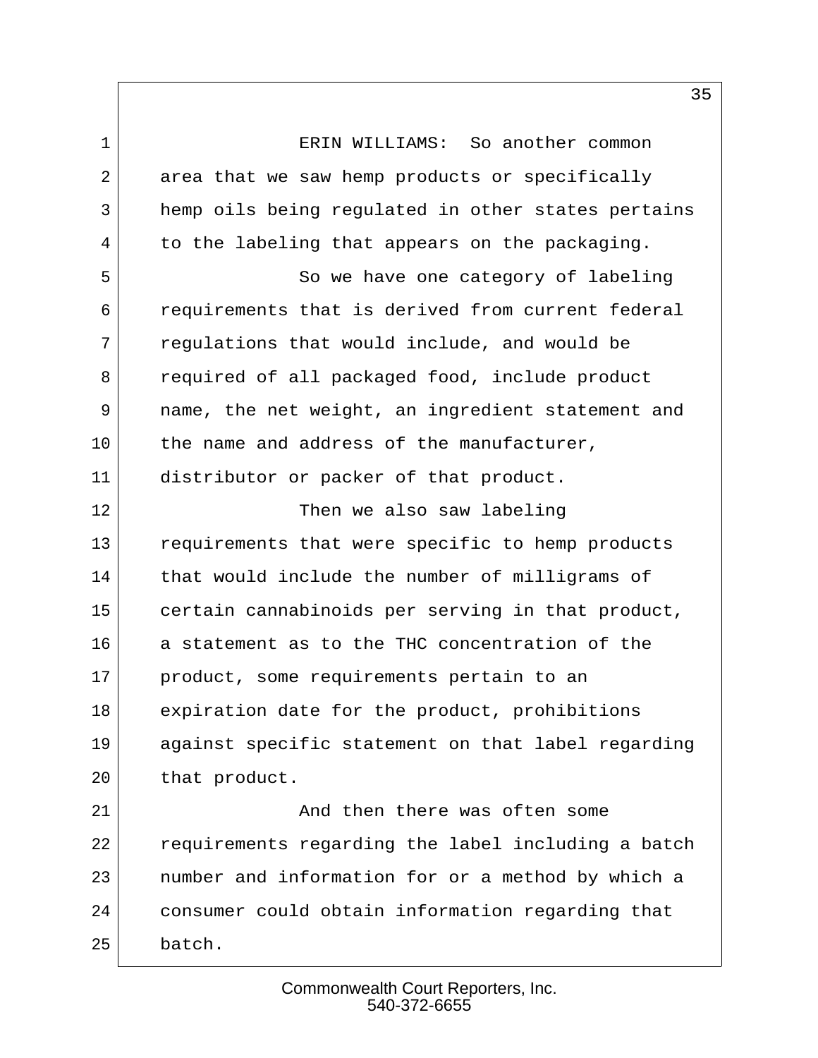ERIN WILLIAMS: So another common area that we saw hemp products or specifically hemp oils being regulated in other states pertains to the labeling that appears on the packaging.

So we have one category of labeling requirements that is derived from current federal regulations that would include, and would be required of all packaged food, include product name, the net weight, an ingredient statement and the name and address of the manufacturer, distributor or packer of that product.

Then we also saw labeling requirements that were specific to hemp products that would include the number of milligrams of certain cannabinoids per serving in that product, a statement as to the THC concentration of the product, some requirements pertain to an expiration date for the product, prohibitions against specific statement on that label regarding that product.

And then there was often some requirements regarding the label including a batch number and information for or a method by which a consumer could obtain information regarding that batch.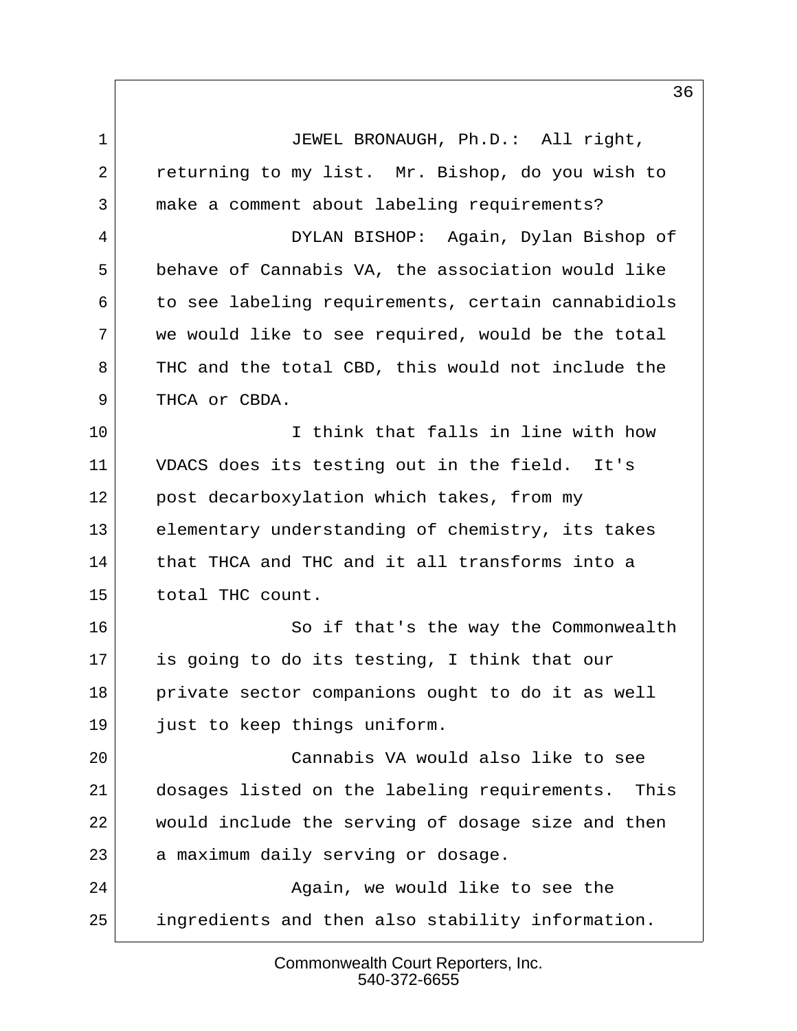JEWEL BRONAUGH, Ph.D.: All right, returning to my list. Mr. Bishop, do you wish to make a comment about labeling requirements?

DYLAN BISHOP: Again, Dylan Bishop of behave of Cannabis VA, the association would like to see labeling requirements, certain cannabidiols we would like to see required, would be the total THC and the total CBD, this would not include the THCA or CBDA.

I think that falls in line with how VDACS does its testing out in the field. It's post decarboxylation which takes, from my elementary understanding of chemistry, its takes that THCA and THC and it all transforms into a total THC count.

So if that's the way the Commonwealth is going to do its testing, I think that our private sector companions ought to do it as well just to keep things uniform.

Cannabis VA would also like to see dosages listed on the labeling requirements. This would include the serving of dosage size and then a maximum daily serving or dosage.

Again, we would like to see the ingredients and then also stability information.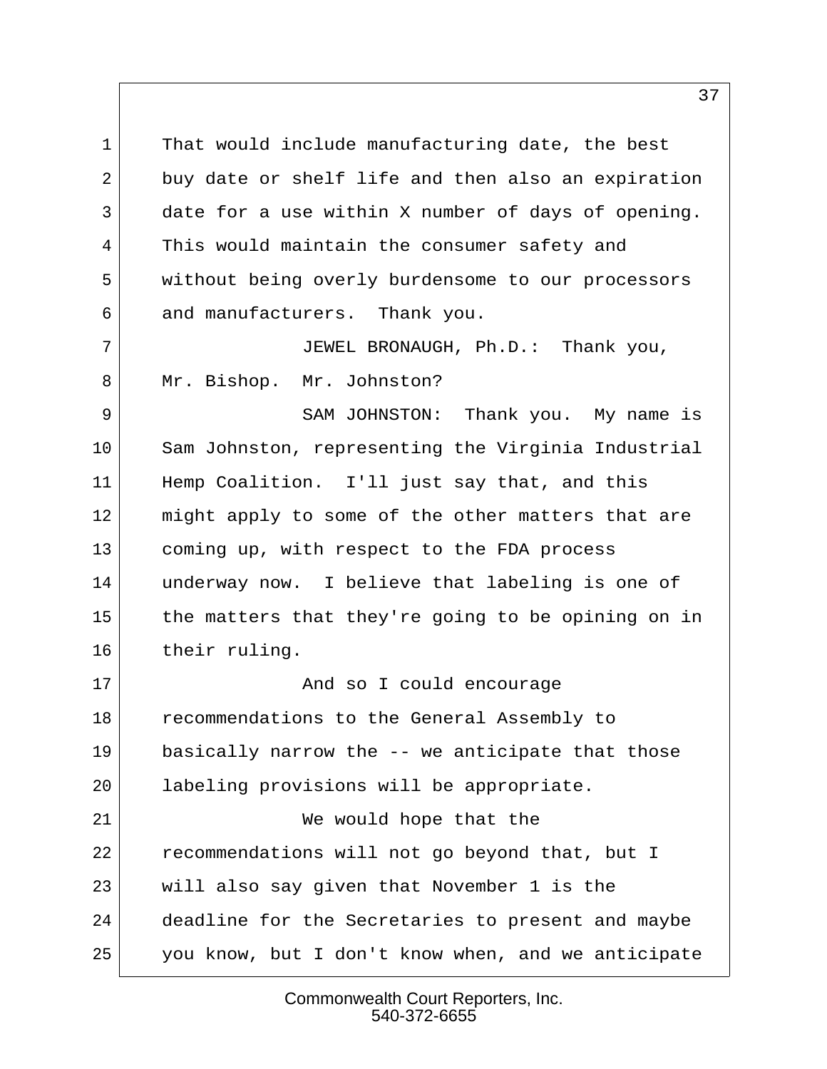That would include manufacturing date, the best buy date or shelf life and then also an expiration date for a use within X number of days of opening. This would maintain the consumer safety and without being overly burdensome to our processors and manufacturers. Thank you.

JEWEL BRONAUGH, Ph.D.: Thank you, Mr. Bishop. Mr. Johnston?

SAM JOHNSTON: Thank you. My name is Sam Johnston, representing the Virginia Industrial Hemp Coalition. I'll just say that, and this might apply to some of the other matters that are coming up, with respect to the FDA process underway now. I believe that labeling is one of the matters that they're going to be opining on in their ruling.

And so I could encourage recommendations to the General Assembly to basically narrow the -- we anticipate that those labeling provisions will be appropriate.

We would hope that the recommendations will not go beyond that, but I will also say given that November 1 is the deadline for the Secretaries to present and maybe you know, but I don't know when, and we anticipate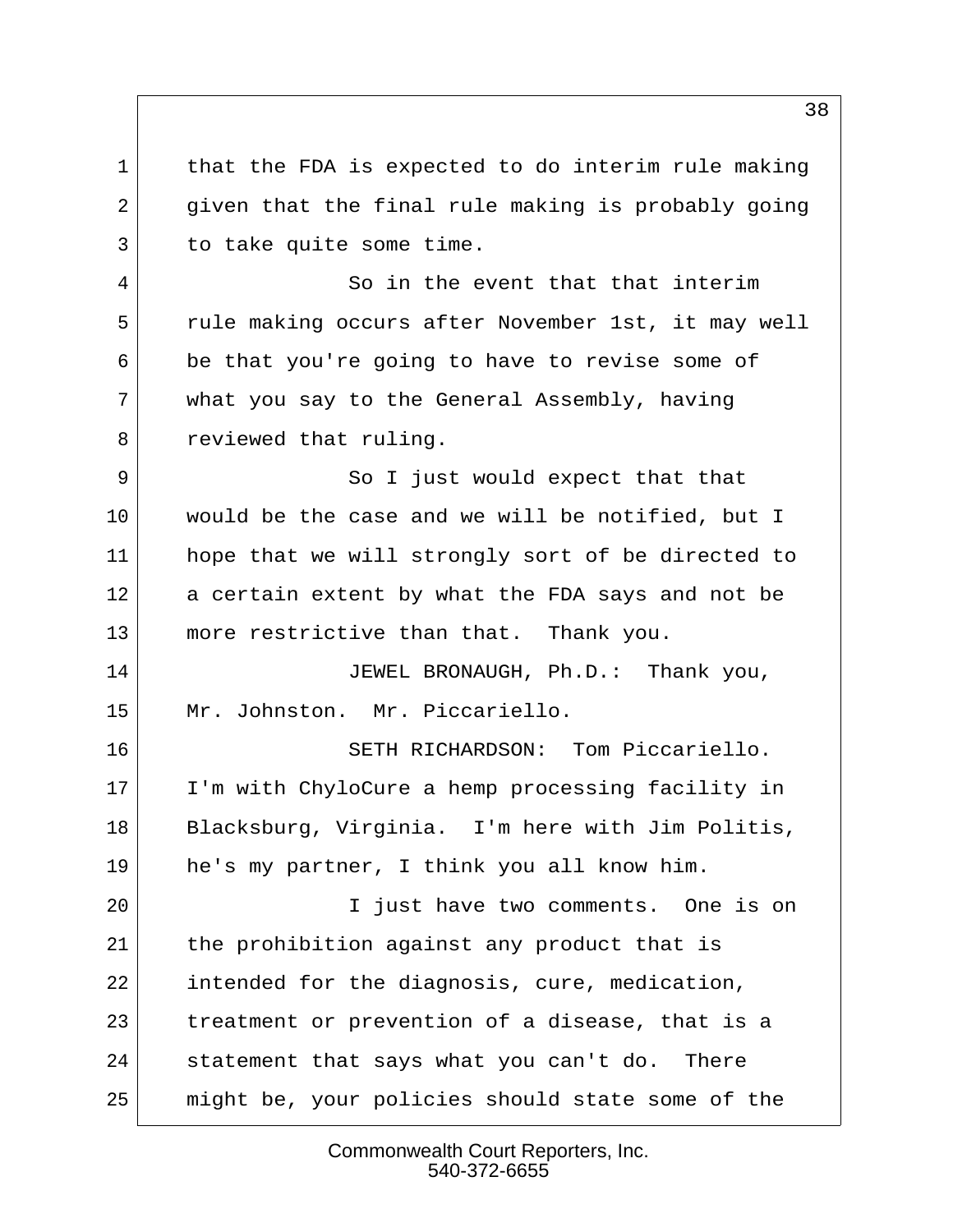that the FDA is expected to do interim rule making given that the final rule making is probably going to take quite some time.

So in the event that that interim rule making occurs after November 1st, it may well be that you're going to have to revise some of what you say to the General Assembly, having reviewed that ruling.

So I just would expect that that would be the case and we will be notified, but I hope that we will strongly sort of be directed to a certain extent by what the FDA says and not be more restrictive than that. Thank you.

JEWEL BRONAUGH, Ph.D.: Thank you, Mr. Johnston. Mr. Piccariello.

SETH RICHARDSON: Tom Piccariello. I'm with ChyloCure a hemp processing facility in Blacksburg, Virginia. I'm here with Jim Politis, he's my partner, I think you all know him.

I just have two comments. One is on the prohibition against any product that is intended for the diagnosis, cure, medication, treatment or prevention of a disease, that is a statement that says what you can't do. There might be, your policies should state some of the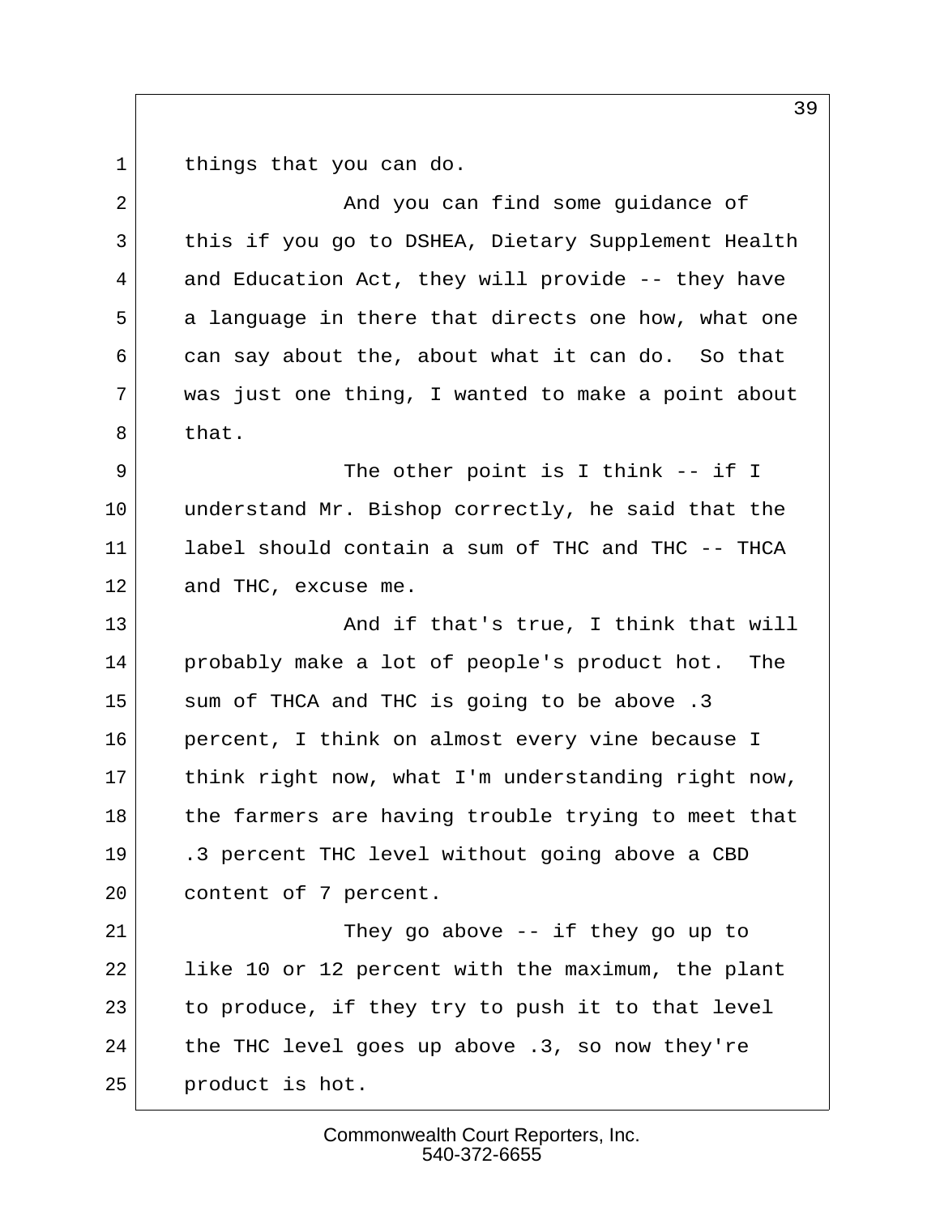things that you can do.

And you can find some guidance of this if you go to DSHEA, Dietary Supplement Health and Education Act, they will provide -- they have a language in there that directs one how, what one can say about the, about what it can do. So that was just one thing, I wanted to make a point about that.

The other point is I think -- if I understand Mr. Bishop correctly, he said that the label should contain a sum of THC and THC -- THCA and THC, excuse me.

And if that's true, I think that will probably make a lot of people's product hot. The sum of THCA and THC is going to be above .3 percent, I think on almost every vine because I think right now, what I'm understanding right now, the farmers are having trouble trying to meet that .3 percent THC level without going above a CBD content of 7 percent.

They go above -- if they go up to like 10 or 12 percent with the maximum, the plant to produce, if they try to push it to that level the THC level goes up above .3, so now they're product is hot.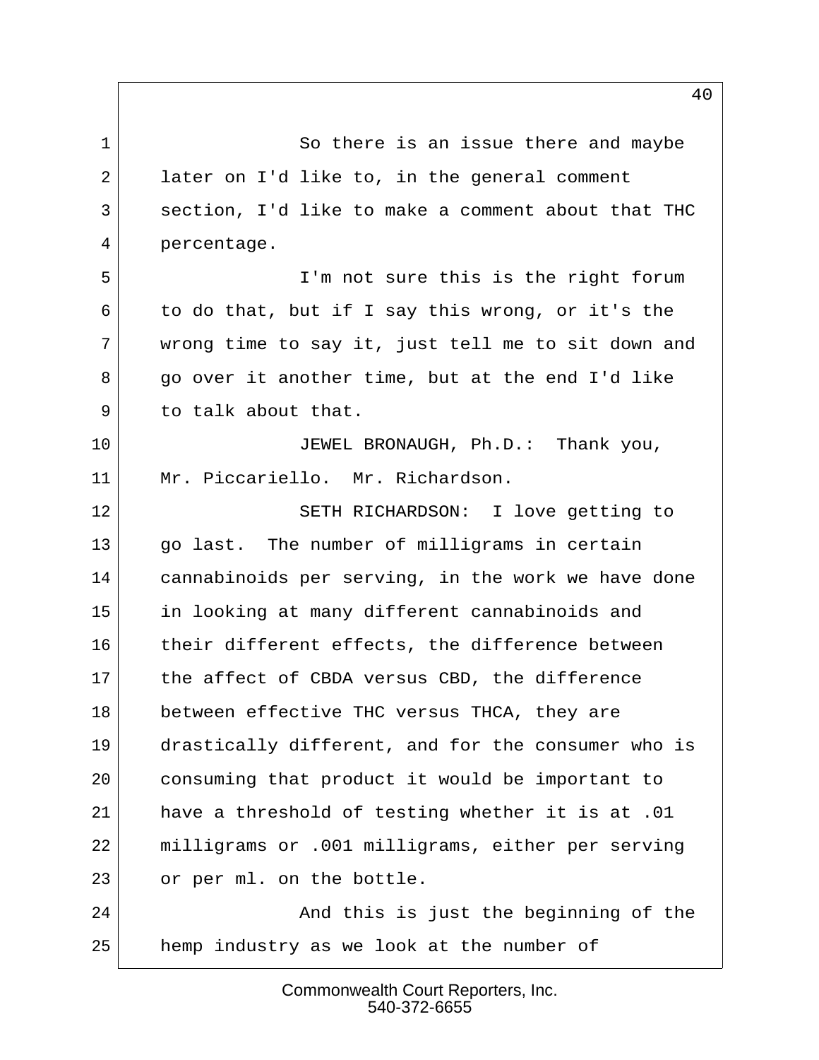So there is an issue there and maybe later on I'd like to, in the general comment section, I'd like to make a comment about that THC percentage.

I'm not sure this is the right forum to do that, but if I say this wrong, or it's the wrong time to say it, just tell me to sit down and go over it another time, but at the end I'd like to talk about that.

JEWEL BRONAUGH, Ph.D.: Thank you, Mr. Piccariello. Mr. Richardson.

SETH RICHARDSON: I love getting to go last. The number of milligrams in certain cannabinoids per serving, in the work we have done in looking at many different cannabinoids and their different effects, the difference between the affect of CBDA versus CBD, the difference between effective THC versus THCA, they are drastically different, and for the consumer who is consuming that product it would be important to have a threshold of testing whether it is at .01 milligrams or .001 milligrams, either per serving or per ml. on the bottle.

And this is just the beginning of the hemp industry as we look at the number of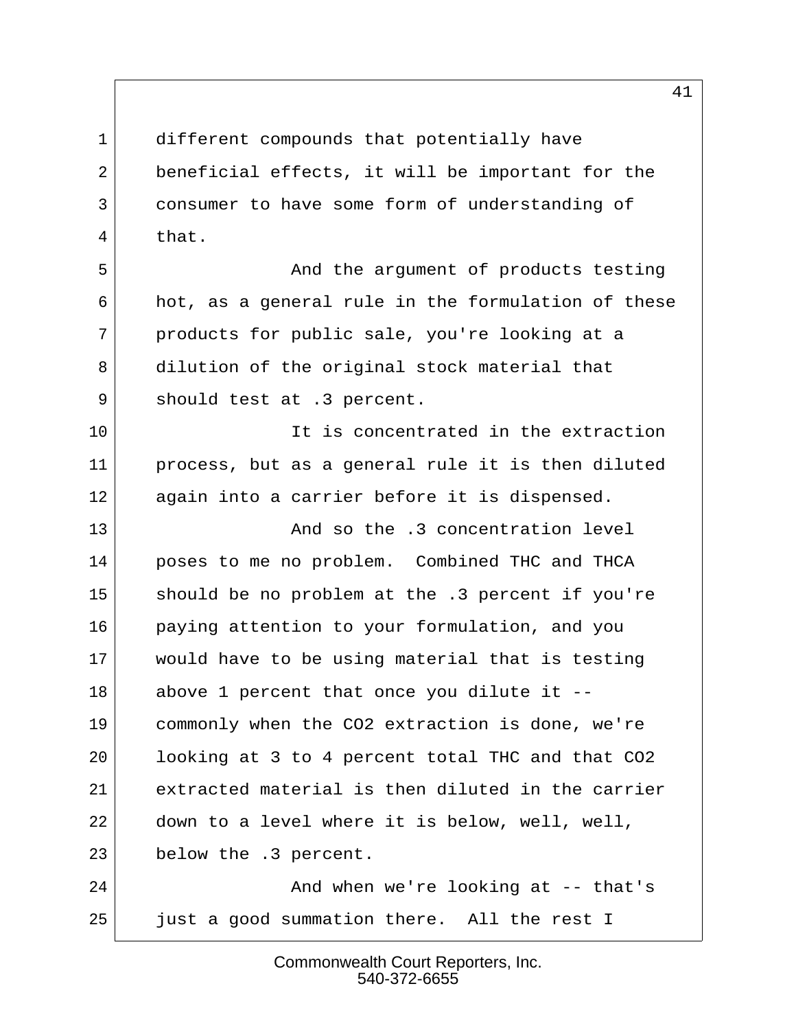different compounds that potentially have beneficial effects, it will be important for the consumer to have some form of understanding of that.

And the argument of products testing hot, as a general rule in the formulation of these products for public sale, you're looking at a dilution of the original stock material that should test at .3 percent.

It is concentrated in the extraction process, but as a general rule it is then diluted again into a carrier before it is dispensed.

And so the .3 concentration level poses to me no problem. Combined THC and THCA should be no problem at the .3 percent if you're paying attention to your formulation, and you would have to be using material that is testing above 1 percent that once you dilute it -- commonly when the $CO_2$ extraction is done, we're looking at 3 to 4 percent total THC and that $CO_2$ extracted material is then diluted in the carrier down to a level where it is below, well, well, below the .3 percent.

And when we're looking at -- that's just a good summation there. All the rest I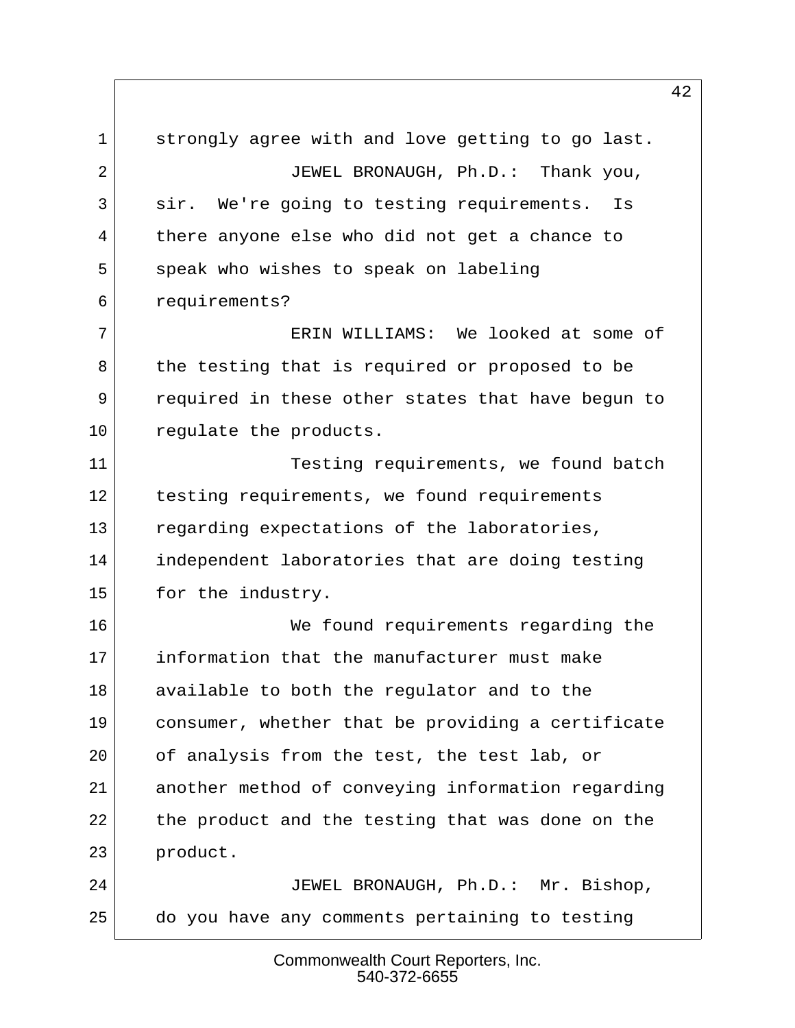strongly agree with and love getting to go last.

JEWEL BRONAUGH, Ph.D.: Thank you, sir. We're going to testing requirements. Is there anyone else who did not get a chance to speak who wishes to speak on labeling requirements?

ERIN WILLIAMS: We looked at some of the testing that is required or proposed to be required in these other states that have begun to regulate the products.

Testing requirements, we found batch testing requirements, we found requirements regarding expectations of the laboratories, independent laboratories that are doing testing for the industry.

We found requirements regarding the information that the manufacturer must make available to both the regulator and to the consumer, whether that be providing a certificate of analysis from the test, the test lab, or another method of conveying information regarding the product and the testing that was done on the product.

JEWEL BRONAUGH, Ph.D.: Mr. Bishop, do you have any comments pertaining to testing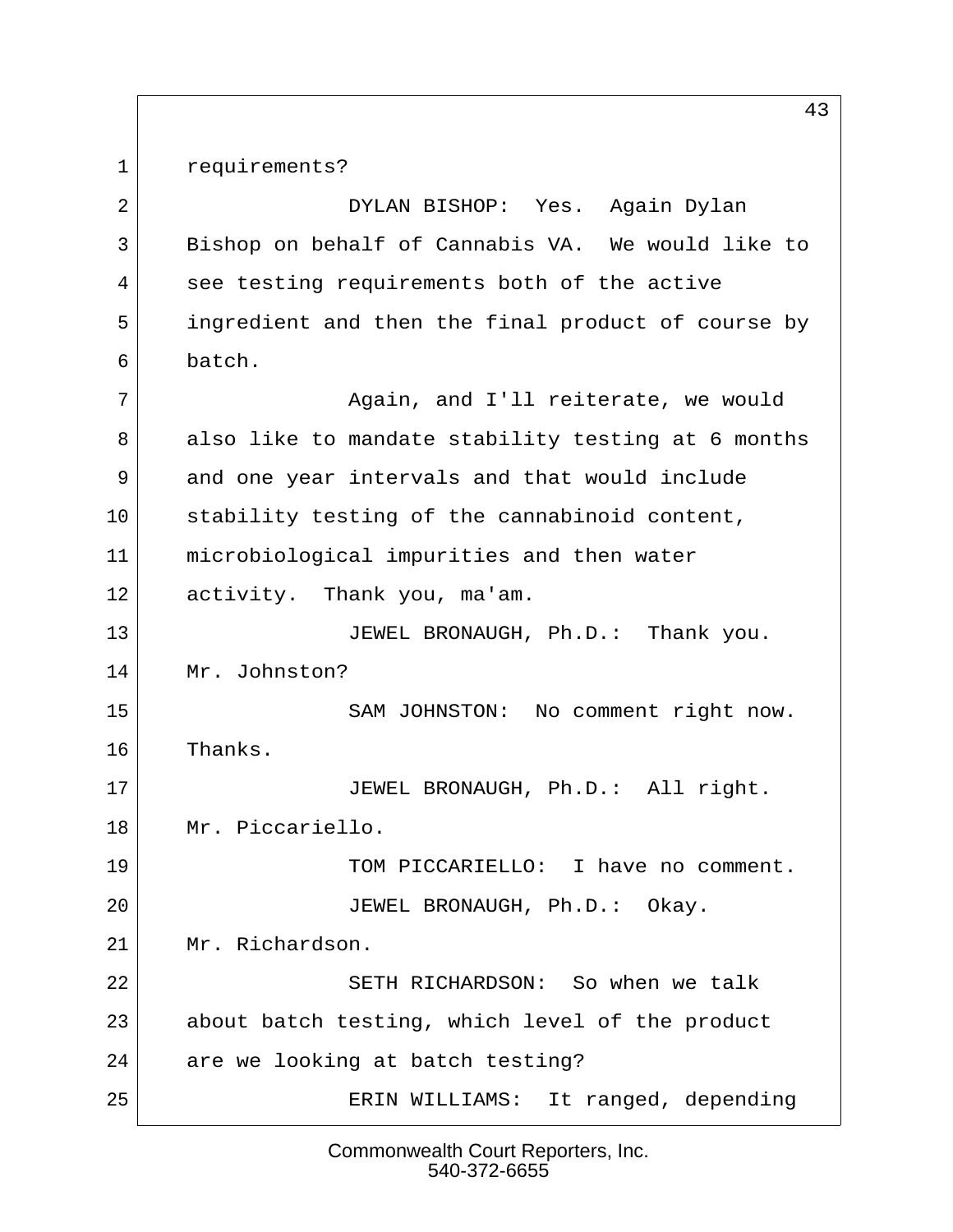requirements?

DYLAN BISHOP: Yes. Again Dylan Bishop on behalf of Cannabis VA. We would like to see testing requirements both of the active ingredient and then the final product of course by batch.

Again, and I'll reiterate, we would also like to mandate stability testing at 6 months and one year intervals and that would include stability testing of the cannabinoid content, microbiological impurities and then water activity. Thank you, ma'am.

JEWEL BRONAUGH, Ph.D.: Thank you. Mr. Johnston?

SAM JOHNSTON: No comment right now. Thanks.

JEWEL BRONAUGH, Ph.D.: All right. Mr. Piccariello.

TOM PICCARIELLO: I have no comment.

JEWEL BRONAUGH, Ph.D.: Okay. Mr. Richardson.

SETH RICHARDSON: So when we talk about batch testing, which level of the product are we looking at batch testing?

ERIN WILLIAMS: It ranged, depending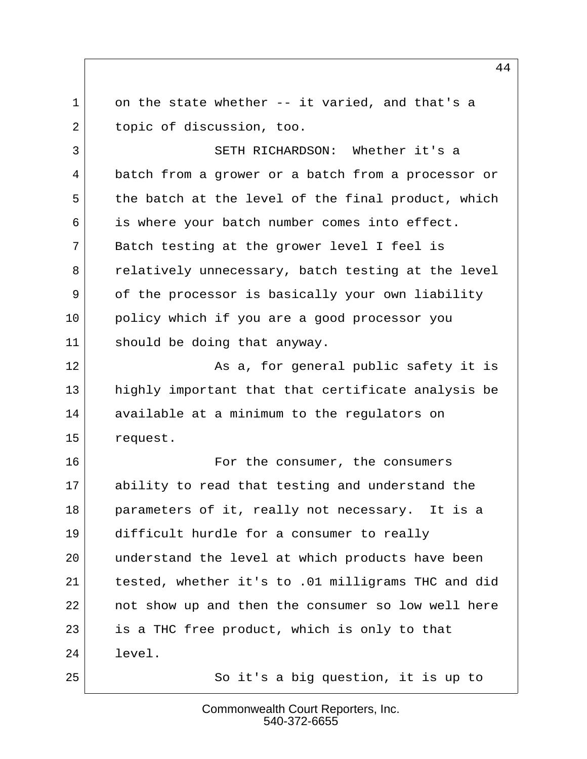on the state whether -- it varied, and that's a topic of discussion, too.

SETH RICHARDSON: Whether it's a batch from a grower or a batch from a processor or the batch at the level of the final product, which is where your batch number comes into effect. Batch testing at the grower level I feel is relatively unnecessary, batch testing at the level of the processor is basically your own liability policy which if you are a good processor you should be doing that anyway.

As a, for general public safety it is highly important that that certificate analysis be available at a minimum to the regulators on request.

For the consumer, the consumers ability to read that testing and understand the parameters of it, really not necessary. It is a difficult hurdle for a consumer to really understand the level at which products have been tested, whether it's to .01 milligrams THC and did not show up and then the consumer so low well here is a THC free product, which is only to that level.

So it's a big question, it is up to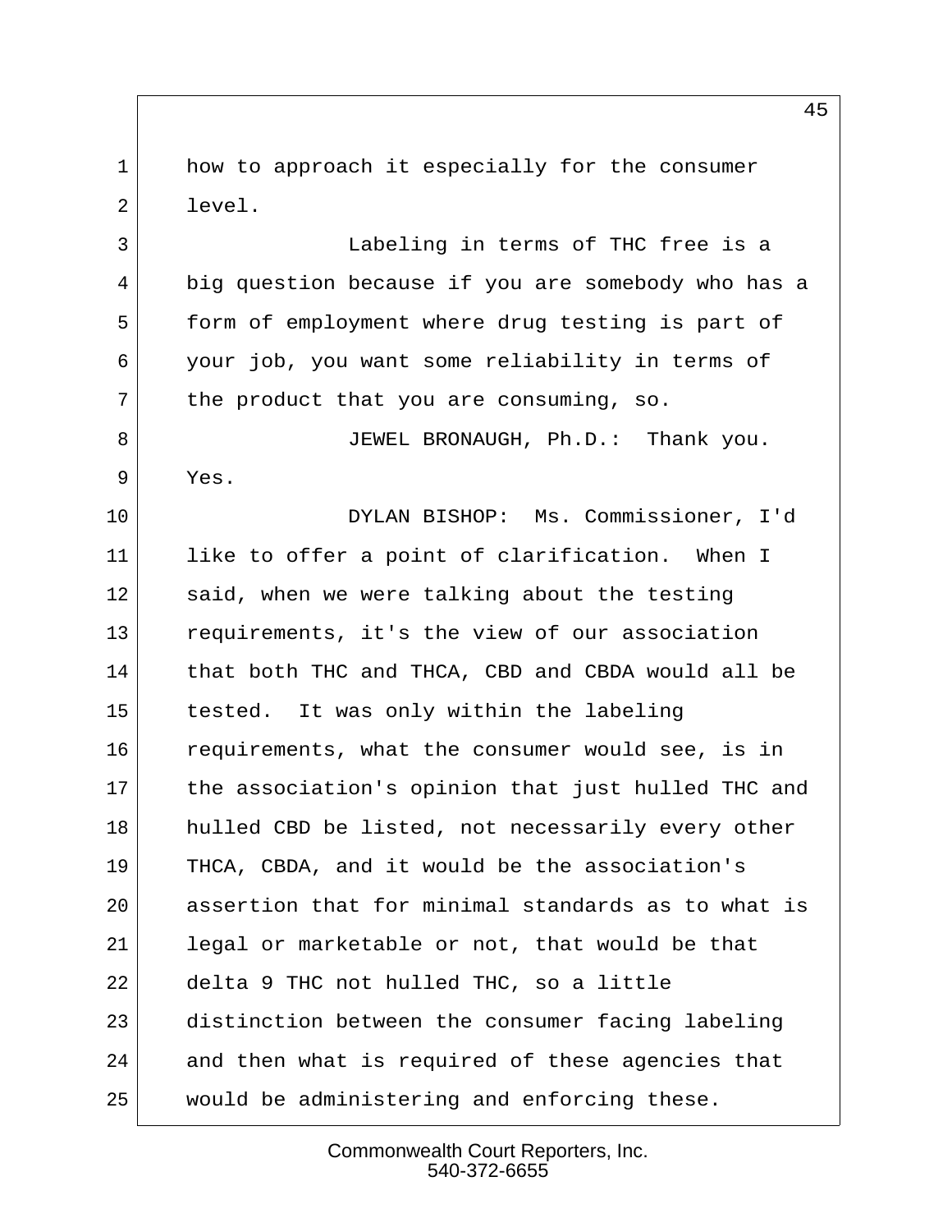how to approach it especially for the consumer level.

Labeling in terms of THC free is a big question because if you are somebody who has a form of employment where drug testing is part of your job, you want some reliability in terms of the product that you are consuming, so.

JEWEL BRONAUGH, Ph.D.: Thank you. Yes.

DYLAN BISHOP: Ms. Commissioner, I'd like to offer a point of clarification. When I said, when we were talking about the testing requirements, it's the view of our association that both THC and THCA, CBD and CBDA would all be tested. It was only within the labeling requirements, what the consumer would see, is in the association's opinion that just hulled THC and hulled CBD be listed, not necessarily every other THCA, CBDA, and it would be the association's assertion that for minimal standards as to what is legal or marketable or not, that would be that delta 9 THC not hulled THC, so a little distinction between the consumer facing labeling and then what is required of these agencies that would be administering and enforcing these.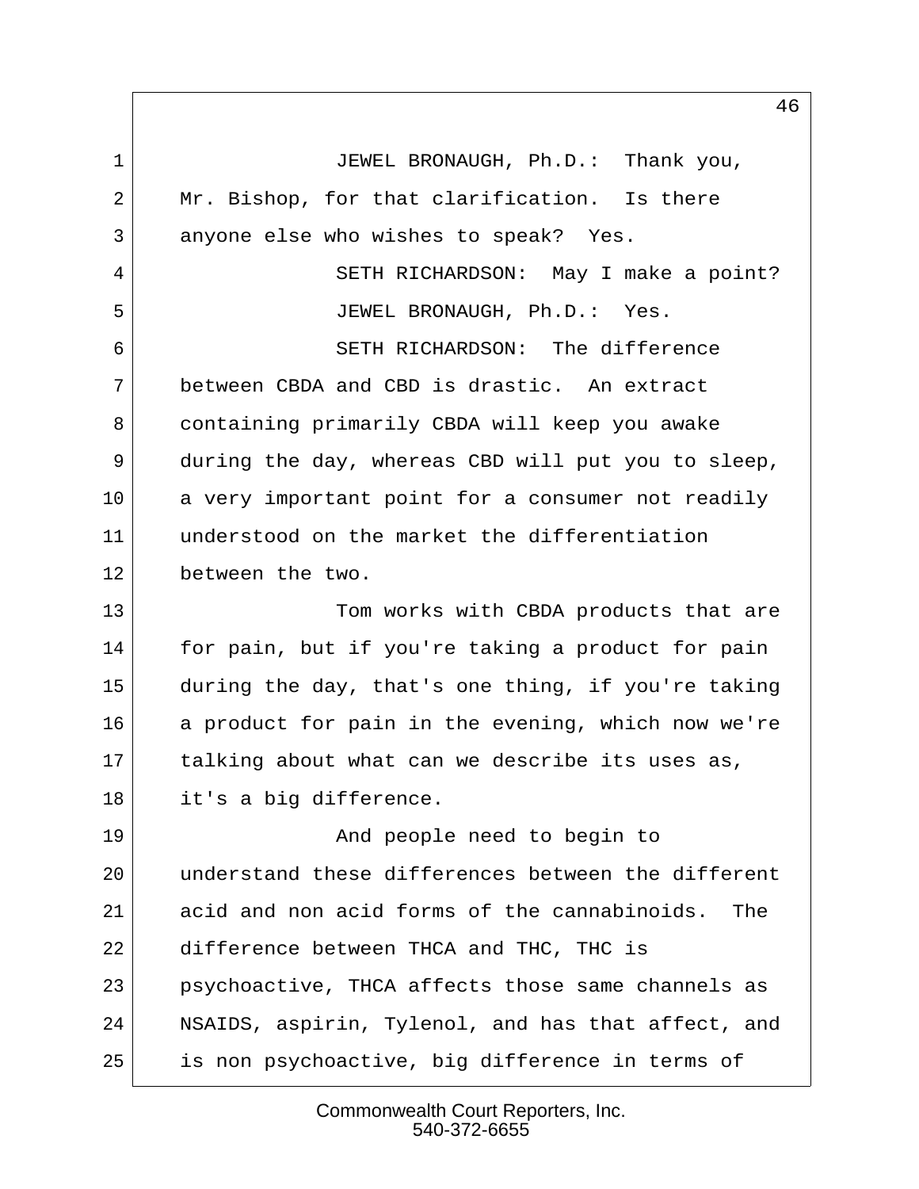JEWEL BRONAUGH, Ph.D.: Thank you, Mr. Bishop, for that clarification. Is there anyone else who wishes to speak? Yes.

SETH RICHARDSON: May I make a point?

JEWEL BRONAUGH, Ph.D.: Yes.

SETH RICHARDSON: The difference between CBDA and CBD is drastic. An extract containing primarily CBDA will keep you awake during the day, whereas CBD will put you to sleep, a very important point for a consumer not readily understood on the market the differentiation between the two.

Tom works with CBDA products that are for pain, but if you're taking a product for pain during the day, that's one thing, if you're taking a product for pain in the evening, which now we're talking about what can we describe its uses as, it's a big difference.

And people need to begin to understand these differences between the different acid and non acid forms of the cannabinoids. The difference between THCA and THC, THC is psychoactive, THCA affects those same channels as NSAIDS, aspirin, Tylenol, and has that affect, and is non psychoactive, big difference in terms of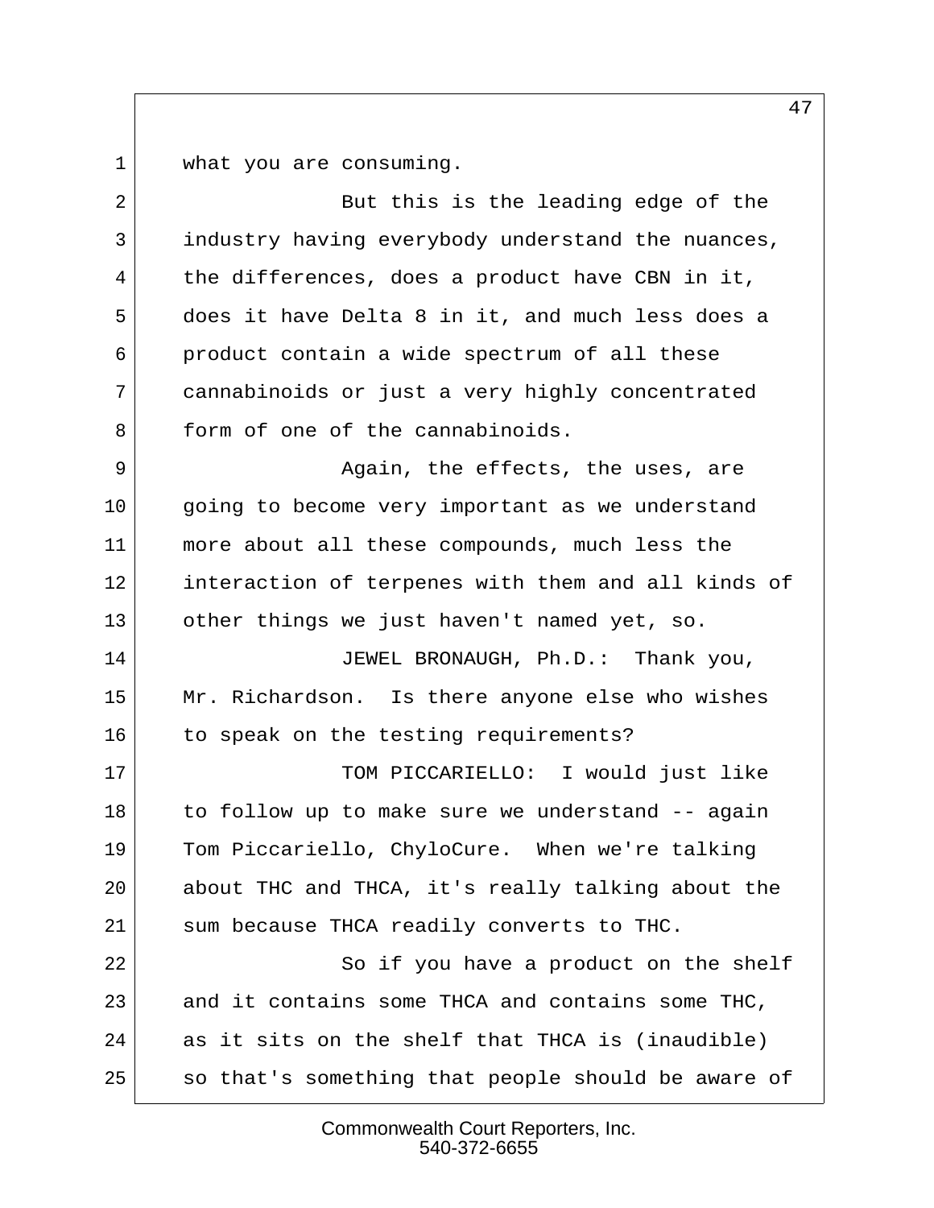what you are consuming.

But this is the leading edge of the industry having everybody understand the nuances, the differences, does a product have CBN in it, does it have Delta 8 in it, and much less does a product contain a wide spectrum of all these cannabinoids or just a very highly concentrated form of one of the cannabinoids.

Again, the effects, the uses, are going to become very important as we understand more about all these compounds, much less the interaction of terpenes with them and all kinds of other things we just haven't named yet, so.

JEWEL BRONAUGH, Ph.D.: Thank you, Mr. Richardson. Is there anyone else who wishes to speak on the testing requirements?

TOM PICCARIELLO: I would just like to follow up to make sure we understand -- again Tom Piccariello, ChyloCure. When we're talking about THC and THCA, it's really talking about the sum because THCA readily converts to THC.

So if you have a product on the shelf and it contains some THCA and contains some THC, as it sits on the shelf that THCA is (inaudible) so that's something that people should be aware of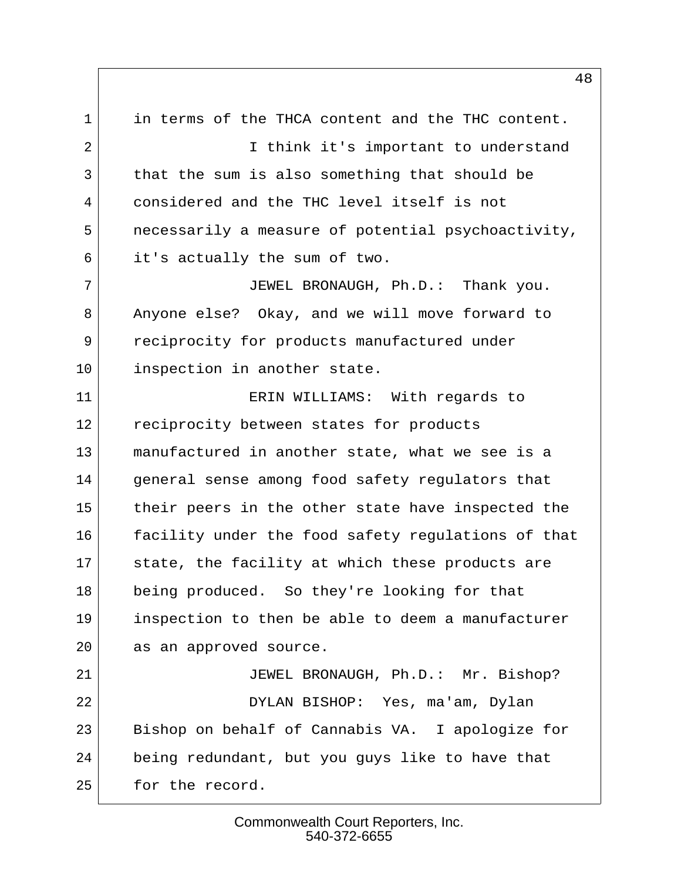in terms of the THCA content and the THC content.

I think it's important to understand that the sum is also something that should be considered and the THC level itself is not necessarily a measure of potential psychoactivity, it's actually the sum of two.

JEWEL BRONAUGH, Ph.D.: Thank you. Anyone else? Okay, and we will move forward to reciprocity for products manufactured under inspection in another state.

ERIN WILLIAMS: With regards to reciprocity between states for products manufactured in another state, what we see is a general sense among food safety regulators that their peers in the other state have inspected the facility under the food safety regulations of that state, the facility at which these products are being produced. So they're looking for that inspection to then be able to deem a manufacturer as an approved source.

JEWEL BRONAUGH, Ph.D.: Mr. Bishop?

DYLAN BISHOP: Yes, ma'am, Dylan Bishop on behalf of Cannabis VA. I apologize for being redundant, but you guys like to have that for the record.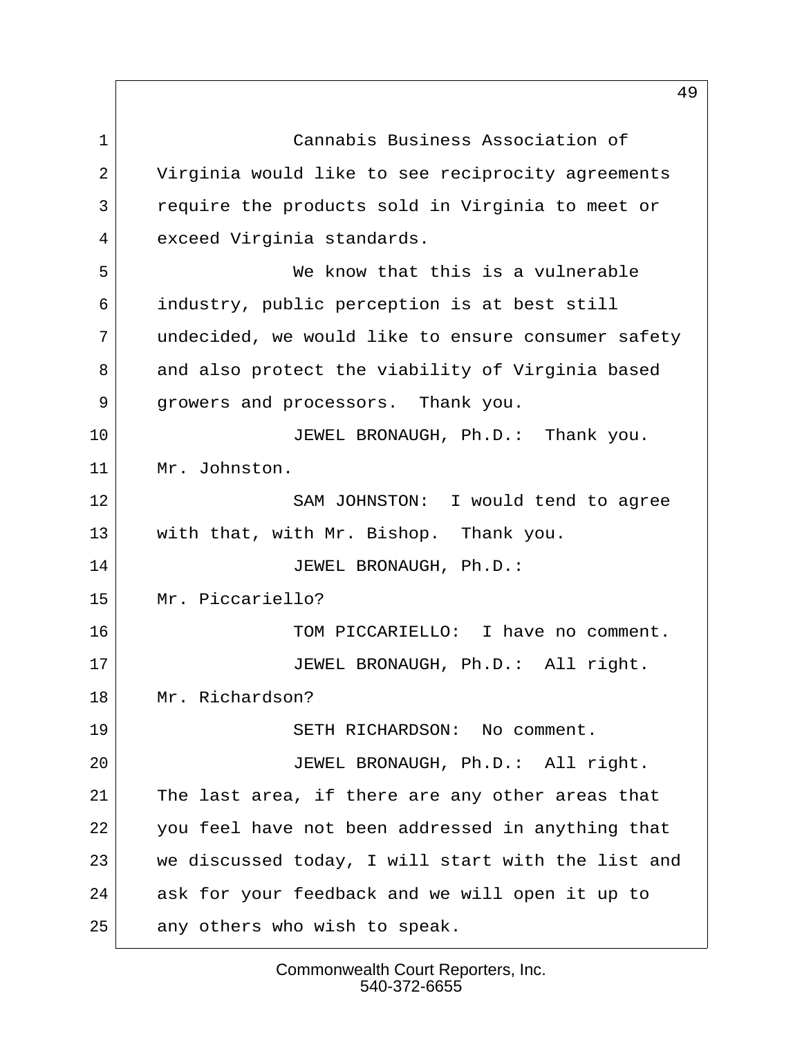Cannabis Business Association of Virginia would like to see reciprocity agreements require the products sold in Virginia to meet or exceed Virginia standards.

We know that this is a vulnerable industry, public perception is at best still undecided, we would like to ensure consumer safety and also protect the viability of Virginia based growers and processors. Thank you.

JEWEL BRONAUGH, Ph.D.: Thank you. Mr. Johnston.

SAM JOHNSTON: I would tend to agree with that, with Mr. Bishop. Thank you.

JEWEL BRONAUGH, Ph.D.: Mr. Piccariello?

TOM PICCARIELLO: I have no comment.

JEWEL BRONAUGH, Ph.D.: All right. Mr. Richardson?

SETH RICHARDSON: No comment.

JEWEL BRONAUGH, Ph.D.: All right. The last area, if there are any other areas that you feel have not been addressed in anything that we discussed today, I will start with the list and ask for your feedback and we will open it up to any others who wish to speak.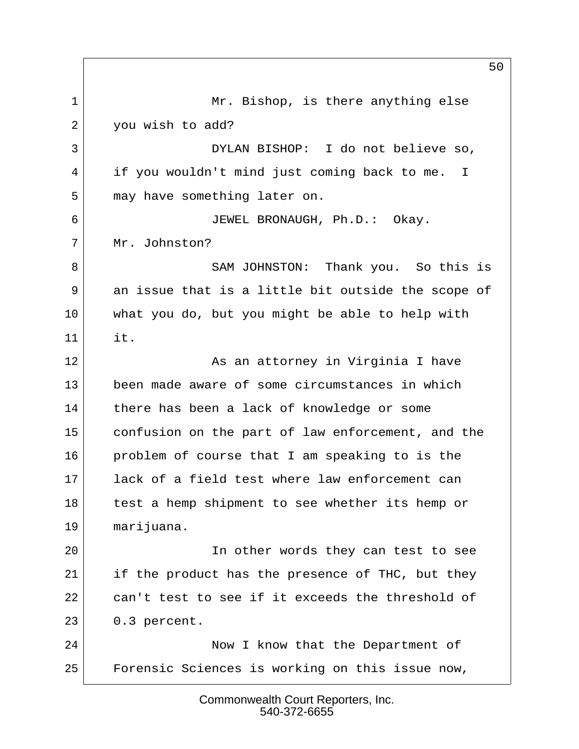Mr. Bishop, is there anything else you wish to add?

DYLAN BISHOP: I do not believe so, if you wouldn't mind just coming back to me. I may have something later on.

JEWEL BRONAUGH, Ph.D.: Okay. Mr. Johnston?

SAM JOHNSTON: Thank you. So this is an issue that is a little bit outside the scope of what you do, but you might be able to help with it.

As an attorney in Virginia I have been made aware of some circumstances in which there has been a lack of knowledge or some confusion on the part of law enforcement, and the problem of course that I am speaking to is the lack of a field test where law enforcement can test a hemp shipment to see whether its hemp or marijuana.

In other words they can test to see if the product has the presence of THC, but they can't test to see if it exceeds the threshold of 0.3 percent.

Now I know that the Department of Forensic Sciences is working on this issue now,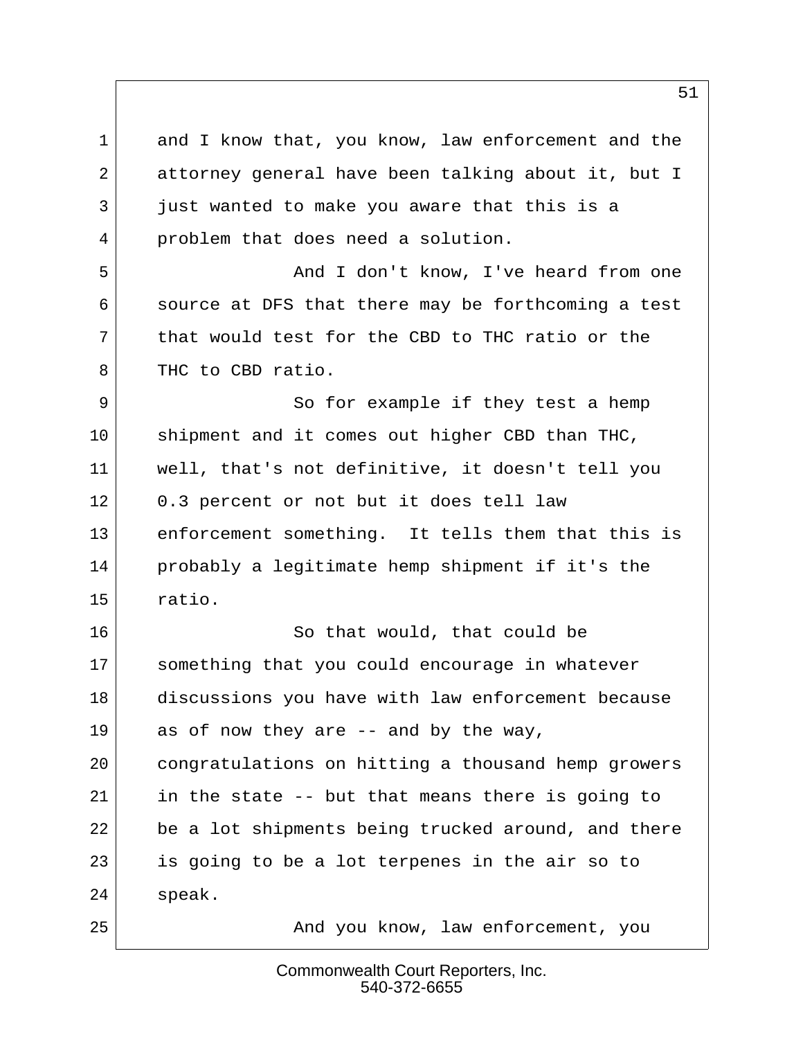and I know that, you know, law enforcement and the attorney general have been talking about it, but I just wanted to make you aware that this is a problem that does need a solution.

And I don't know, I've heard from one source at DFS that there may be forthcoming a test that would test for the CBD to THC ratio or the THC to CBD ratio.

So for example if they test a hemp shipment and it comes out higher CBD than THC, well, that's not definitive, it doesn't tell you 0.3 percent or not but it does tell law enforcement something. It tells them that this is probably a legitimate hemp shipment if it's the ratio.

So that would, that could be something that you could encourage in whatever discussions you have with law enforcement because as of now they are -- and by the way, congratulations on hitting a thousand hemp growers in the state -- but that means there is going to be a lot shipments being trucked around, and there is going to be a lot terpenes in the air so to speak.

And you know, law enforcement, you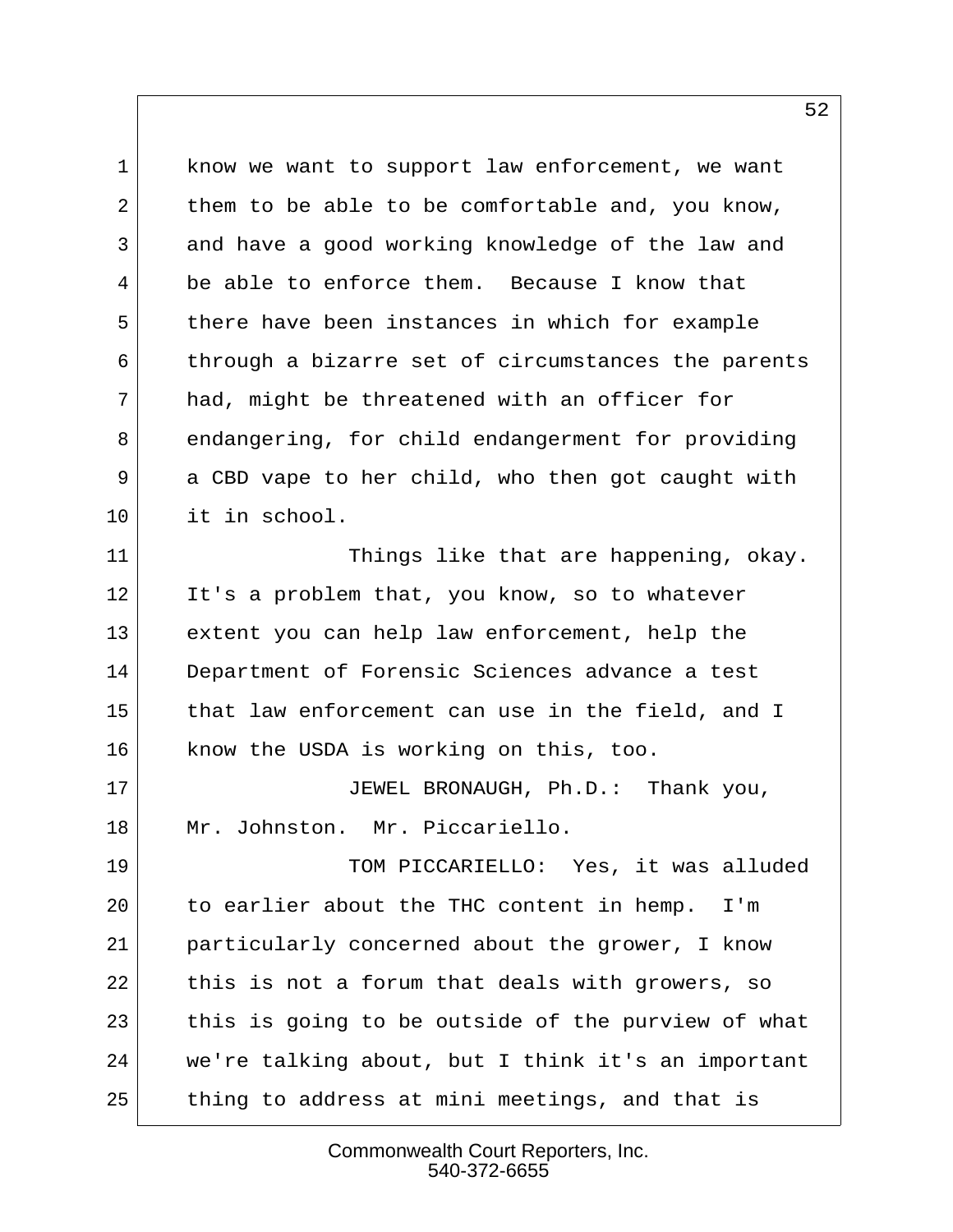know we want to support law enforcement, we want them to be able to be comfortable and, you know, and have a good working knowledge of the law and be able to enforce them. Because I know that there have been instances in which for example through a bizarre set of circumstances the parents had, might be threatened with an officer for endangering, for child endangerment for providing a CBD vape to her child, who then got caught with it in school.

Things like that are happening, okay. It's a problem that, you know, so to whatever extent you can help law enforcement, help the Department of Forensic Sciences advance a test that law enforcement can use in the field, and I know the USDA is working on this, too.

JEWEL BRONAUGH, Ph.D.: Thank you, Mr. Johnston. Mr. Piccariello.

TOM PICCARIELLO: Yes, it was alluded to earlier about the THC content in hemp. I'm particularly concerned about the grower, I know this is not a forum that deals with growers, so this is going to be outside of the purview of what we're talking about, but I think it's an important thing to address at mini meetings, and that is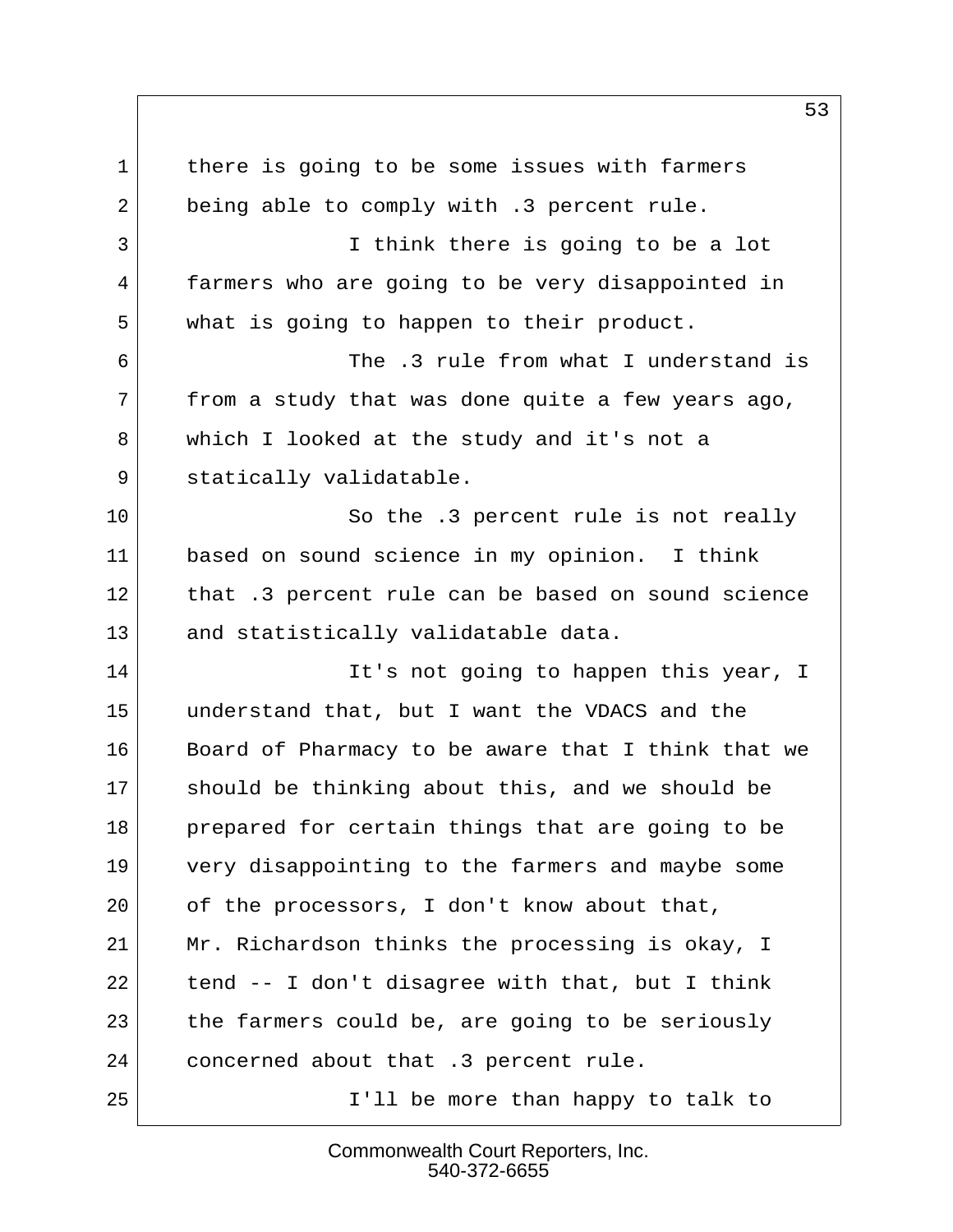there is going to be some issues with farmers being able to comply with .3 percent rule.

I think there is going to be a lot farmers who are going to be very disappointed in what is going to happen to their product.

The .3 rule from what I understand is from a study that was done quite a few years ago, which I looked at the study and it's not a statically validatable.

So the .3 percent rule is not really based on sound science in my opinion. I think that .3 percent rule can be based on sound science and statistically validatable data.

It's not going to happen this year, I understand that, but I want the VDACS and the Board of Pharmacy to be aware that I think that we should be thinking about this, and we should be prepared for certain things that are going to be very disappointing to the farmers and maybe some of the processors, I don't know about that, Mr. Richardson thinks the processing is okay, I tend -- I don't disagree with that, but I think the farmers could be, are going to be seriously concerned about that .3 percent rule.

I'll be more than happy to talk to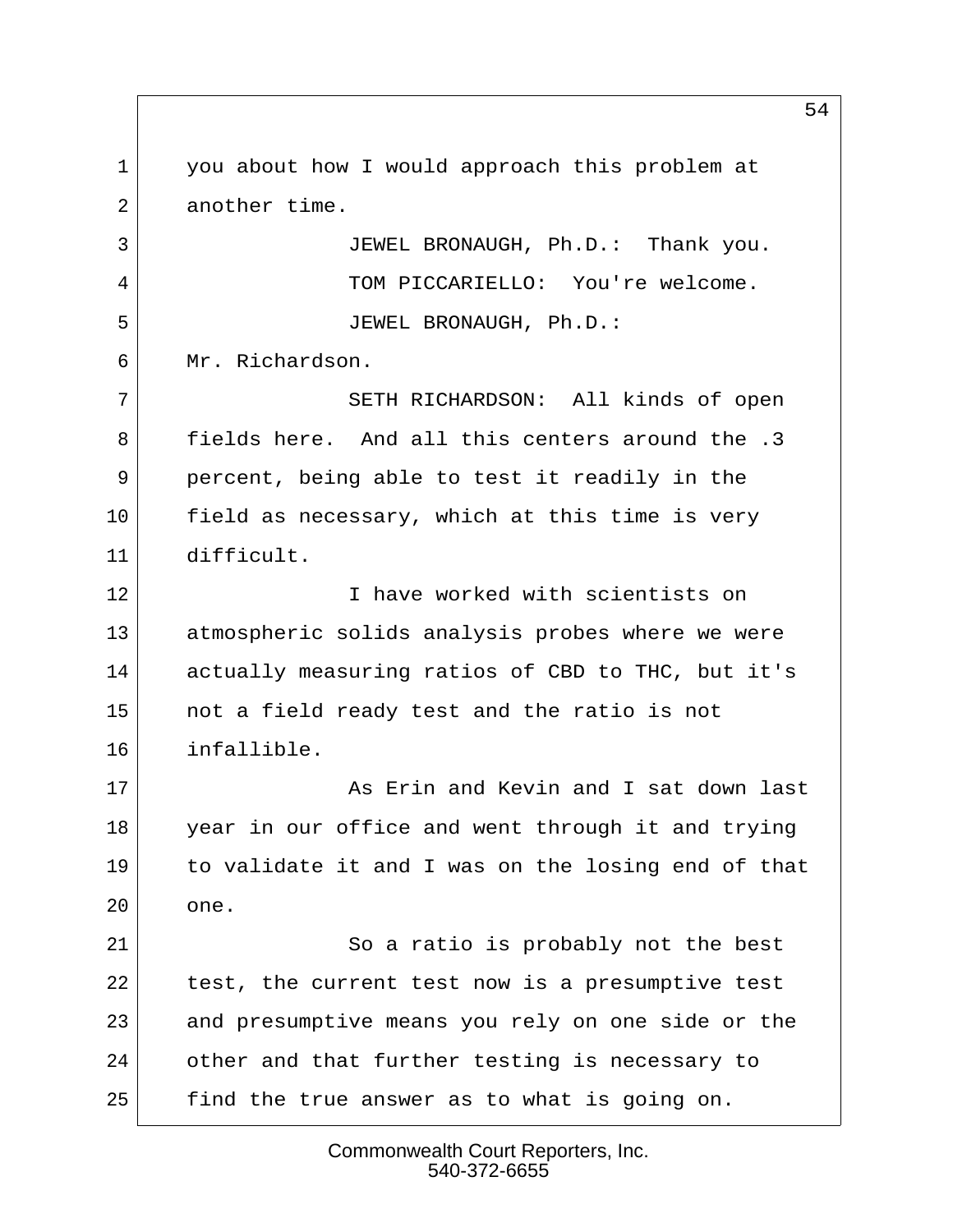you about how I would approach this problem at another time.

JEWEL BRONAUGH, Ph.D.: Thank you.

TOM PICCARIELLO: You're welcome.

JEWEL BRONAUGH, Ph.D.: Mr. Richardson.

SETH RICHARDSON: All kinds of open fields here. And all this centers around the .3 percent, being able to test it readily in the field as necessary, which at this time is very difficult.

I have worked with scientists on atmospheric solids analysis probes where we were actually measuring ratios of CBD to THC, but it's not a field ready test and the ratio is not infallible.

As Erin and Kevin and I sat down last year in our office and went through it and trying to validate it and I was on the losing end of that one.

So a ratio is probably not the best test, the current test now is a presumptive test and presumptive means you rely on one side or the other and that further testing is necessary to find the true answer as to what is going on.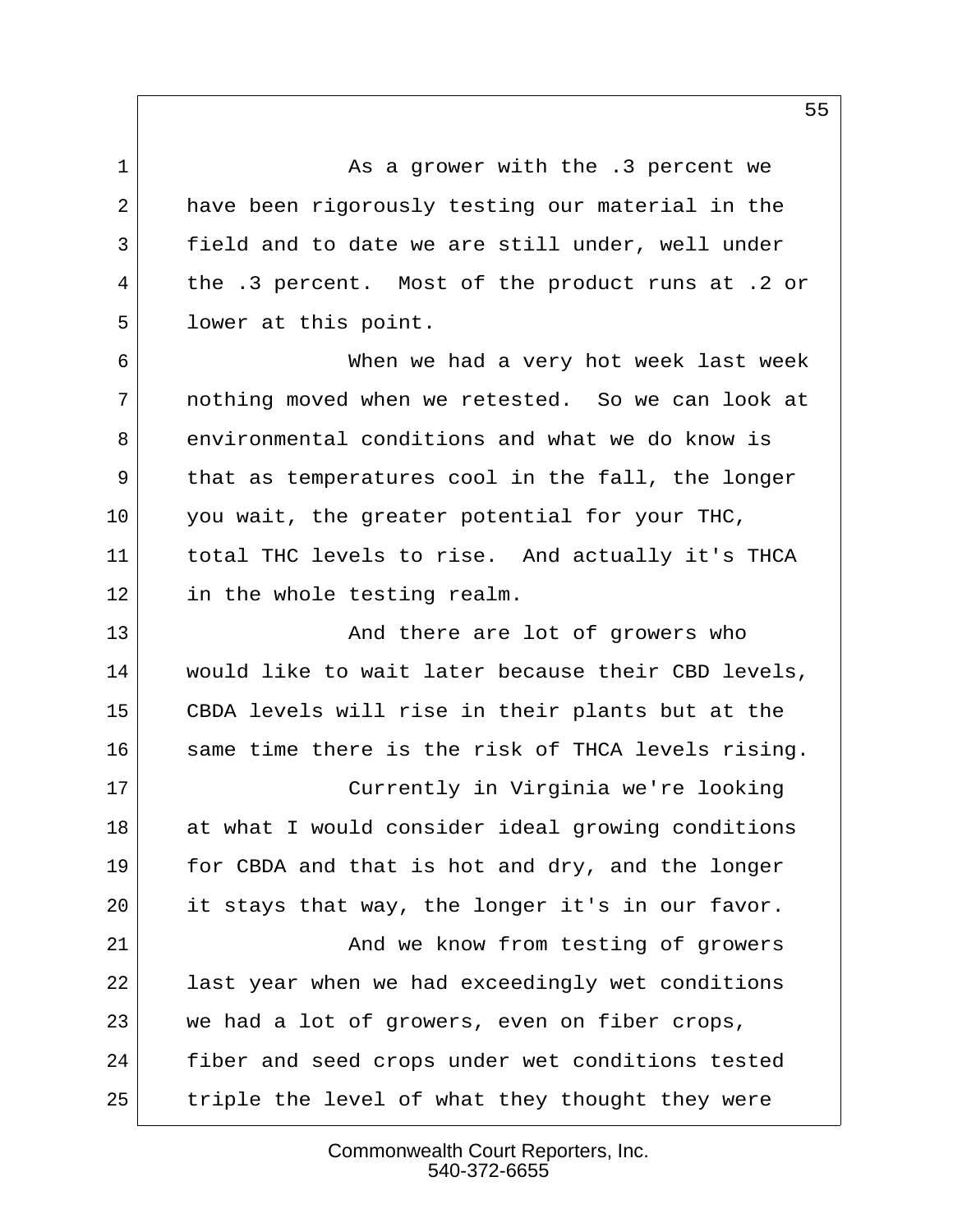As a grower with the .3 percent we have been rigorously testing our material in the field and to date we are still under, well under the .3 percent. Most of the product runs at .2 or lower at this point.

When we had a very hot week last week nothing moved when we retested. So we can look at environmental conditions and what we do know is that as temperatures cool in the fall, the longer you wait, the greater potential for your THC, total THC levels to rise. And actually it's THCA in the whole testing realm.

And there are lot of growers who would like to wait later because their CBD levels, CBDA levels will rise in their plants but at the same time there is the risk of THCA levels rising.

Currently in Virginia we're looking at what I would consider ideal growing conditions for CBDA and that is hot and dry, and the longer it stays that way, the longer it's in our favor.

And we know from testing of growers last year when we had exceedingly wet conditions we had a lot of growers, even on fiber crops, fiber and seed crops under wet conditions tested triple the level of what they thought they were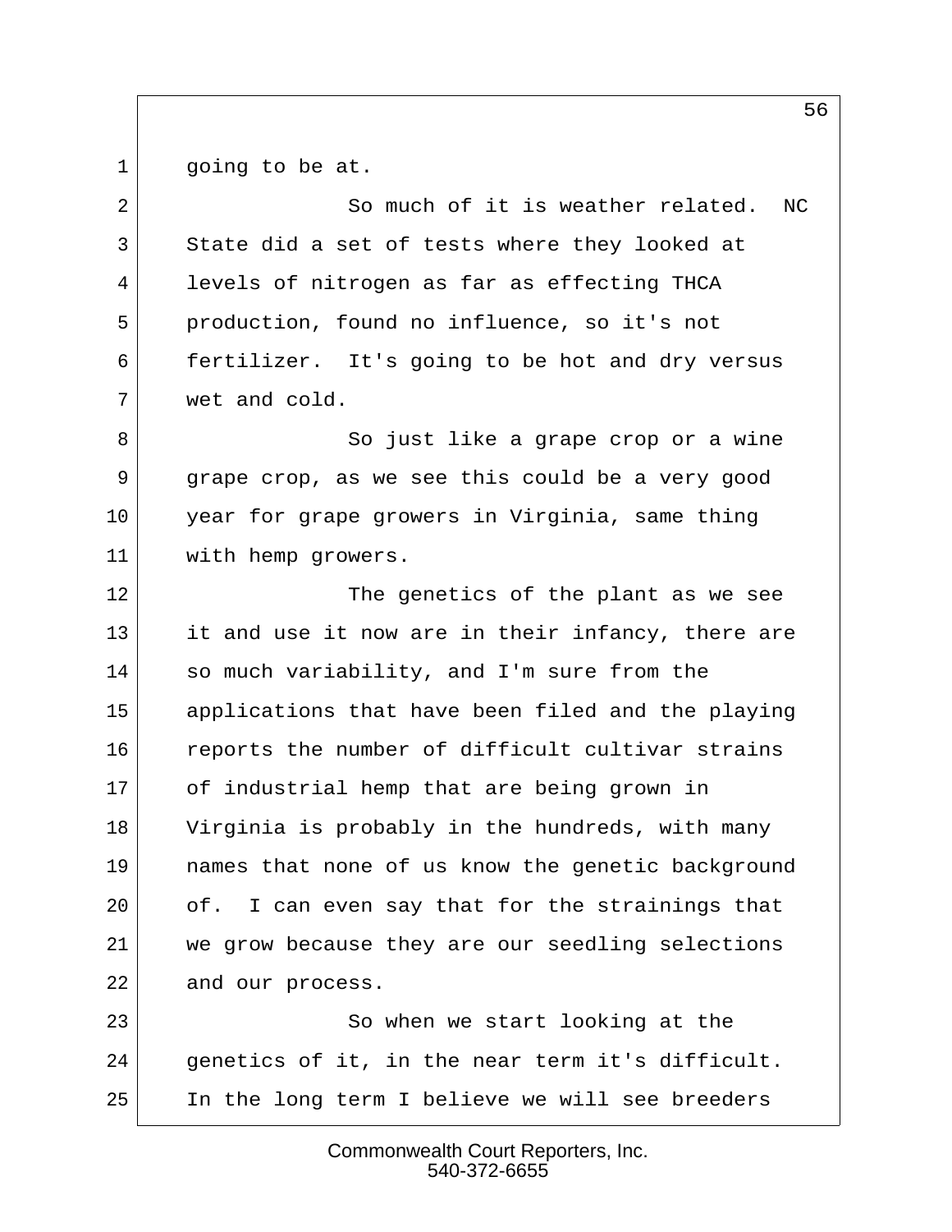going to be at.

So much of it is weather related. NC State did a set of tests where they looked at levels of nitrogen as far as effecting THCA production, found no influence, so it's not fertilizer. It's going to be hot and dry versus wet and cold.

So just like a grape crop or a wine grape crop, as we see this could be a very good year for grape growers in Virginia, same thing with hemp growers.

The genetics of the plant as we see it and use it now are in their infancy, there are so much variability, and I'm sure from the applications that have been filed and the playing reports the number of difficult cultivar strains of industrial hemp that are being grown in Virginia is probably in the hundreds, with many names that none of us know the genetic background of. I can even say that for the strainings that we grow because they are our seedling selections and our process.

So when we start looking at the genetics of it, in the near term it's difficult. In the long term I believe we will see breeders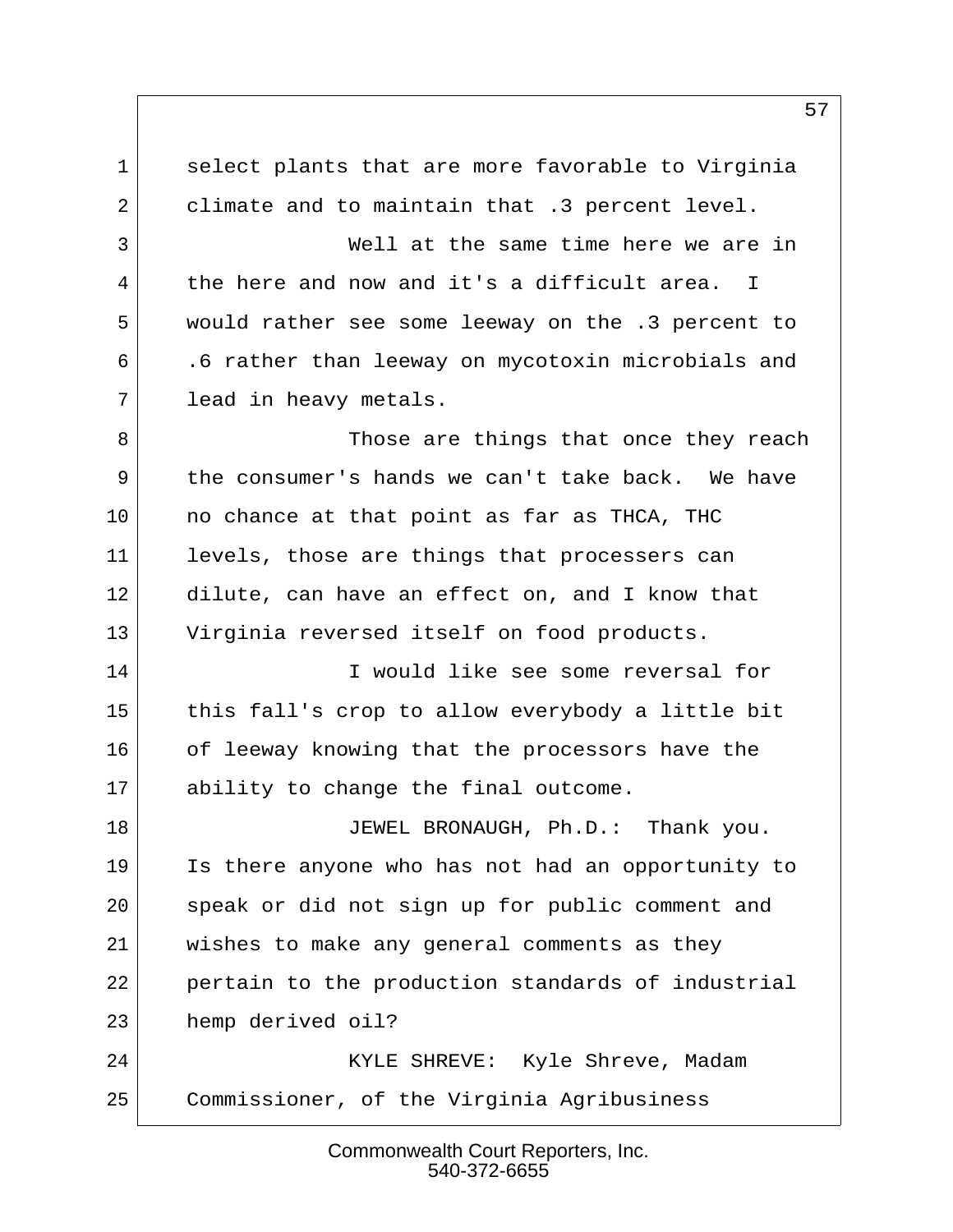select plants that are more favorable to Virginia climate and to maintain that .3 percent level.

Well at the same time here we are in the here and now and it's a difficult area. I would rather see some leeway on the .3 percent to .6 rather than leeway on mycotoxin microbials and lead in heavy metals.

Those are things that once they reach the consumer's hands we can't take back. We have no chance at that point as far as THCA, THC levels, those are things that processers can dilute, can have an effect on, and I know that Virginia reversed itself on food products.

I would like see some reversal for this fall's crop to allow everybody a little bit of leeway knowing that the processors have the ability to change the final outcome.

JEWEL BRONAUGH, Ph.D.: Thank you. Is there anyone who has not had an opportunity to speak or did not sign up for public comment and wishes to make any general comments as they pertain to the production standards of industrial hemp derived oil?

KYLE SHREVE: Kyle Shreve, Madam Commissioner, of the Virginia Agribusiness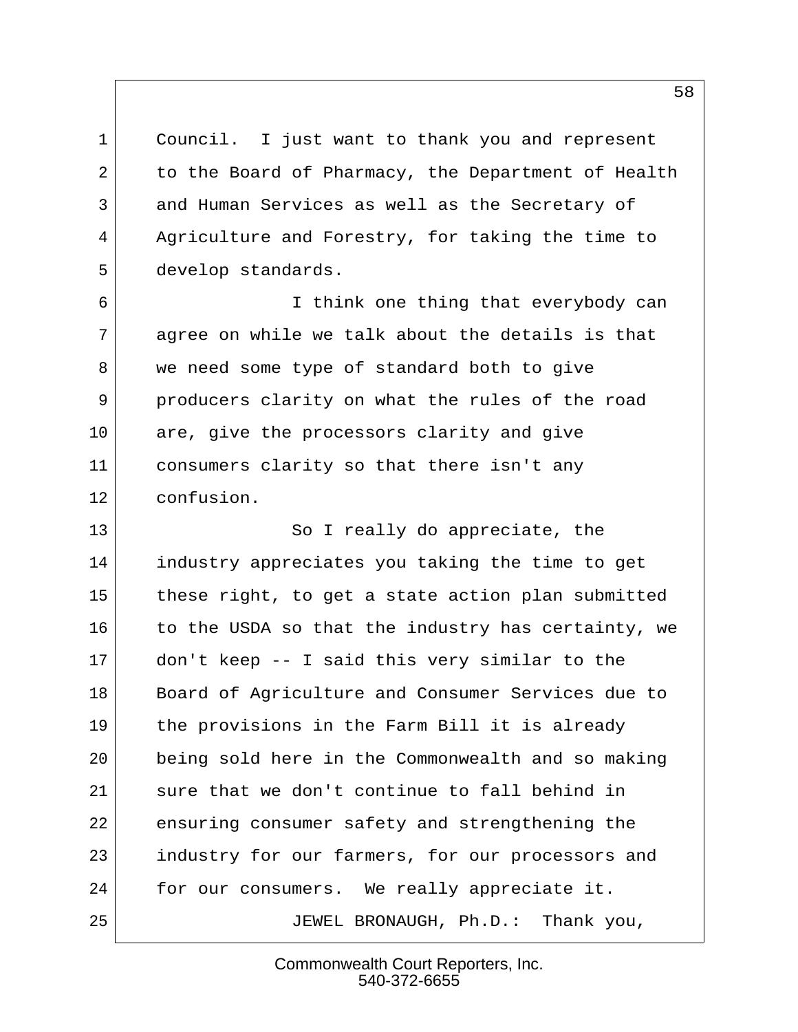Council. I just want to thank you and represent to the Board of Pharmacy, the Department of Health and Human Services as well as the Secretary of Agriculture and Forestry, for taking the time to develop standards.

I think one thing that everybody can agree on while we talk about the details is that we need some type of standard both to give producers clarity on what the rules of the road are, give the processors clarity and give consumers clarity so that there isn't any confusion.

So I really do appreciate, the industry appreciates you taking the time to get these right, to get a state action plan submitted to the USDA so that the industry has certainty, we don't keep -- I said this very similar to the Board of Agriculture and Consumer Services due to the provisions in the Farm Bill it is already being sold here in the Commonwealth and so making sure that we don't continue to fall behind in ensuring consumer safety and strengthening the industry for our farmers, for our processors and for our consumers. We really appreciate it.

JEWEL BRONAUGH, Ph.D.: Thank you,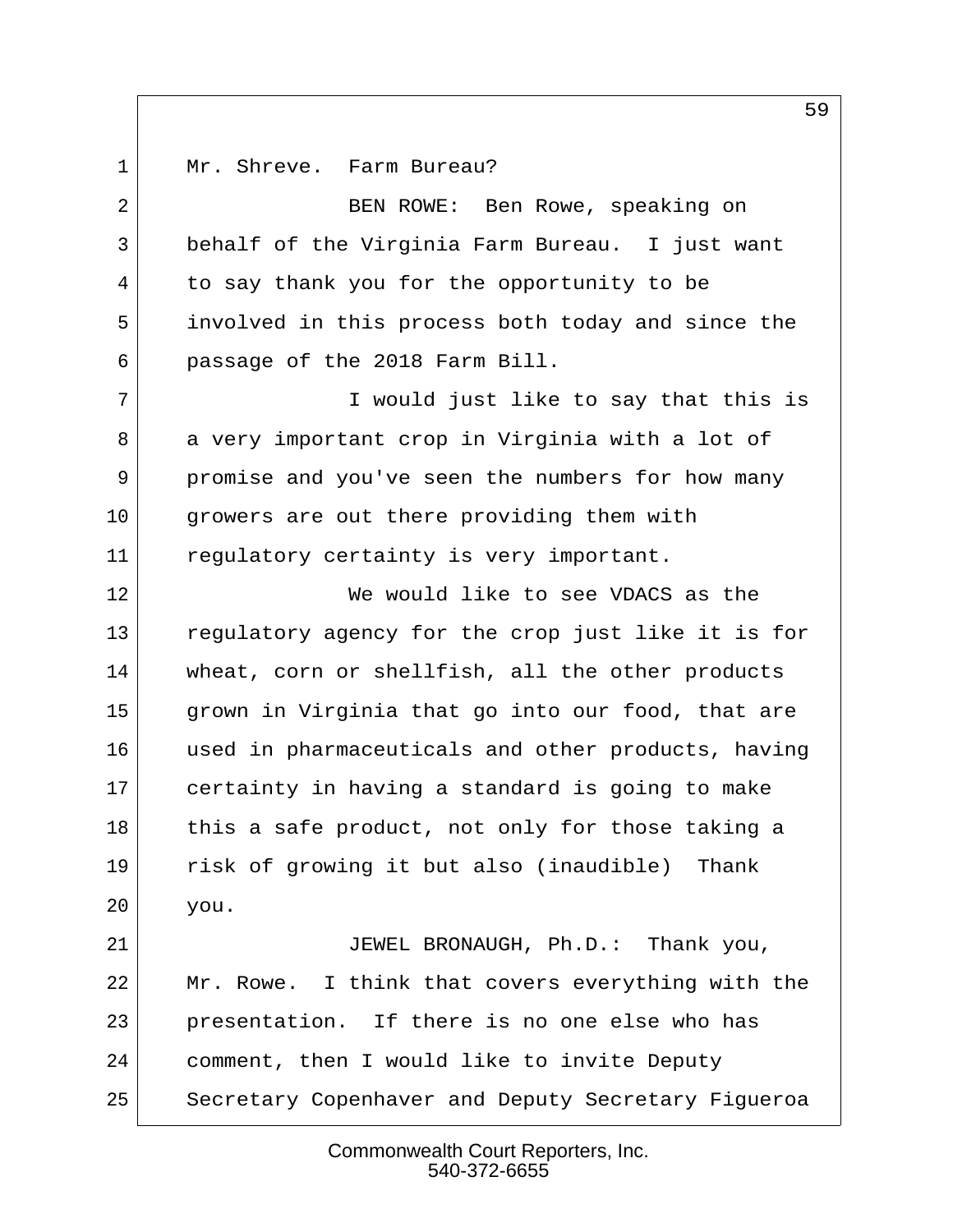Mr. Shreve. Farm Bureau?

BEN ROWE: Ben Rowe, speaking on behalf of the Virginia Farm Bureau. I just want to say thank you for the opportunity to be involved in this process both today and since the passage of the 2018 Farm Bill.

I would just like to say that this is a very important crop in Virginia with a lot of promise and you've seen the numbers for how many growers are out there providing them with regulatory certainty is very important.

We would like to see VDACS as the regulatory agency for the crop just like it is for wheat, corn or shellfish, all the other products grown in Virginia that go into our food, that are used in pharmaceuticals and other products, having certainty in having a standard is going to make this a safe product, not only for those taking a risk of growing it but also (inaudible) Thank you.

JEWEL BRONAUGH, Ph.D.: Thank you, Mr. Rowe. I think that covers everything with the presentation. If there is no one else who has comment, then I would like to invite Deputy Secretary Copenhaver and Deputy Secretary Figueroa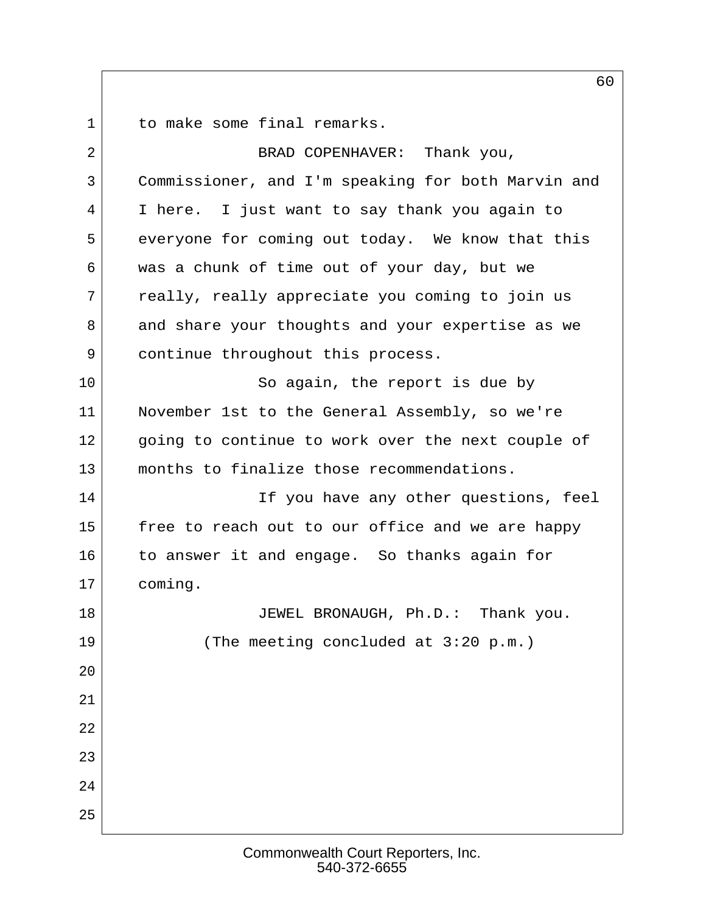to make some final remarks.

BRAD COPENHAVER: Thank you, Commissioner, and I'm speaking for both Marvin and I here. I just want to say thank you again to everyone for coming out today. We know that this was a chunk of time out of your day, but we really, really appreciate you coming to join us and share your thoughts and your expertise as we continue throughout this process.

So again, the report is due by November 1st to the General Assembly, so we're going to continue to work over the next couple of months to finalize those recommendations.

If you have any other questions, feel free to reach out to our office and we are happy to answer it and engage. So thanks again for coming.

JEWEL BRONAUGH, Ph.D.: Thank you.

(The meeting concluded at 3:20 p.m.)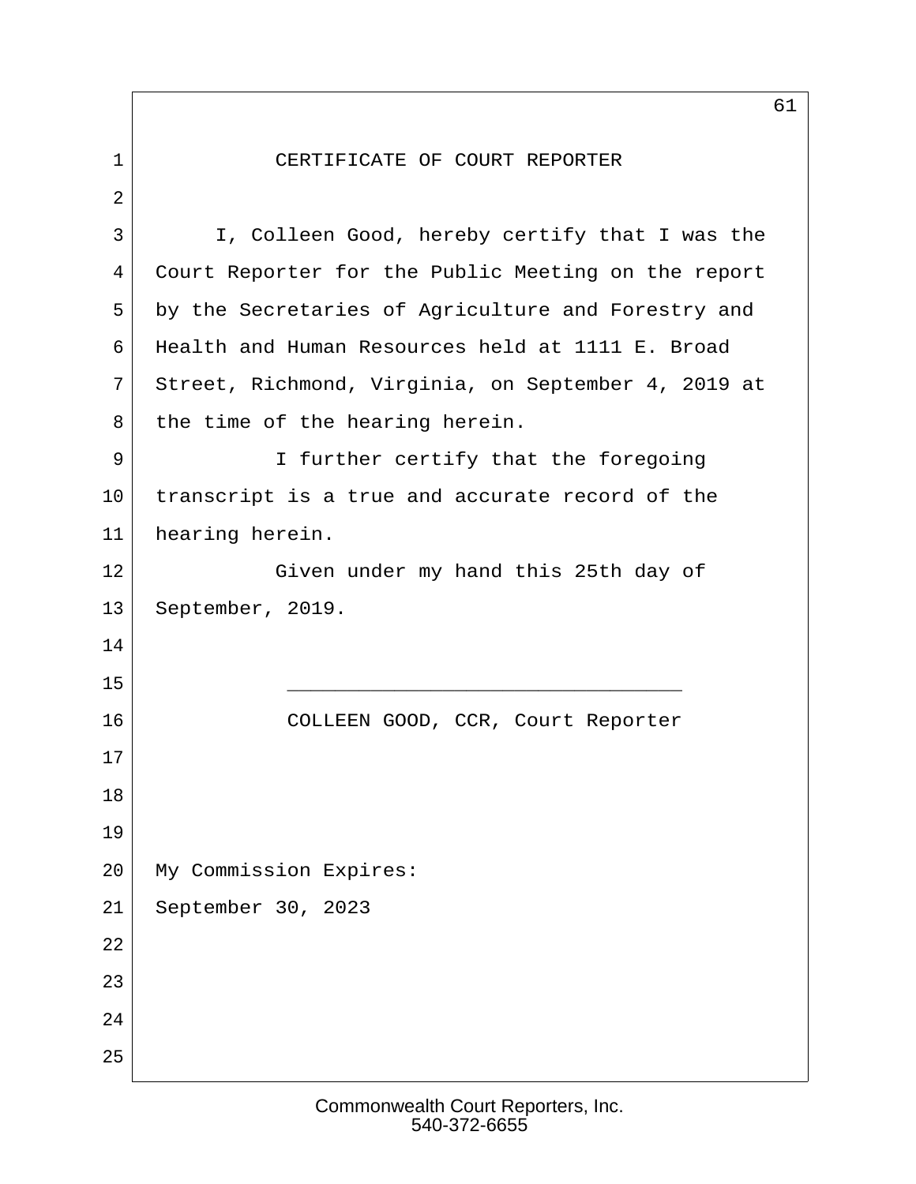# CERTIFICATE OF COURT REPORTER

I, Colleen Good, hereby certify that I was the Court Reporter for the Public Meeting on the report by the Secretaries of Agriculture and Forestry and Health and Human Resources held at 1111 E. Broad Street, Richmond, Virginia, on September 4, 2019 at the time of the hearing herein.

I further certify that the foregoing transcript is a true and accurate record of the hearing herein.

Given under my hand this 25th day of September, 2019.

_________________________________

COLLEEN GOOD, CCR, Court Reporter

My Commission Expires:
September 30, 2023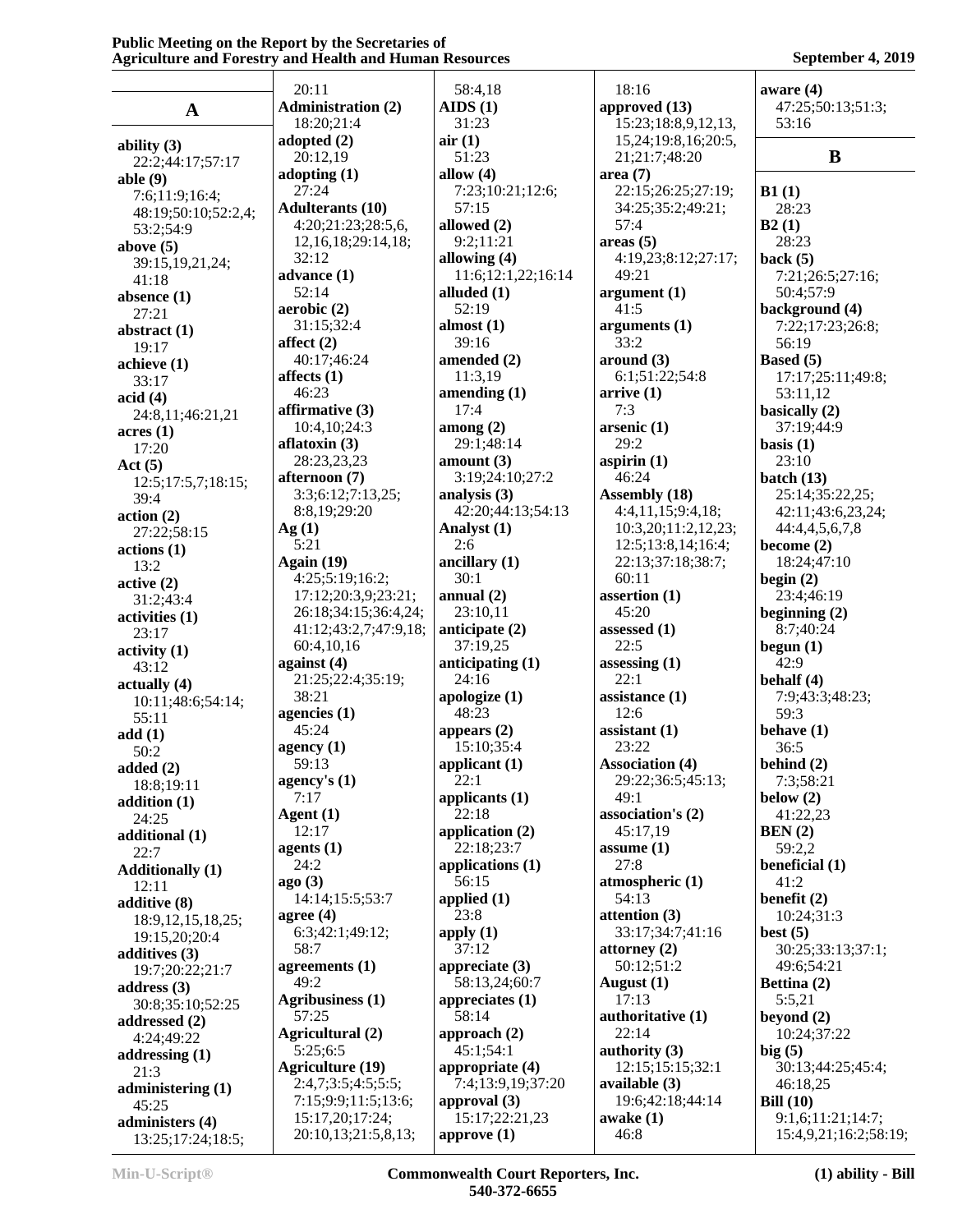## A

**ability (3)**
22:2;44:17;57:17

**able (9)**
7:6;11:9;16:4;
48:19;50:10;52:2,4;
53:2;54:9

**above (5)**
39:15,19,21,24;
41:18

**absence (1)**
27:21

**abstract (1)**
19:17

**achieve (1)**
33:17

**acid (4)**
24:8,11;46:21,21

**acres (1)**
17:20

**Act (5)**
12:5;17:5,7;18:15;
39:4

**action (2)**
27:22;58:15

**actions (1)**
13:2

**active (2)**
31:2;43:4

**activities (1)**
23:17

**activity (1)**
43:12

**actually (4)**
10:11;48:6;54:14;
55:11

**add (1)**
50:2

**added (2)**
18:8;19:11

**addition (1)**
24:25

**additional (1)**
22:7

**Additionally (1)**
12:11

**additive (8)**
18:9,12,15,18,25;
19:15,20;20:4

**additives (3)**
19:7;20:22;21:7

**address (3)**
30:8;35:10;52:25

**addressed (2)**
4:24;49:22

**addressing (1)**
21:3

**administering (1)**
45:25

**administers (4)**
13:25;17:24;18:5;
20:11

**Administration (2)**
18:20;21:4

**adopted (2)**
20:12,19

**adopting (1)**
27:24

**Adulterants (10)**
4:20;21:23;28:5,6,
12,16,18;29:14,18;
32:12

**advance (1)**
52:14

**aerobic (2)**
31:15;32:4

**affect (2)**
40:17;46:24

**affects (1)**
46:23

**affirmative (3)**
10:4,10;24:3

**aflatoxin (3)**
28:23,23,23

**afternoon (7)**
3:3;6:12;7:13,25;
8:8,19;29:20

**Ag (1)**
5:21

**Again (19)**
4:25;5:19;16:2;
17:12;20:3,9;23:21;
26:18;34:15;36:4,24;
41:12;43:2,7;47:9,18;
60:4,10,16

**against (4)**
21:25;22:4;35:19;
38:21

**agencies (1)**
45:24

**agency (1)**
59:13

**agency's (1)**
7:17

**Agent (1)**
12:17

**agents (1)**
24:2

**ago (3)**
14:14;15:5;53:7

**agree (4)**
6:3;42:1;49:12;
58:7

**agreements (1)**
49:2

**Agribusiness (1)**
57:25

**Agricultural (2)**
5:25;6:5

**Agriculture (19)**
2:4,7;3:5;4:5;5:5;
7:15;9:9;11:5;13:6;
15:17,20;17:24;
20:10,13;21:5,8,13;
58:4,18

**AIDS (1)**
31:23

**air (1)**
51:23

**allow (4)**
7:23;10:21;12:6;
57:15

**allowed (2)**
9:2;11:21

**allowing (4)**
11:6;12:1,22;16:14

**alluded (1)**
52:19

**almost (1)**
39:16

**amended (2)**
11:3,19

**amending (1)**
17:4

**among (2)**
29:1;48:14

**amount (3)**
3:19;24:10;27:2

**analysis (3)**
42:20;44:13;54:13

**Analyst (1)**
2:6

**ancillary (1)**
30:1

**annual (2)**
23:10,11

**anticipate (2)**
37:19,25

**anticipating (1)**
24:16

**apologize (1)**
48:23

**appears (2)**
15:10;35:4

**applicant (1)**
22:1

**applicants (1)**
22:18

**application (2)**
22:18;23:7

**applications (1)**
56:15

**applied (1)**
23:8

**apply (1)**
37:12

**appreciate (3)**
58:13,24;60:7

**appreciates (1)**
58:14

**approach (2)**
45:1;54:1

**appropriate (4)**
7:4;13:9,19;37:20

**approval (3)**
15:17;22:21,23

**approve (1)**
18:16

**approved (13)**
15:23;18:8,9,12,13,
15,24;19:8,16;20:5,
21;21:7;48:20

**area (7)**
22:15;26:25;27:19;
34:25;35:2;49:21;
57:4

**areas (5)**
4:19,23;8:12;27:17;
49:21

**argument (1)**
41:5

**arguments (1)**
33:2

**around (3)**
6:1;51:22;54:8

**arrive (1)**
7:3

**arsenic (1)**
29:2

**aspirin (1)**
46:24

**Assembly (18)**
4:4,11,15;9:4,18;
10:3,20;11:2,12,23;
12:5;13:8,14;16:4;
22:13;37:18;38:7;
60:11

**assertion (1)**
45:20

**assessed (1)**
22:5

**assessing (1)**
22:1

**assistance (1)**
12:6

**assistant (1)**
23:22

**Association (4)**
29:22;36:5;45:13;
49:1

**association's (2)**
45:17,19

**assume (1)**
27:8

**atmospheric (1)**
54:13

**attention (3)**
33:17;34:7;41:16

**attorney (2)**
50:12;51:2

**August (1)**
17:13

**authoritative (1)**
22:14

**authority (3)**
12:15;15:15;32:1

**available (3)**
19:6;42:18;44:14

**awake (1)**
46:8

**aware (4)**
47:25;50:13;51:3;
53:16

## B

**B1 (1)**
28:23

**B2 (1)**
28:23

**back (5)**
7:21;26:5;27:16;
50:4;57:9

**background (4)**
7:22;17:23;26:8;
56:19

**Based (5)**
17:17;25:11;49:8;
53:11,12

**basically (2)**
37:19;44:9

**basis (1)**
23:10

**batch (13)**
25:14;35:22,25;
42:11;43:6,23,24;
44:4,4,5,6,7,8

**become (2)**
18:24;47:10

**begin (2)**
23:4;46:19

**beginning (2)**
8:7;40:24

**begun (1)**
42:9

**behalf (4)**
7:9;43:3;48:23;
59:3

**behave (1)**
36:5

**behind (2)**
7:3;58:21

**below (2)**
41:22,23

**BEN (2)**
59:2,2

**beneficial (1)**
41:2

**benefit (2)**
10:24;31:3

**best (5)**
30:25;33:13;37:1;
49:6;54:21

**Bettina (2)**
5:5,21

**beyond (2)**
10:24;37:22

**big (5)**
30:13;44:25;45:4;
46:18,25

**Bill (10)**
9:1,6;11:21;14:7;
15:4,9,21;16:2;58:19;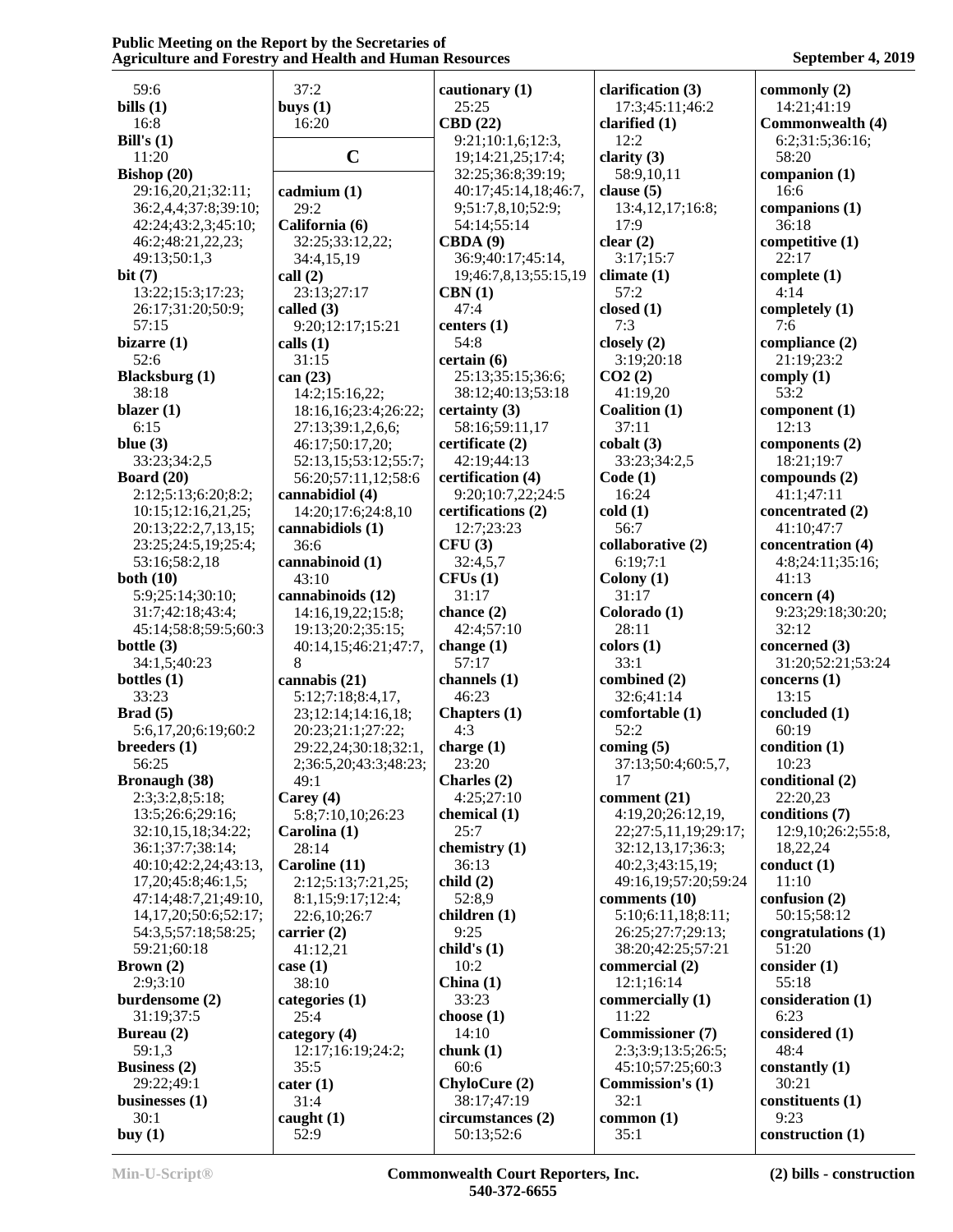59:6
**bills (1)**
16:8
**Bill's (1)**
11:20
**Bishop (20)**
29:16,20,21;32:11;36:2,4,4;37:8;39:10;42:24;43:2,3;45:10;46:2;48:21,22,23;49:13;50:1,3
**bit (7)**
13:22;15:3;17:23;26:17;31:20;50:9;57:15
**bizarre (1)**
52:6
**Blacksburg (1)**
38:18
**blazer (1)**
6:15
**blue (3)**
33:23;34:2,5
**Board (20)**
2:12;5:13;6:20;8:2;10:15;12:16,21,25;20:13;22:2,7,13,15;23:25;24:5,19;25:4;53:16;58:2,18
**both (10)**
5:9;25:14;30:10;31:7;42:18;43:4;45:14;58:8;59:5;60:3
**bottle (3)**
34:1,5;40:23
**bottles (1)**
33:23
**Brad (5)**
5:6,17,20;6:19;60:2
**breeders (1)**
56:25
**Bronaugh (38)**
2:3;3:2,8;5:18;13:5;26:6;29:16;32:10,15,18;34:22;36:1;37:7;38:14;40:10;42:2,24;43:13,17,20;45:8;46:1,5;47:14;48:7,21;49:10,14,17,20;50:6;52:17;54:3,5;57:18;58:25;59:21;60:18
**Brown (2)**
2:9;3:10
**burdensome (2)**
31:19;37:5
**Bureau (2)**
59:1,3
**Business (2)**
29:22;49:1
**businesses (1)**
30:1
**buy (1)**
37:2
**buys (1)**
16:20

## C

**cadmium (1)**
29:2
**California (6)**
32:25;33:12,22;34:4,15,19
**call (2)**
23:13;27:17
**called (3)**
9:20;12:17;15:21
**calls (1)**
31:15
**can (23)**
14:2;15:16,22;18:16,16;23:4;26:22;27:13;39:1,2,6,6;46:17;50:17,20;52:13,15;53:12;55:7;56:20;57:11,12;58:6
**cannabidiol (4)**
14:20;17:6;24:8,10
**cannabidiols (1)**
36:6
**cannabinoid (1)**
43:10
**cannabinoids (12)**
14:16,19,22;15:8;19:13;20:2;35:15;40:14,15;46:21;47:7,8
**cannabis (21)**
5:12;7:18;8:4,17,23;12:14;14:16,18;20:23;21:1;27:22;29:22,24;30:18;32:1,2;36:5,20;43:3;48:23;49:1
**Carey (4)**
5:8;7:10,10;26:23
**Carolina (1)**
28:14
**Caroline (11)**
2:12;5:13;7:21,25;8:1,15;9:17;12:4;22:6,10;26:7
**carrier (2)**
41:12,21
**case (1)**
38:10
**categories (1)**
25:4
**category (4)**
12:17;16:19;24:2;35:5
**cater (1)**
31:4
**caught (1)**
52:9
**cautionary (1)**
25:25
**CBD (22)**
9:21;10:1,6;12:3,19;14:21,25;17:4;32:25;36:8;39:19;40:17;45:14,18;46:7,9;51:7,8,10;52:9;54:14;55:14
**CBDA (9)**
36:9;40:17;45:14,19;46:7,8,13;55:15,19
**CBN (1)**
47:4
**centers (1)**
54:8
**certain (6)**
25:13;35:15;36:6;38:12;40:13;53:18
**certainty (3)**
58:16;59:11,17
**certificate (2)**
42:19;44:13
**certification (4)**
9:20;10:7,22;24:5
**certifications (2)**
12:7;23:23
**CFU (3)**
32:4,5,7
**CFUs (1)**
31:17
**chance (2)**
42:4;57:10
**change (1)**
57:17
**channels (1)**
46:23
**Chapters (1)**
4:3
**charge (1)**
23:20
**Charles (2)**
4:25;27:10
**chemical (1)**
25:7
**chemistry (1)**
36:13
**child (2)**
52:8,9
**children (1)**
9:25
**child's (1)**
10:2
**China (1)**
33:23
**choose (1)**
14:10
**chunk (1)**
60:6
**ChyloCure (2)**
38:17;47:19
**circumstances (2)**
50:13;52:6
**clarification (3)**
17:3;45:11;46:2
**clarified (1)**
12:2
**clarity (3)**
58:9,10,11
**clause (5)**
13:4,12,17;16:8;17:9
**clear (2)**
3:17;15:7
**climate (1)**
57:2
**closed (1)**
7:3
**closely (2)**
3:19;20:18
**CO2 (2)**
41:19,20
**Coalition (1)**
37:11
**cobalt (3)**
33:23;34:2,5
**Code (1)**
16:24
**cold (1)**
56:7
**collaborative (2)**
6:19;7:1
**Colony (1)**
31:17
**Colorado (1)**
28:11
**colors (1)**
33:1
**combined (2)**
32:6;41:14
**comfortable (1)**
52:2
**coming (5)**
37:13;50:4;60:5,7,17
**comment (21)**
4:19,20;26:12,19,22;27:5,11,19;29:17;32:12,13,17;36:3;40:2,3;43:15,19;49:16,19;57:20;59:24
**comments (10)**
5:10;6:11,18;8:11;26:25;27:7;29:13;38:20;42:25;57:21
**commercial (2)**
12:1;16:14
**commercially (1)**
11:22
**Commissioner (7)**
2:3;3:9;13:5;26:5;45:10;57:25;60:3
**Commission's (1)**
32:1
**common (1)**
35:1
**commonly (2)**
14:21;41:19
**Commonwealth (4)**
6:2;31:5;36:16;58:20
**companion (1)**
16:6
**companions (1)**
36:18
**competitive (1)**
22:17
**complete (1)**
4:14
**completely (1)**
7:6
**compliance (2)**
21:19;23:2
**comply (1)**
53:2
**component (1)**
12:13
**components (2)**
18:21;19:7
**compounds (2)**
41:1;47:11
**concentrated (2)**
41:10;47:7
**concentration (4)**
4:8;24:11;35:16;41:13
**concern (4)**
9:23;29:18;30:20;32:12
**concerned (3)**
31:20;52:21;53:24
**concerns (1)**
13:15
**concluded (1)**
60:19
**condition (1)**
10:23
**conditional (2)**
22:20,23
**conditions (7)**
12:9,10;26:2;55:8,18,22,24
**conduct (1)**
11:10
**confusion (2)**
50:15;58:12
**congratulations (1)**
51:20
**consider (1)**
55:18
**consideration (1)**
6:23
**considered (1)**
48:4
**constantly (1)**
30:21
**constituents (1)**
9:23
**construction (1)**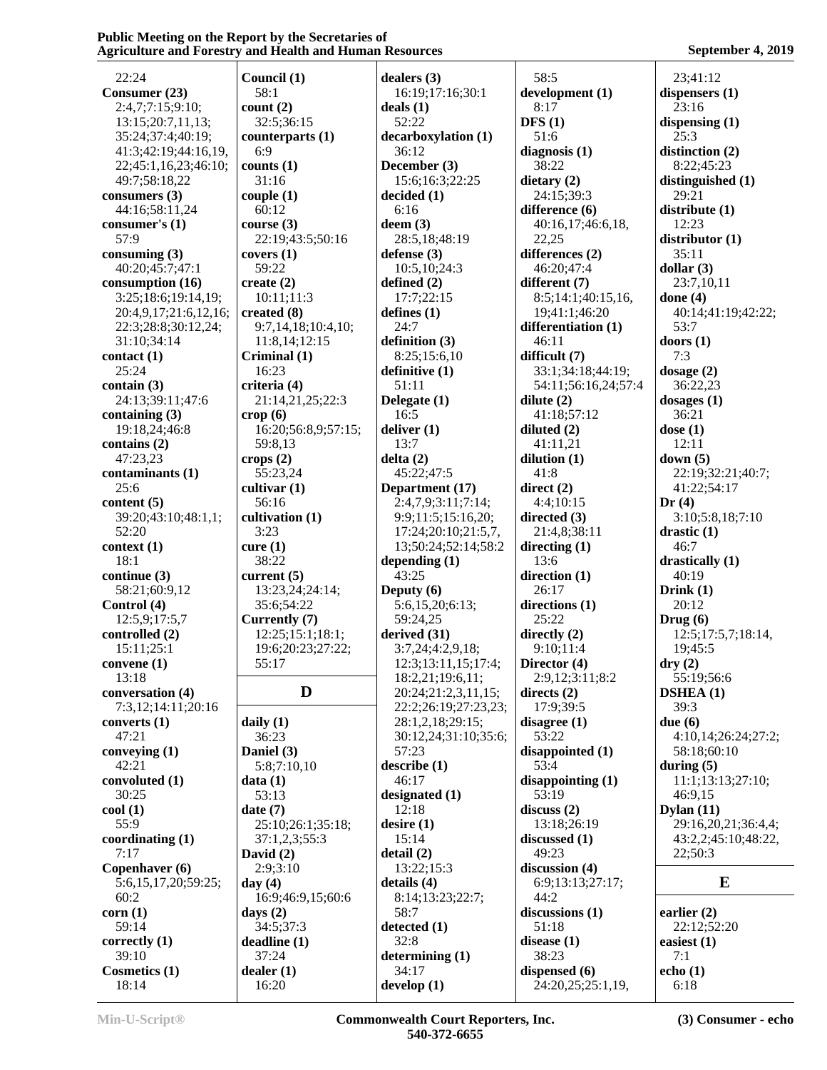22:24
**Consumer (23)**
2:4,7;7:15;9:10;
13:15;20:7,11,13;
35:24;37:4;40:19;
41:3;42:19;44:16,19,
22;45:1,16,23;46:10;
49:7;58:18,22
**consumers (3)**
44:16;58:11,24
**consumer's (1)**
57:9
**consuming (3)**
40:20;45:7;47:1
**consumption (16)**
3:25;18:6;19:14,19;
20:4,9,17;21:6,12,16;
22:3;28:8;30:12,24;
31:10;34:14
**contact (1)**
25:24
**contain (3)**
24:13;39:11;47:6
**containing (3)**
19:18,24;46:8
**contains (2)**
47:23,23
**contaminants (1)**
25:6
**content (5)**
39:20;43:10;48:1,1;
52:20
**context (1)**
18:1
**continue (3)**
58:21;60:9,12
**Control (4)**
12:5,9;17:5,7
**controlled (2)**
15:11;25:1
**convene (1)**
13:18
**conversation (4)**
7:3,12;14:11;20:16
**converts (1)**
47:21
**conveying (1)**
42:21
**convoluted (1)**
30:25
**cool (1)**
55:9
**coordinating (1)**
7:17
**Copenhaver (6)**
5:6,15,17,20;59:25;
60:2
**corn (1)**
59:14
**correctly (1)**
39:10
**Cosmetics (1)**
18:14
**Council (1)**
58:1
**count (2)**
32:5;36:15
**counterparts (1)**
6:9
**counts (1)**
31:16
**couple (1)**
60:12
**course (3)**
22:19;43:5;50:16
**covers (1)**
59:22
**create (2)**
10:11;11:3
**created (8)**
9:7,14,18;10:4,10;
11:8,14;12:15
**Criminal (1)**
16:23
**criteria (4)**
21:14,21,25;22:3
**crop (6)**
16:20;56:8,9;57:15;
59:8,13
**crops (2)**
55:23,24
**cultivar (1)**
56:16
**cultivation (1)**
3:23
**cure (1)**
38:22
**current (5)**
13:23,24;24:14;
35:6;54:22
**Currently (7)**
12:25;15:1;18:1;
19:6;20:23;27:22;
55:17

## D

**daily (1)**
36:23
**Daniel (3)**
5:8;7:10,10
**data (1)**
53:13
**date (7)**
25:10;26:1;35:18;
37:1,2,3;55:3
**David (2)**
2:9;3:10
**day (4)**
16:9;46:9,15;60:6
**days (2)**
34:5;37:3
**deadline (1)**
37:24
**dealer (1)**
16:20
**dealers (3)**
16:19;17:16;30:1
**deals (1)**
52:22
**decarboxylation (1)**
36:12
**December (3)**
15:6;16:3;22:25
**decided (1)**
6:16
**deem (3)**
28:5,18;48:19
**defense (3)**
10:5,10;24:3
**defined (2)**
17:7;22:15
**defines (1)**
24:7
**definition (3)**
8:25;15:6,10
**definitive (1)**
51:11
**Delegate (1)**
16:5
**deliver (1)**
13:7
**delta (2)**
45:22;47:5
**Department (17)**
2:4,7,9;3:11;7:14;
9:9;11:5;15:16,20;
17:24;20:10;21:5,7,
13;50:24;52:14;58:2
**depending (1)**
43:25
**Deputy (6)**
5:6,15,20;6:13;
59:24,25
**derived (31)**
3:7,24;4:2,9,18;
12:3;13:11,15;17:4;
18:2,21;19:6,11;
20:24;21:2,3,11,15;
22:2;26:19;27:23,23;
28:1,2,18;29:15;
30:12,24;31:10;35:6;
57:23
**describe (1)**
46:17
**designated (1)**
12:18
**desire (1)**
15:14
**detail (2)**
13:22;15:3
**details (4)**
8:14;13:23;22:7;
58:7
**detected (1)**
32:8
**determining (1)**
34:17
**develop (1)**
58:5
**development (1)**
8:17
**DFS (1)**
51:6
**diagnosis (1)**
38:22
**dietary (2)**
24:15;39:3
**difference (6)**
40:16,17;46:6,18,
22,25
**differences (2)**
46:20;47:4
**different (7)**
8:5;14:1;40:15,16,
19;41:1;46:20
**differentiation (1)**
46:11
**difficult (7)**
33:1;34:18;44:19;
54:11;56:16,24;57:4
**dilute (2)**
41:18;57:12
**diluted (2)**
41:11,21
**dilution (1)**
41:8
**direct (2)**
4:4;10:15
**directed (3)**
21:4,8;38:11
**directing (1)**
13:6
**direction (1)**
26:17
**directions (1)**
25:22
**directly (2)**
9:10;11:4
**Director (4)**
2:9,12;3:11;8:2
**directs (2)**
17:9;39:5
**disagree (1)**
53:22
**disappointed (1)**
53:4
**disappointing (1)**
53:19
**discuss (2)**
13:18;26:19
**discussed (1)**
49:23
**discussion (4)**
6:9;13:13;27:17;
44:2
**discussions (1)**
51:18
**disease (1)**
38:23
**dispensed (6)**
24:20,25;25:1,19,
23;41:12
**dispensers (1)**
23:16
**dispensing (1)**
25:3
**distinction (2)**
8:22;45:23
**distinguished (1)**
29:21
**distribute (1)**
12:23
**distributor (1)**
35:11
**dollar (3)**
23:7,10,11
**done (4)**
40:14;41:19;42:22;
53:7
**doors (1)**
7:3
**dosage (2)**
36:22,23
**dosages (1)**
36:21
**dose (1)**
12:11
**down (5)**
22:19;32:21;40:7;
41:22;54:17
**Dr (4)**
3:10;5:8,18;7:10
**drastic (1)**
46:7
**drastically (1)**
40:19
**Drink (1)**
20:12
**Drug (6)**
12:5;17:5,7;18:14,
19;45:5
**dry (2)**
55:19;56:6
**DSHEA (1)**
39:3
**due (6)**
4:10,14;26:24;27:2;
58:18;60:10
**during (5)**
11:1;13:13;27:10;
46:9,15
**Dylan (11)**
29:16,20,21;36:4,4;
43:2,2;45:10;48:22,
22;50:3

## E

**earlier (2)**
22:12;52:20
**easiest (1)**
7:1
**echo (1)**
6:18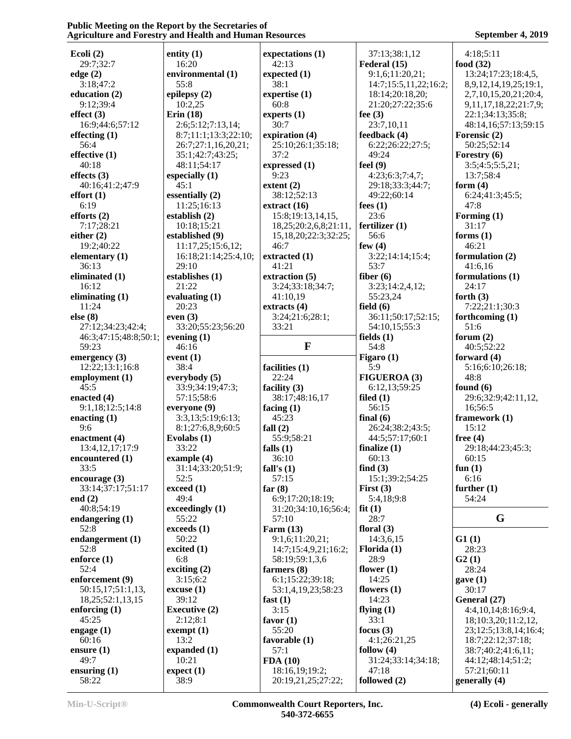**Ecoli (2)**
29:7;32:7
**edge (2)**
3:18;47:2
**education (2)**
9:12;39:4
**effect (3)**
16:9;44:6;57:12
**effecting (1)**
56:4
**effective (1)**
40:18
**effects (3)**
40:16;41:2;47:9
**effort (1)**
6:19
**efforts (2)**
7:17;28:21
**either (2)**
19:2;40:22
**elementary (1)**
36:13
**eliminated (1)**
16:12
**eliminating (1)**
11:24
**else (8)**
27:12;34:23;42:4;
46:3;47:15;48:8;50:1;
59:23
**emergency (3)**
12:22;13:1;16:8
**employment (1)**
45:5
**enacted (4)**
9:1,18;12:5;14:8
**enacting (1)**
9:6
**enactment (4)**
13:4,12,17;17:9
**encountered (1)**
33:5
**encourage (3)**
33:14;37:17;51:17
**end (2)**
40:8;54:19
**endangering (1)**
52:8
**endangerment (1)**
52:8
**enforce (1)**
52:4
**enforcement (9)**
50:15,17;51:1,13,
18,25;52:1,13,15
**enforcing (1)**
45:25
**engage (1)**
60:16
**ensure (1)**
49:7
**ensuring (1)**
58:22
**entity (1)**
16:20
**environmental (1)**
55:8
**epilepsy (2)**
10:2,25
**Erin (18)**
2:6;5:12;7:13,14;
8:7;11:1;13:3;22:10;
26:7;27:1,16,20,21;
35:1;42:7;43:25;
48:11;54:17
**especially (1)**
45:1
**essentially (2)**
11:25;16:13
**establish (2)**
10:18;15:21
**established (9)**
11:17,25;15:6,12;
16:18;21:14;25:4,10;
29:10
**establishes (1)**
21:22
**evaluating (1)**
20:23
**even (3)**
33:20;55:23;56:20
**evening (1)**
46:16
**event (1)**
38:4
**everybody (5)**
33:9;34:19;47:3;
57:15;58:6
**everyone (9)**
3:3,13;5:19;6:13;
8:1;27:6,8,9;60:5
**Evolabs (1)**
33:22
**example (4)**
31:14;33:20;51:9;
52:5
**exceed (1)**
49:4
**exceedingly (1)**
55:22
**exceeds (1)**
50:22
**excited (1)**
6:8
**exciting (2)**
3:15;6:2
**excuse (1)**
39:12
**Executive (2)**
2:12;8:1
**exempt (1)**
13:2
**expanded (1)**
10:21
**expect (1)**
38:9
**expectations (1)**
42:13
**expected (1)**
38:1
**expertise (1)**
60:8
**experts (1)**
30:7
**expiration (4)**
25:10;26:1;35:18;
37:2
**expressed (1)**
9:23
**extent (2)**
38:12;52:13
**extract (16)**
15:8;19:13,14,15,
18,25;20:2,6,8;21:11,
15,18,20;22:3;32:25;
46:7
**extracted (1)**
41:21
**extraction (5)**
3:24;33:18;34:7;
41:10,19
**extracts (4)**
3:24;21:6;28:1;
33:21

## F

**facilities (1)**
22:24
**facility (3)**
38:17;48:16,17
**facing (1)**
45:23
**fall (2)**
55:9;58:21
**falls (1)**
36:10
**fall's (1)**
57:15
**far (8)**
6:9;17:20;18:19;
31:20;34:10,16;56:4;
57:10
**Farm (13)**
9:1,6;11:20,21;
14:7;15:4,9,21;16:2;
58:19;59:1,3,6
**farmers (8)**
6:1;15:22;39:18;
53:1,4,19,23;58:23
**fast (1)**
3:15
**favor (1)**
55:20
**favorable (1)**
57:1
**FDA (10)**
18:16,19;19:2;
20:19,21,25;27:22;
37:13;38:1,12
**Federal (15)**
9:1,6;11:20,21;
14:7;15:5,11,22;16:2;
18:14;20:18,20;
21:20;27:22;35:6
**fee (3)**
23:7,10,11
**feedback (4)**
6:22;26:22;27:5;
49:24
**feel (9)**
4:23;6:3;7:4,7;
29:18;33:3;44:7;
49:22;60:14
**fees (1)**
23:6
**fertilizer (1)**
56:6
**few (4)**
3:22;14:14;15:4;
53:7
**fiber (6)**
3:23;14:2,4,12;
55:23,24
**field (6)**
36:11;50:17;52:15;
54:10,15;55:3
**fields (1)**
54:8
**Figaro (1)**
5:9
**FIGUEROA (3)**
6:12,13;59:25
**filed (1)**
56:15
**final (6)**
26:24;38:2;43:5;
44:5;57:17;60:1
**finalize (1)**
60:13
**find (3)**
15:1;39:2;54:25
**First (3)**
5:4,18;9:8
**fit (1)**
28:7
**floral (3)**
14:3,6,15
**Florida (1)**
28:9
**flower (1)**
14:25
**flowers (1)**
14:23
**flying (1)**
33:1
**focus (3)**
4:1;26:21,25
**follow (4)**
31:24;33:14;34:18;
47:18
**followed (2)**
4:18;5:11
**food (32)**
13:24;17:23;18:4,5,
8,9,12,14,19,25;19:1,
2,7,10,15,20,21;20:4,
9,11,17,18,22;21:7,9;
22:1;34:13;35:8;
48:14,16;57:13;59:15
**Forensic (2)**
50:25;52:14
**Forestry (6)**
3:5;4:5;5:5,21;
13:7;58:4
**form (4)**
6:24;41:3;45:5;
47:8
**Forming (1)**
31:17
**forms (1)**
46:21
**formulation (2)**
41:6,16
**formulations (1)**
24:17
**forth (3)**
7:22;21:1;30:3
**forthcoming (1)**
51:6
**forum (2)**
40:5;52:22
**forward (4)**
5:16;6:10;26:18;
48:8
**found (6)**
29:6;32:9;42:11,12,
16;56:5
**framework (1)**
15:12
**free (4)**
29:18;44:23;45:3;
60:15
**fun (1)**
6:16
**further (1)**
54:24

## G

**G1 (1)**
28:23
**G2 (1)**
28:24
**gave (1)**
30:17
**General (27)**
4:4,10,14;8:16;9:4,
18;10:3,20;11:2,12,
23;12:5;13:8,14;16:4;
18:7;22:12;37:18;
38:7;40:2;41:6,11;
44:12;48:14;51:2;
57:21;60:11
**generally (4)**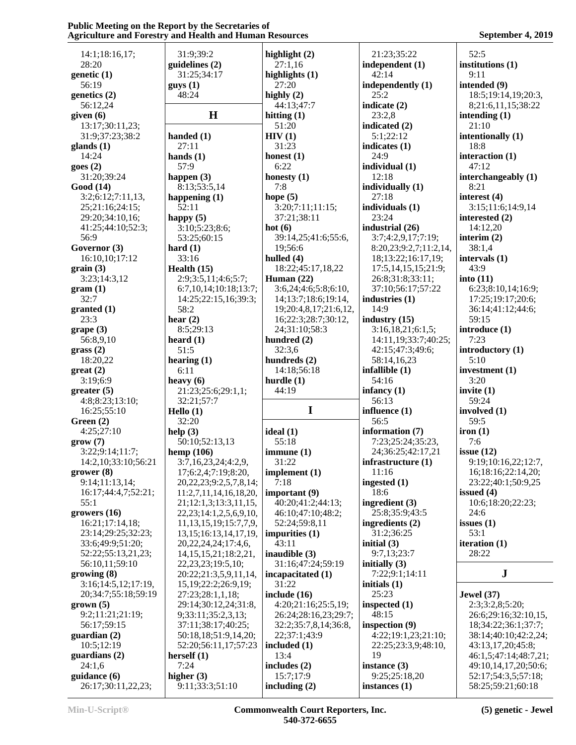14:1;18:16,17;
28:20
**genetic (1)**
56:19
**genetics (2)**
56:12,24
**given (6)**
13:17;30:11,23;
31:9;37:23;38:2
**glands (1)**
14:24
**goes (2)**
31:20;39:24
**Good (14)**
3:2;6:12;7:11,13,
25;21:16;24:15;
29:20;34:10,16;
41:25;44:10;52:3;
56:9
**Governor (3)**
16:10,10;17:12
**grain (3)**
3:23;14:3,12
**gram (1)**
32:7
**granted (1)**
23:3
**grape (3)**
56:8,9,10
**grass (2)**
18:20,22
**great (2)**
3:19;6:9
**greater (5)**
4:8;8:23;13:10;
16:25;55:10
**Green (2)**
4:25;27:10
**grow (7)**
3:22;9:14;11:7;
14:2,10;33:10;56:21
**grower (8)**
9:14;11:13,14;
16:17;44:4,7;52:21;
55:1
**growers (16)**
16:21;17:14,18;
23:14;29:25;32:23;
33:6;49:9;51:20;
52:22;55:13,21,23;
56:10,11;59:10
**growing (8)**
3:16;14:5,12;17:19,
20;34:7;55:18;59:19
**grown (5)**
9:2;11:21;21:19;
56:17;59:15
**guardian (2)**
10:5;12:19
**guardians (2)**
24:1,6
**guidance (6)**
26:17;30:11,22,23;
31:9;39:2
**guidelines (2)**
31:25;34:17
**guys (1)**
48:24

## H

**handed (1)**
27:11
**hands (1)**
57:9
**happen (3)**
8:13;53:5,14
**happening (1)**
52:11
**happy (5)**
3:10;5:23;8:6;
53:25;60:15
**hard (1)**
33:16
**Health (15)**
2:9;3:5,11;4:6;5:7;
6:7,10,14;10:18;13:7;
14:25;22:15,16;39:3;
58:2
**hear (2)**
8:5;29:13
**heard (1)**
51:5
**hearing (1)**
6:11
**heavy (6)**
21:23;25:6;29:1,1;
32:21;57:7
**Hello (1)**
32:20
**help (3)**
50:10;52:13,13
**hemp (106)**
3:7,16,23,24;4:2,9,
17;6:2,4;7:19;8:20,
20,22,23;9:2,5,7,8,14;
11:2,7,11,14,16,18,20,
21;12:1,3;13:3,11,15,
22,23;14:1,2,5,6,9,10,
11,13,15,19;15:7,7,9,
13,15;16:13,14,17,19,
20,22,24,24;17:4,6,
14,15,15,21;18:2,21,
22,23,23;19:5,10;
20:22;21:3,5,9,11,14,
15,19;22:2;26:9,19;
27:23;28:1,1,18;
29:14;30:12,24;31:8,
9;33:11;35:2,3,13;
37:11;38:17;40:25;
50:18,18;51:9,14,20;
52:20;56:11,17;57:23
**herself (1)**
7:24
**higher (3)**
9:11;33:3;51:10
**highlight (2)**
27:1,16
**highlights (1)**
27:20
**highly (2)**
44:13;47:7
**hitting (1)**
51:20
**HIV (1)**
31:23
**honest (1)**
6:22
**honesty (1)**
7:8
**hope (5)**
3:20;7:11;11:15;
37:21;38:11
**hot (6)**
39:14,25;41:6;55:6,
19;56:6
**hulled (4)**
18:22;45:17,18,22
**Human (22)**
3:6,24;4:6;5:8;6:10,
14;13:7;18:6;19:14,
19;20:4,8,17;21:6,12,
16;22:3;28:7;30:12,
24;31:10;58:3
**hundred (2)**
32:3,6
**hundreds (2)**
14:18;56:18
**hurdle (1)**
44:19

## I

**ideal (1)**
55:18
**immune (1)**
31:22
**implement (1)**
7:18
**important (9)**
40:20;41:2;44:13;
46:10;47:10;48:2;
52:24;59:8,11
**impurities (1)**
43:11
**inaudible (3)**
31:16;47:24;59:19
**incapacitated (1)**
31:22
**include (16)**
4:20;21:16;25:5,19;
26:24;28:16,23;29:7;
32:2;35:7,8,14;36:8,
22;37:1;43:9
**included (1)**
13:4
**includes (2)**
15:7;17:9
**including (2)**
21:23;35:22
**independent (1)**
42:14
**independently (1)**
25:2
**indicate (2)**
23:2,8
**indicated (2)**
5:1;22:12
**indicates (1)**
24:9
**individual (1)**
12:18
**individually (1)**
27:18
**individuals (1)**
23:24
**industrial (26)**
3:7;4:2,9,17;7:19;
8:20,23;9:2,7;11:2,14,
18;13:22;16:17,19;
17:5,14,15,15;21:9;
26:8;31:8;33:11;
37:10;56:17;57:22
**industries (1)**
14:9
**industry (15)**
3:16,18,21;6:1,5;
14:11,19;33:7;40:25;
42:15;47:3;49:6;
58:14,16,23
**infallible (1)**
54:16
**infancy (1)**
56:13
**influence (1)**
56:5
**information (7)**
7:23;25:24;35:23,
24;36:25;42:17,21
**infrastructure (1)**
11:16
**ingested (1)**
18:6
**ingredient (3)**
25:8;35:9;43:5
**ingredients (2)**
31:2;36:25
**initial (3)**
9:7,13;23:7
**initially (3)**
7:22;9:1;14:11
**initials (1)**
25:23
**inspected (1)**
48:15
**inspection (9)**
4:22;19:1,23;21:10;
22:25;23:3,9;48:10,
19
**instance (3)**
9:25;25:18,20
**instances (1)**
52:5
**institutions (1)**
9:11
**intended (9)**
18:5;19:14,19;20:3,
8;21:6,11,15;38:22
**intending (1)**
21:10
**intentionally (1)**
18:8
**interaction (1)**
47:12
**interchangeably (1)**
8:21
**interest (4)**
3:15;11:6;14:9,14
**interested (2)**
14:12,20
**interim (2)**
38:1,4
**intervals (1)**
43:9
**into (11)**
6:23;8:10,14;16:9;
17:25;19:17;20:6;
36:14;41:12;44:6;
59:15
**introduce (1)**
7:23
**introductory (1)**
5:10
**investment (1)**
3:20
**invite (1)**
59:24
**involved (1)**
59:5
**iron (1)**
7:6
**issue (12)**
9:19;10:16,22;12:7,
16;18:16;22:14,20;
23:22;40:1;50:9,25
**issued (4)**
10:6;18:20;22:23;
24:6
**issues (1)**
53:1
**iteration (1)**
28:22

## J

**Jewel (37)**
2:3;3:2,8;5:20;
26:6;29:16;32:10,15,
18;34:22;36:1;37:7;
38:14;40:10;42:2,24;
43:13,17,20;45:8;
46:1,5;47:14;48:7,21;
49:10,14,17,20;50:6;
52:17;54:3,5;57:18;
58:25;59:21;60:18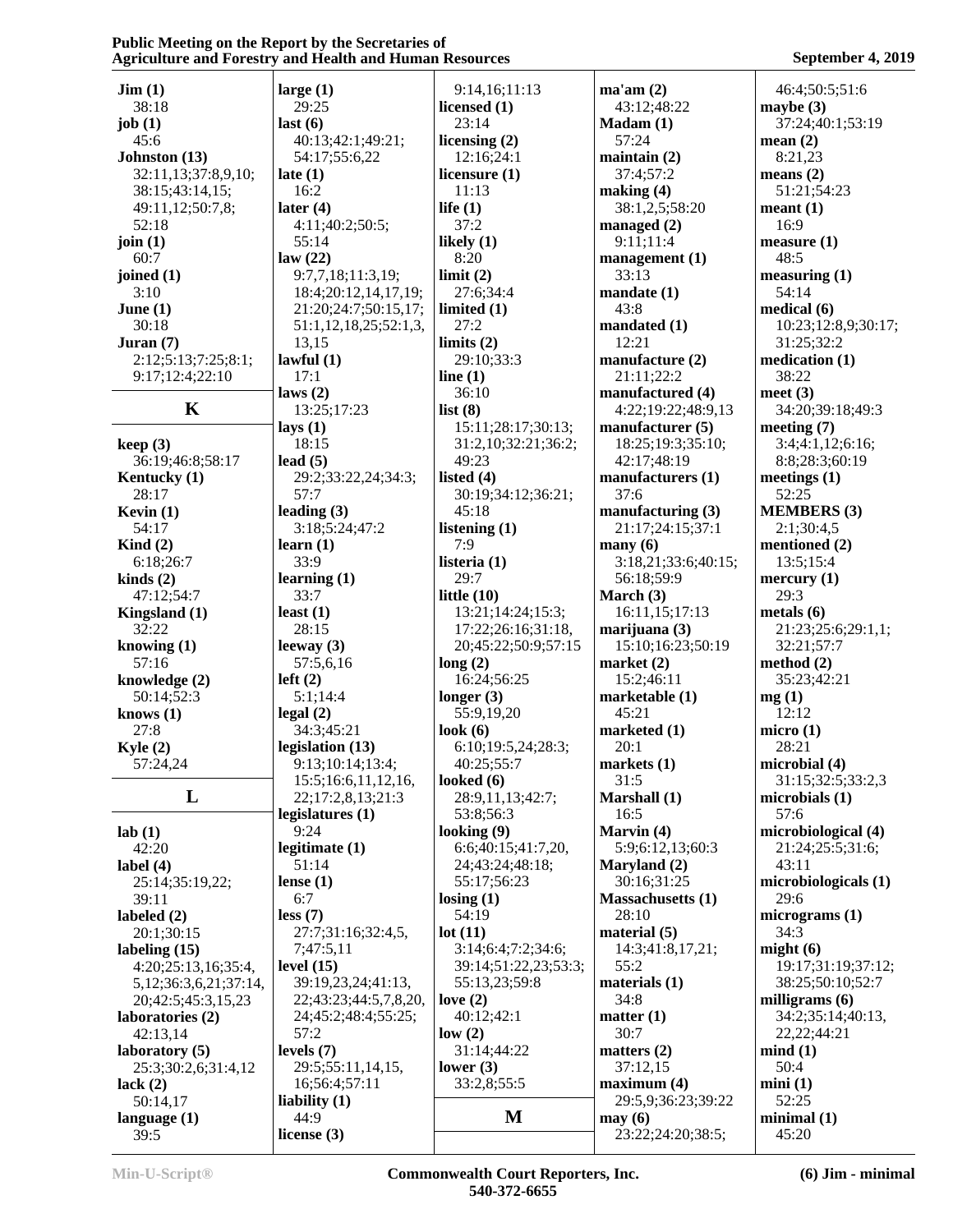**Jim (1)**
38:18
**job (1)**
45:6
**Johnston (13)**
32:11,13;37:8,9,10;
38:15;43:14,15;
49:11,12;50:7,8;
52:18
**join (1)**
60:7
**joined (1)**
3:10
**June (1)**
30:18
**Juran (7)**
2:12;5:13;7:25;8:1;
9:17;12:4;22:10

## K

**keep (3)**
36:19;46:8;58:17
**Kentucky (1)**
28:17
**Kevin (1)**
54:17
**Kind (2)**
6:18;26:7
**kinds (2)**
47:12;54:7
**Kingsland (1)**
32:22
**knowing (1)**
57:16
**knowledge (2)**
50:14;52:3
**knows (1)**
27:8
**Kyle (2)**
57:24,24

## L

**lab (1)**
42:20
**label (4)**
25:14;35:19,22;
39:11
**labeled (2)**
20:1;30:15
**labeling (15)**
4:20;25:13,16;35:4,
5,12;36:3,6,21;37:14,
20;42:5;45:3,15,23
**laboratories (2)**
42:13,14
**laboratory (5)**
25:3;30:2,6;31:4,12
**lack (2)**
50:14,17
**language (1)**
39:5
**large (1)**
29:25
**last (6)**
40:13;42:1;49:21;
54:17;55:6,22
**late (1)**
16:2
**later (4)**
4:11;40:2;50:5;
55:14
**law (22)**
9:7,7,18;11:3,19;
18:4;20:12,14,17,19;
21:20;24:7;50:15,17;
51:1,12,18,25;52:1,3,
13,15
**lawful (1)**
17:1
**laws (2)**
13:25;17:23
**lays (1)**
18:15
**lead (5)**
29:2;33:22,24;34:3;
57:7
**leading (3)**
3:18;5:24;47:2
**learn (1)**
33:9
**learning (1)**
33:7
**least (1)**
28:15
**leeway (3)**
57:5,6,16
**left (2)**
5:1;14:4
**legal (2)**
34:3;45:21
**legislation (13)**
9:13;10:14;13:4;
15:5;16:6,11,12,16,
22;17:2,8,13;21:3
**legislatures (1)**
9:24
**legitimate (1)**
51:14
**lense (1)**
6:7
**less (7)**
27:7;31:16;32:4,5,
7;47:5,11
**level (15)**
39:19,23,24;41:13,
22;43:23;44:5,7,8,20,
24;45:2;48:4;55:25;
57:2
**levels (7)**
29:5;55:11,14,15,
16;56:4;57:11
**liability (1)**
44:9
**license (3)**
9:14,16;11:13
**licensed (1)**
23:14
**licensing (2)**
12:16;24:1
**licensure (1)**
11:13
**life (1)**
37:2
**likely (1)**
8:20
**limit (2)**
27:6;34:4
**limited (1)**
27:2
**limits (2)**
29:10;33:3
**line (1)**
36:10
**list (8)**
15:11;28:17;30:13;
31:2,10;32:21;36:2;
49:23
**listed (4)**
30:19;34:12;36:21;
45:18
**listening (1)**
7:9
**listeria (1)**
29:7
**little (10)**
13:21;14:24;15:3;
17:22;26:16;31:18,
20;45:22;50:9;57:15
**long (2)**
16:24;56:25
**longer (3)**
55:9,19,20
**look (6)**
6:10;19:5,24;28:3;
40:25;55:7
**looked (6)**
28:9,11,13;42:7;
53:8;56:3
**looking (9)**
6:6;40:15;41:7,20,
24;43:24;48:18;
55:17;56:23
**losing (1)**
54:19
**lot (11)**
3:14;6:4;7:2;34:6;
39:14;51:22,23;53:3;
55:13,23;59:8
**love (2)**
40:12;42:1
**low (2)**
31:14;44:22
**lower (3)**
33:2,8;55:5

## M

**ma'am (2)**
43:12;48:22
**Madam (1)**
57:24
**maintain (2)**
37:4;57:2
**making (4)**
38:1,2,5;58:20
**managed (2)**
9:11;11:4
**management (1)**
33:13
**mandate (1)**
43:8
**mandated (1)**
12:21
**manufacture (2)**
21:11;22:2
**manufactured (4)**
4:22;19:22;48:9,13
**manufacturer (5)**
18:25;19:3;35:10;
42:17;48:19
**manufacturers (1)**
37:6
**manufacturing (3)**
21:17;24:15;37:1
**many (6)**
3:18,21;33:6;40:15;
56:18;59:9
**March (3)**
16:11,15;17:13
**marijuana (3)**
15:10;16:23;50:19
**market (2)**
15:2;46:11
**marketable (1)**
45:21
**marketed (1)**
20:1
**markets (1)**
31:5
**Marshall (1)**
16:5
**Marvin (4)**
5:9;6:12,13;60:3
**Maryland (2)**
30:16;31:25
**Massachusetts (1)**
28:10
**material (5)**
14:3;41:8,17,21;
55:2
**materials (1)**
34:8
**matter (1)**
30:7
**matters (2)**
37:12,15
**maximum (4)**
29:5,9;36:23;39:22
**may (6)**
23:22;24:20;38:5;
46:4;50:5;51:6
**maybe (3)**
37:24;40:1;53:19
**mean (2)**
8:21,23
**means (2)**
51:21;54:23
**meant (1)**
16:9
**measure (1)**
48:5
**measuring (1)**
54:14
**medical (6)**
10:23;12:8,9;30:17;
31:25;32:2
**medication (1)**
38:22
**meet (3)**
34:20;39:18;49:3
**meeting (7)**
3:4;4:1,12;6:16;
8:8;28:3;60:19
**meetings (1)**
52:25
**MEMBERS (3)**
2:1;30:4,5
**mentioned (2)**
13:5;15:4
**mercury (1)**
29:3
**metals (6)**
21:23;25:6;29:1,1;
32:21;57:7
**method (2)**
35:23;42:21
**mg (1)**
12:12
**micro (1)**
28:21
**microbial (4)**
31:15;32:5;33:2,3
**microbials (1)**
57:6
**microbiological (4)**
21:24;25:5;31:6;
43:11
**microbiologicals (1)**
29:6
**micrograms (1)**
34:3
**might (6)**
19:17;31:19;37:12;
38:25;50:10;52:7
**milligrams (6)**
34:2;35:14;40:13,
22,22;44:21
**mind (1)**
50:4
**mini (1)**
52:25
**minimal (1)**
45:20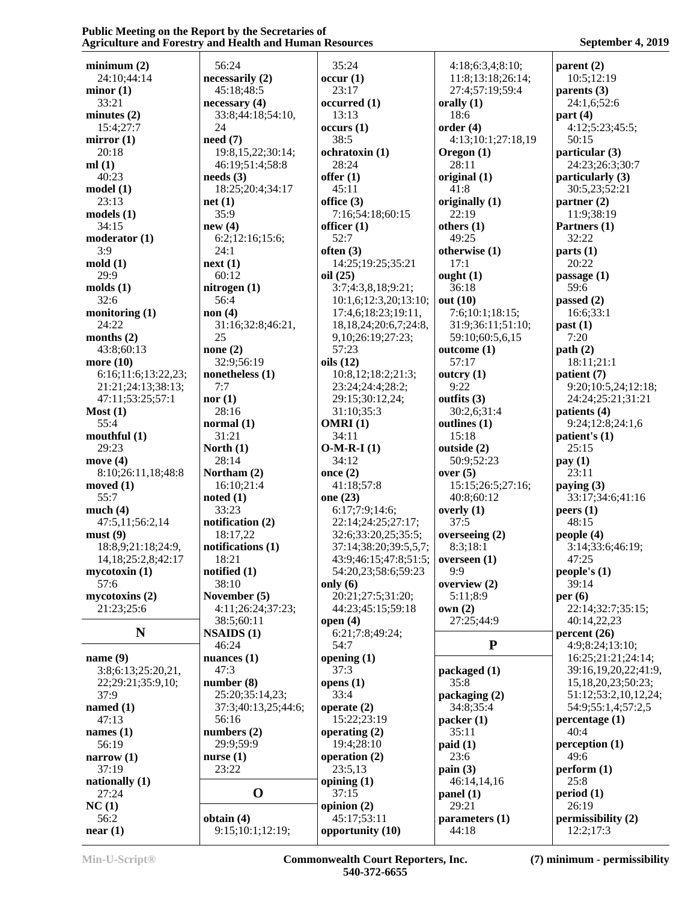**minimum (2)**
24:10;44:14
**minor (1)**
33:21
**minutes (2)**
15:4;27:7
**mirror (1)**
20:18
**ml (1)**
40:23
**model (1)**
23:13
**models (1)**
34:15
**moderator (1)**
3:9
**mold (1)**
29:9
**molds (1)**
32:6
**monitoring (1)**
24:22
**months (2)**
43:8;60:13
**more (10)**
6:16;11:6;13:22,23;21:21;24:13;38:13;47:11;53:25;57:1
**Most (1)**
55:4
**mouthful (1)**
29:23
**move (4)**
8:10;26:11,18;48:8
**moved (1)**
55:7
**much (4)**
47:5,11;56:2,14
**must (9)**
18:8,9;21:18;24:9,14,18;25:2,8;42:17
**mycotoxin (1)**
57:6
**mycotoxins (2)**
21:23;25:6

## N

**name (9)**
3:8;6:13;25:20,21,22;29:21;35:9,10;37:9
**named (1)**
47:13
**names (1)**
56:19
**narrow (1)**
37:19
**nationally (1)**
27:24
**NC (1)**
56:2
**near (1)**
56:24
**necessarily (2)**
45:18;48:5
**necessary (4)**
33:8;44:18;54:10,24
**need (7)**
19:8,15,22;30:14;46:19;51:4;58:8
**needs (3)**
18:25;20:4;34:17
**net (1)**
35:9
**new (4)**
6:2;12:16;15:6;24:1
**next (1)**
60:12
**nitrogen (1)**
56:4
**non (4)**
31:16;32:8;46:21,25
**none (2)**
32:9;56:19
**nonetheless (1)**
7:7
**nor (1)**
28:16
**normal (1)**
31:21
**North (1)**
28:14
**Northam (2)**
16:10;21:4
**noted (1)**
33:23
**notification (2)**
18:17,22
**notifications (1)**
18:21
**notified (1)**
38:10
**November (5)**
4:11;26:24;37:23;38:5;60:11
**NSAIDS (1)**
46:24
**nuances (1)**
47:3
**number (8)**
25:20;35:14,23;37:3;40:13,25;44:6;56:16
**numbers (2)**
29:9;59:9
**nurse (1)**
23:22

## O

**obtain (4)**
9:15;10:1;12:19;35:24
**occur (1)**
23:17
**occurred (1)**
13:13
**occurs (1)**
38:5
**ochratoxin (1)**
28:24
**offer (1)**
45:11
**office (3)**
7:16;54:18;60:15
**officer (1)**
52:7
**often (3)**
14:25;19:25;35:21
**oil (25)**
3:7;4:3,8,18;9:21;10:1,6;12:3,20;13:10;17:4,6;18:23;19:11,18,18,24;20:6,7;24:8,9,10;26:19;27:23;57:23
**oils (12)**
10:8,12;18:2;21:3;23:24;24:4;28:2;29:15;30:12,24;31:10;35:3
**OMRI (1)**
34:11
**O-M-R-I (1)**
34:12
**once (2)**
41:18;57:8
**one (23)**
6:17;7:9;14:6;22:14;24:25;27:17;32:6;33:20,25;35:5;37:14;38:20;39:5,5,7;43:9;46:15;47:8;51:5;54:20,23;58:6;59:23
**only (6)**
20:21;27:5;31:20;44:23;45:15;59:18
**open (4)**
6:21;7:8;49:24;54:7
**opening (1)**
37:3
**opens (1)**
33:4
**operate (2)**
15:22;23:19
**operating (2)**
19:4;28:10
**operation (2)**
23:5,13
**opining (1)**
37:15
**opinion (2)**
45:17;53:11
**opportunity (10)**
4:18;6:3,4;8:10;11:8;13:18;26:14;27:4;57:19;59:4
**orally (1)**
18:6
**order (4)**
4:13;10:1;27:18,19
**Oregon (1)**
28:11
**original (1)**
41:8
**originally (1)**
22:19
**others (1)**
49:25
**otherwise (1)**
17:1
**ought (1)**
36:18
**out (10)**
7:6;10:1;18:15;31:9;36:11;51:10;59:10;60:5,6,15
**outcome (1)**
57:17
**outcry (1)**
9:22
**outfits (3)**
30:2,6;31:4
**outlines (1)**
15:18
**outside (2)**
50:9;52:23
**over (5)**
15:15;26:5;27:16;40:8;60:12
**overly (1)**
37:5
**overseeing (2)**
8:3;18:1
**overseen (1)**
9:9
**overview (2)**
5:11;8:9
**own (2)**
27:25;44:9

## P

**packaged (1)**
35:8
**packaging (2)**
34:8;35:4
**packer (1)**
35:11
**paid (1)**
23:6
**pain (3)**
46:14,14,16
**panel (1)**
29:21
**parameters (1)**
44:18
**parent (2)**
10:5;12:19
**parents (3)**
24:1,6;52:6
**part (4)**
4:12;5:23;45:5;50:15
**particular (3)**
24:23;26:3;30:7
**particularly (3)**
30:5,23;52:21
**partner (2)**
11:9;38:19
**Partners (1)**
32:22
**parts (1)**
20:22
**passage (1)**
59:6
**passed (2)**
16:6;33:1
**past (1)**
7:20
**path (2)**
18:11;21:1
**patient (7)**
9:20;10:5,24;12:18;24:24;25:21;31:21
**patients (4)**
9:24;12:8;24:1,6
**patient's (1)**
25:15
**pay (1)**
23:11
**paying (3)**
33:17;34:6;41:16
**peers (1)**
48:15
**people (4)**
3:14;33:6;46:19;47:25
**people's (1)**
39:14
**per (6)**
22:14;32:7;35:15;40:14,22,23
**percent (26)**
4:9;8:24;13:10;16:25;21:21;24:14;39:16,19,20,22;41:9,15,18,20,23;50:23;51:12;53:2,10,12,24;54:9;55:1,4;57:2,5
**percentage (1)**
40:4
**perception (1)**
49:6
**perform (1)**
25:8
**period (1)**
26:19
**permissibility (2)**
12:2;17:3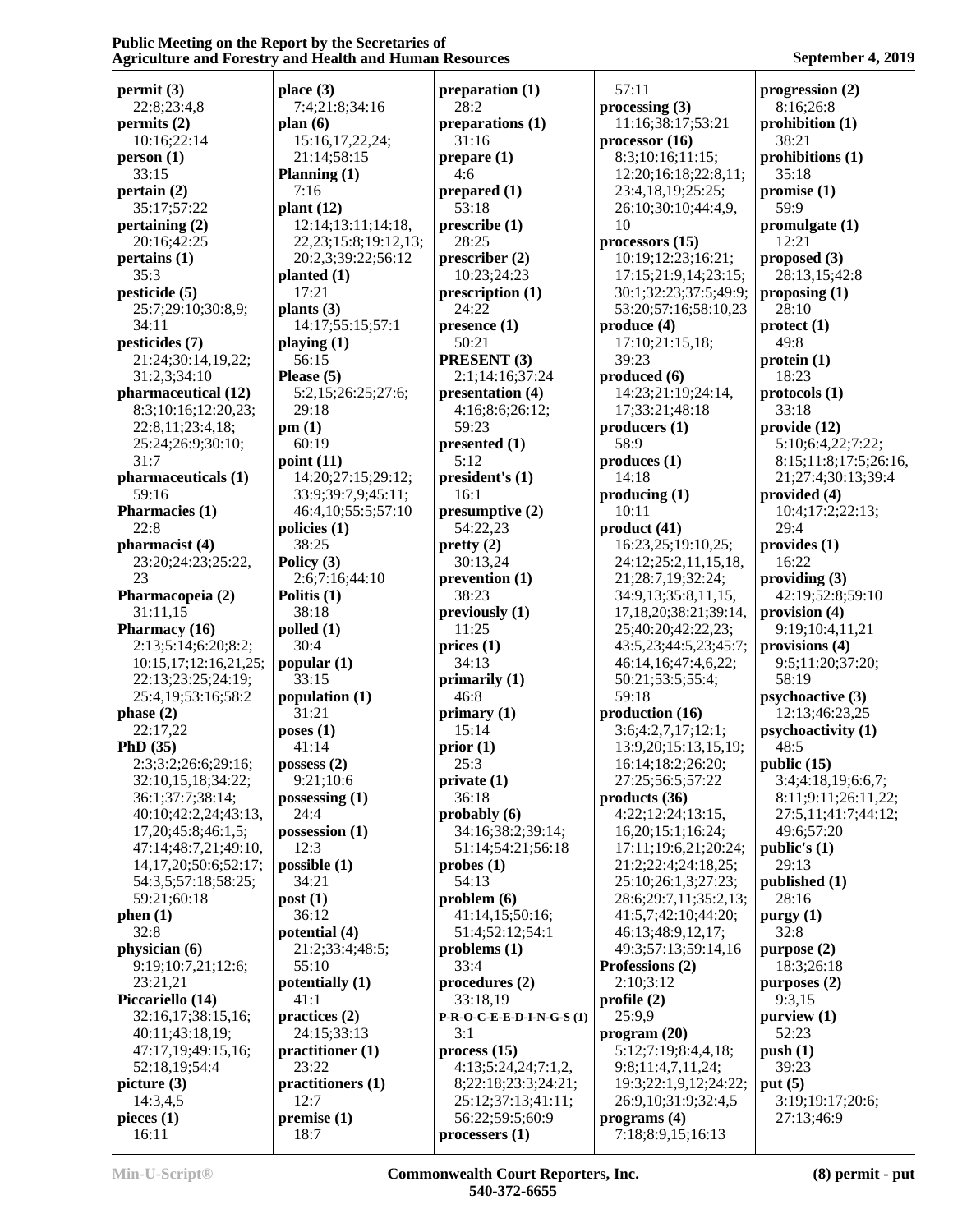**permit (3)**
22:8;23:4,8
**permits (2)**
10:16;22:14
**person (1)**
33:15
**pertain (2)**
35:17;57:22
**pertaining (2)**
20:16;42:25
**pertains (1)**
35:3
**pesticide (5)**
25:7;29:10;30:8,9;
34:11
**pesticides (7)**
21:24;30:14,19,22;
31:2,3;34:10
**pharmaceutical (12)**
8:3;10:16;12:20,23;
22:8,11;23:4,18;
25:24;26:9;30:10;
31:7
**pharmaceuticals (1)**
59:16
**Pharmacies (1)**
22:8
**pharmacist (4)**
23:20;24:23;25:22,
23
**Pharmacopeia (2)**
31:11,15
**Pharmacy (16)**
2:13;5:14;6:20;8:2;
10:15,17;12:16,21,25;
22:13;23:25;24:19;
25:4,19;53:16;58:2
**phase (2)**
22:17,22
**PhD (35)**
2:3;3:2;26:6;29:16;
32:10,15,18;34:22;
36:1;37:7;38:14;
40:10;42:2,24;43:13,
17,20;45:8;46:1,5;
47:14;48:7,21;49:10,
14,17,20;50:6;52:17;
54:3,5;57:18;58:25;
59:21;60:18
**phen (1)**
32:8
**physician (6)**
9:19;10:7,21;12:6;
23:21,21
**Piccariello (14)**
32:16,17;38:15,16;
40:11;43:18,19;
47:17,19;49:15,16;
52:18,19;54:4
**picture (3)**
14:3,4,5
**pieces (1)**
16:11
**place (3)**
7:4;21:8;34:16
**plan (6)**
15:16,17,22,24;
21:14;58:15
**Planning (1)**
7:16
**plant (12)**
12:14;13:11;14:18,
22,23;15:8;19:12,13;
20:2,3;39:22;56:12
**planted (1)**
17:21
**plants (3)**
14:17;55:15;57:1
**playing (1)**
56:15
**Please (5)**
5:2,15;26:25;27:6;
29:18
**pm (1)**
60:19
**point (11)**
14:20;27:15;29:12;
33:9;39:7,9;45:11;
46:4,10;55:5;57:10
**policies (1)**
38:25
**Policy (3)**
2:6;7:16;44:10
**Politis (1)**
38:18
**polled (1)**
30:4
**popular (1)**
33:15
**population (1)**
31:21
**poses (1)**
41:14
**possess (2)**
9:21;10:6
**possessing (1)**
24:4
**possession (1)**
12:3
**possible (1)**
34:21
**post (1)**
36:12
**potential (4)**
21:2;33:4;48:5;
55:10
**potentially (1)**
41:1
**practices (2)**
24:15;33:13
**practitioner (1)**
23:22
**practitioners (1)**
12:7
**premise (1)**
18:7
**preparation (1)**
28:2
**preparations (1)**
31:16
**prepare (1)**
4:6
**prepared (1)**
53:18
**prescribe (1)**
28:25
**prescriber (2)**
10:23;24:23
**prescription (1)**
24:22
**presence (1)**
50:21
**PRESENT (3)**
2:1;14:16;37:24
**presentation (4)**
4:16;8:6;26:12;
59:23
**presented (1)**
5:12
**president's (1)**
16:1
**presumptive (2)**
54:22,23
**pretty (2)**
30:13,24
**prevention (1)**
38:23
**previously (1)**
11:25
**prices (1)**
34:13
**primarily (1)**
46:8
**primary (1)**
15:14
**prior (1)**
25:3
**private (1)**
36:18
**probably (6)**
34:16;38:2;39:14;
51:14;54:21;56:18
**probes (1)**
54:13
**problem (6)**
41:14,15;50:16;
51:4;52:12;54:1
**problems (1)**
33:4
**procedures (2)**
33:18,19
**P-R-O-C-E-E-D-I-N-G-S (1)**
3:1
**process (15)**
4:13;5:24,24;7:1,2,
8;22:18;23:3;24:21;
25:12;37:13;41:11;
56:22;59:5;60:9
**processers (1)**
57:11
**processing (3)**
11:16;38:17;53:21
**processor (16)**
8:3;10:16;11:15;
12:20;16:18;22:8,11;
23:4,18,19;25:25;
26:10;30:10;44:4,9,
10
**processors (15)**
10:19;12:23;16:21;
17:15;21:9,14;23:15;
30:1;32:23;37:5;49:9;
53:20;57:16;58:10,23
**produce (4)**
17:10;21:15,18;
39:23
**produced (6)**
14:23;21:19;24:14,
17;33:21;48:18
**producers (1)**
58:9
**produces (1)**
14:18
**producing (1)**
10:11
**product (41)**
16:23,25;19:10,25;
24:12;25:2,11,15,18,
21;28:7,19;32:24;
34:9,13;35:8,11,15,
17,18,20;38:21;39:14,
25;40:20;42:22,23;
43:5,23;44:5,23;45:7;
46:14,16;47:4,6,22;
50:21;53:5;55:4;
59:18
**production (16)**
3:6;4:2,7,17;12:1;
13:9,20;15:13,15,19;
16:14;18:2;26:20;
27:25;56:5;57:22
**products (36)**
4:22;12:24;13:15,
16,20;15:1;16:24;
17:11;19:6,21;20:24;
21:2;22:4;24:18,25;
25:10;26:1,3;27:23;
28:6;29:7,11;35:2,13;
41:5,7;42:10;44:20;
46:13;48:9,12,17;
49:3;57:13;59:14,16
**Professions (2)**
2:10;3:12
**profile (2)**
25:9,9
**program (20)**
5:12;7:19;8:4,4,18;
9:8;11:4,7,11,24;
19:3;22:1,9,12;24:22;
26:9,10;31:9;32:4,5
**programs (4)**
7:18;8:9,15;16:13
**progression (2)**
8:16;26:8
**prohibition (1)**
38:21
**prohibitions (1)**
35:18
**promise (1)**
59:9
**promulgate (1)**
12:21
**proposed (3)**
28:13,15;42:8
**proposing (1)**
28:10
**protect (1)**
49:8
**protein (1)**
18:23
**protocols (1)**
33:18
**provide (12)**
5:10;6:4,22;7:22;
8:15;11:8;17:5;26:16,
21;27:4;30:13;39:4
**provided (4)**
10:4;17:2;22:13;
29:4
**provides (1)**
16:22
**providing (3)**
42:19;52:8;59:10
**provision (4)**
9:19;10:4,11,21
**provisions (4)**
9:5;11:20;37:20;
58:19
**psychoactive (3)**
12:13;46:23,25
**psychoactivity (1)**
48:5
**public (15)**
3:4;4:18,19;6:6,7;
8:11;9:11;26:11,22;
27:5,11;41:7;44:12;
49:6;57:20
**public's (1)**
29:13
**published (1)**
28:16
**purgy (1)**
32:8
**purpose (2)**
18:3;26:18
**purposes (2)**
9:3,15
**purview (1)**
52:23
**push (1)**
39:23
**put (5)**
3:19;19:17;20:6;
27:13;46:9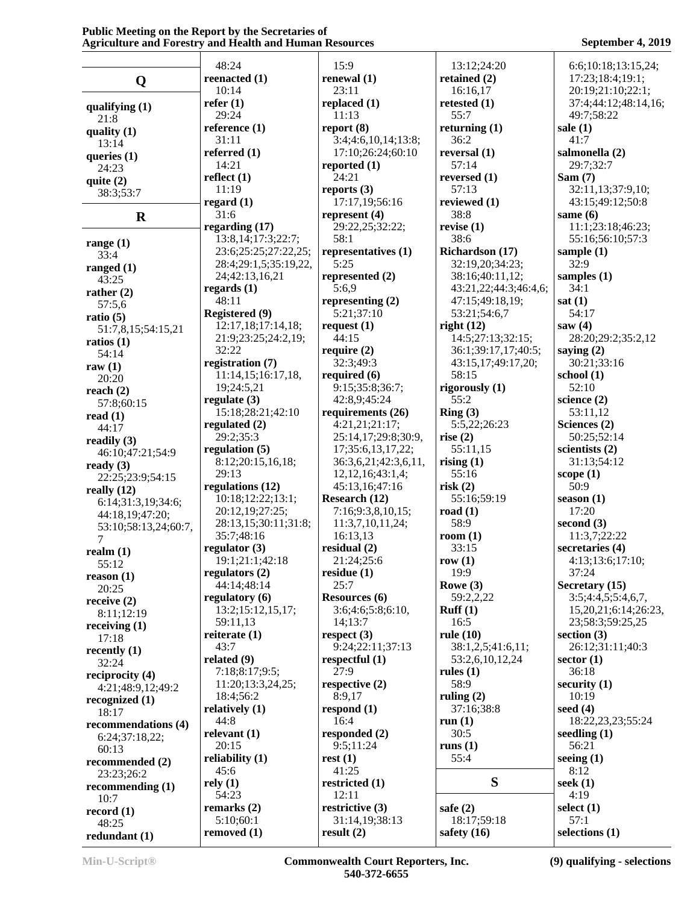## Q

**qualifying (1)**
21:8
**quality (1)**
13:14
**queries (1)**
24:23
**quite (2)**
38:3;53:7

## R

**range (1)**
33:4
**ranged (1)**
43:25
**rather (2)**
57:5,6
**ratio (5)**
51:7,8,15;54:15,21
**ratios (1)**
54:14
**raw (1)**
20:20
**reach (2)**
57:8;60:15
**read (1)**
44:17
**readily (3)**
46:10;47:21;54:9
**ready (3)**
22:25;23:9;54:15
**really (12)**
6:14;31:3,19;34:6;
44:18,19;47:20;
53:10;58:13,24;60:7,
7
**realm (1)**
55:12
**reason (1)**
20:25
**receive (2)**
8:11;12:19
**receiving (1)**
17:18
**recently (1)**
32:24
**reciprocity (4)**
4:21;48:9,12;49:2
**recognized (1)**
18:17
**recommendations (4)**
6:24;37:18,22;
60:13
**recommended (2)**
23:23;26:2
**recommending (1)**
10:7
**record (1)**
48:25
**redundant (1)**
48:24
**reenacted (1)**
10:14
**refer (1)**
29:24
**reference (1)**
31:11
**referred (1)**
14:21
**reflect (1)**
11:19
**regard (1)**
31:6
**regarding (17)**
13:8,14;17:3;22:7;
23:6;25:25;27:22,25;
28:4;29:1,5;35:19,22,
24;42:13,16,21
**regards (1)**
48:11
**Registered (9)**
12:17,18;17:14,18;
21:9;23:25;24:2,19;
32:22
**registration (7)**
11:14,15;16:17,18,
19;24:5,21
**regulate (3)**
15:18;28:21;42:10
**regulated (2)**
29:2;35:3
**regulation (5)**
8:12;20:15,16,18;
29:13
**regulations (12)**
10:18;12:22;13:1;
20:12,19;27:25;
28:13,15;30:11;31:8;
35:7;48:16
**regulator (3)**
19:1;21:1;42:18
**regulators (2)**
44:14;48:14
**regulatory (6)**
13:2;15:12,15,17;
59:11,13
**reiterate (1)**
43:7
**related (9)**
7:18;8:17;9:5;
11:20;13:3,24,25;
18:4;56:2
**relatively (1)**
44:8
**relevant (1)**
20:15
**reliability (1)**
45:6
**rely (1)**
54:23
**remarks (2)**
5:10;60:1
**removed (1)**
15:9
**renewal (1)**
23:11
**replaced (1)**
11:13
**report (8)**
3:4;4:6,10,14;13:8;
17:10;26:24;60:10
**reported (1)**
24:21
**reports (3)**
17:17,19;56:16
**represent (4)**
29:22,25;32:22;
58:1
**representatives (1)**
5:25
**represented (2)**
5:6,9
**representing (2)**
5:21;37:10
**request (1)**
44:15
**require (2)**
32:3;49:3
**required (6)**
9:15;35:8;36:7;
42:8,9;45:24
**requirements (26)**
4:21,21;21:17;
25:14,17;29:8;30:9,
17;35:6,13,17,22;
36:3,6,21;42:3,6,11,
12,12,16;43:1,4;
45:13,16;47:16
**Research (12)**
7:16;9:3,8,10,15;
11:3,7,10,11,24;
16:13,13
**residual (2)**
21:24;25:6
**residue (1)**
25:7
**Resources (6)**
3:6;4:6;5:8;6:10,
14;13:7
**respect (3)**
9:24;22:11;37:13
**respectful (1)**
27:9
**respective (2)**
8:9,17
**respond (1)**
16:4
**responded (2)**
9:5;11:24
**rest (1)**
41:25
**restricted (1)**
12:11
**restrictive (3)**
31:14,19;38:13
**result (2)**
13:12;24:20
**retained (2)**
16:16,17
**retested (1)**
55:7
**returning (1)**
36:2
**reversal (1)**
57:14
**reversed (1)**
57:13
**reviewed (1)**
38:8
**revise (1)**
38:6
**Richardson (17)**
32:19,20;34:23;
38:16;40:11,12;
43:21,22;44:3,4;46:4,6;
47:15;49:18,19;
53:21;54:6,7
**right (12)**
14:5;27:13;32:15;
36:1;39:17,17;40:5;
43:15,17;49:17,20;
58:15
**rigorously (1)**
55:2
**Ring (3)**
5:5,22;26:23
**rise (2)**
55:11,15
**rising (1)**
55:16
**risk (2)**
55:16;59:19
**road (1)**
58:9
**room (1)**
33:15
**row (1)**
19:9
**Rowe (3)**
59:2,2,22
**Ruff (1)**
16:5
**rule (10)**
38:1,2,5;41:6,11;
53:2,6,10,12,24
**rules (1)**
58:9
**ruling (2)**
37:16;38:8
**run (1)**
30:5
**runs (1)**
55:4

## S

**safe (2)**
18:17;59:18
**safety (16)**
6:6;10:18;13:15,24;
17:23;18:4;19:1;
20:19;21:10;22:1;
37:4;44:12;48:14,16;
49:7;58:22
**sale (1)**
41:7
**salmonella (2)**
29:7;32:7
**Sam (7)**
32:11,13;37:9,10;
43:15;49:12;50:8
**same (6)**
11:1;23:18;46:23;
55:16;56:10;57:3
**sample (1)**
32:9
**samples (1)**
34:1
**sat (1)**
54:17
**saw (4)**
28:20;29:2;35:2,12
**saying (2)**
30:21;33:16
**school (1)**
52:10
**science (2)**
53:11,12
**Sciences (2)**
50:25;52:14
**scientists (2)**
31:13;54:12
**scope (1)**
50:9
**season (1)**
17:20
**second (3)**
11:3,7;22:22
**secretaries (4)**
4:13;13:6;17:10;
37:24
**Secretary (15)**
3:5;4:4,5;5:4,6,7,
15,20,21;6:14;26:23,
23;58:3;59:25,25
**section (3)**
26:12;31:11;40:3
**sector (1)**
36:18
**security (1)**
10:19
**seed (4)**
18:22,23,23;55:24
**seedling (1)**
56:21
**seeing (1)**
8:12
**seek (1)**
4:19
**select (1)**
57:1
**selections (1)**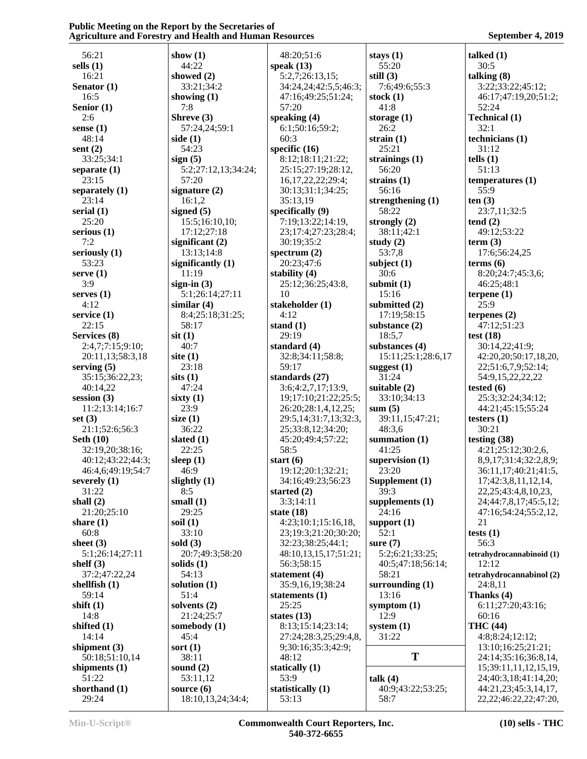56:21
**sells (1)**
16:21
**Senator (1)**
16:5
**Senior (1)**
2:6
**sense (1)**
48:14
**sent (2)**
33:25;34:1
**separate (1)**
23:15
**separately (1)**
23:14
**serial (1)**
25:20
**serious (1)**
7:2
**seriously (1)**
53:23
**serve (1)**
3:9
**serves (1)**
4:12
**service (1)**
22:15
**Services (8)**
2:4,7;7:15;9:10;
20:11,13;58:3,18
**serving (5)**
35:15;36:22,23;
40:14,22
**session (3)**
11:2;13:14;16:7
**set (3)**
21:1;52:6;56:3
**Seth (10)**
32:19,20;38:16;
40:12;43:22;44:3;
46:4,6;49:19;54:7
**severely (1)**
31:22
**shall (2)**
21:20;25:10
**share (1)**
60:8
**sheet (3)**
5:1;26:14;27:11
**shelf (3)**
37:2;47:22,24
**shellfish (1)**
59:14
**shift (1)**
14:8
**shifted (1)**
14:14
**shipment (3)**
50:18;51:10,14
**shipments (1)**
51:22
**shorthand (1)**
29:24

**show (1)**
44:22
**showed (2)**
33:21;34:2
**showing (1)**
7:8
**Shreve (3)**
57:24,24;59:1
**side (1)**
54:23
**sign (5)**
5:2;27:12,13;34:24;
57:20
**signature (2)**
16:1,2
**signed (5)**
15:5;16:10,10;
17:12;27:18
**significant (2)**
13:13;14:8
**significantly (1)**
11:19
**sign-in (3)**
5:1;26:14;27:11
**similar (4)**
8:4;25:18;31:25;
58:17
**sit (1)**
40:7
**site (1)**
23:18
**sits (1)**
47:24
**sixty (1)**
23:9
**size (1)**
36:22
**slated (1)**
22:25
**sleep (1)**
46:9
**slightly (1)**
8:5
**small (1)**
29:25
**soil (1)**
33:10
**sold (3)**
20:7;49:3;58:20
**solids (1)**
54:13
**solution (1)**
51:4
**solvents (2)**
21:24;25:7
**somebody (1)**
45:4
**sort (1)**
38:11
**sound (2)**
53:11,12
**source (6)**
18:10,13,24;34:4;

48:20;51:6
**speak (13)**
5:2,7;26:13,15;
34:24,24;42:5,5;46:3;
47:16;49:25;51:24;
57:20
**speaking (4)**
6:1;50:16;59:2;
60:3
**specific (16)**
8:12;18:11;21:22;
25:15;27:19;28:12,
16,17,22,22;29:4;
30:13;31:1;34:25;
35:13,19
**specifically (9)**
7:19;13:22;14:19,
23;17:4;27:23;28:4;
30:19;35:2
**spectrum (2)**
20:23;47:6
**stability (4)**
25:12;36:25;43:8,
10
**stakeholder (1)**
4:12
**stand (1)**
29:19
**standard (4)**
32:8;34:11;58:8;
59:17
**standards (27)**
3:6;4:2,7,17;13:9,
19;17:10;21:22;25:5;
26:20;28:1,4,12,25;
29:5,14;31:7,13;32:3,
25;33:8,12;34:20;
45:20;49:4;57:22;
58:5
**start (6)**
19:12;20:1;32:21;
34:16;49:23;56:23
**started (2)**
3:3;14:11
**state (18)**
4:23;10:1;15:16,18,
23;19:3;21:20;30:20;
32:23;38:25;44:1;
48:10,13,15,17;51:21;
56:3;58:15
**statement (4)**
35:9,16,19;38:24
**statements (1)**
25:25
**states (13)**
8:13;15:14;23:14;
27:24;28:3,25;29:4,8,
9;30:16;35:3;42:9;
48:12
**statically (1)**
53:9
**statistically (1)**
53:13

**stays (1)**
55:20
**still (3)**
7:6;49:6;55:3
**stock (1)**
41:8
**storage (1)**
26:2
**strain (1)**
25:21
**strainings (1)**
56:20
**strains (1)**
56:16
**strengthening (1)**
58:22
**strongly (2)**
38:11;42:1
**study (2)**
53:7,8
**subject (1)**
30:6
**submit (1)**
15:16
**submitted (2)**
17:19;58:15
**substance (2)**
18:5,7
**substances (4)**
15:11;25:1;28:6,17
**suggest (1)**
31:24
**suitable (2)**
33:10;34:13
**sum (5)**
39:11,15;47:21;
48:3,6
**summation (1)**
41:25
**supervision (1)**
23:20
**Supplement (1)**
39:3
**supplements (1)**
24:16
**support (1)**
52:1
**sure (7)**
5:2;6:21;33:25;
40:5;47:18;56:14;
58:21
**surrounding (1)**
13:16
**symptom (1)**
12:9
**system (1)**
31:22

**T**

**talk (4)**
40:9;43:22;53:25;
58:7

**talked (1)**
30:5
**talking (8)**
3:22;33:22;45:12;
46:17;47:19,20;51:2;
52:24
**Technical (1)**
32:1
**technicians (1)**
31:12
**tells (1)**
51:13
**temperatures (1)**
55:9
**ten (3)**
23:7,11;32:5
**tend (2)**
49:12;53:22
**term (3)**
17:6;56:24,25
**terms (6)**
8:20;24:7;45:3,6;
46:25;48:1
**terpene (1)**
25:9
**terpenes (2)**
47:12;51:23
**test (18)**
30:14,22;41:9;
42:20,20;50:17,18,20,
22;51:6,7,9;52:14;
54:9,15,22,22,22
**tested (6)**
25:3;32:24;34:12;
44:21;45:15;55:24
**testers (1)**
30:21
**testing (38)**
4:21;25:12;30:2,6,
8,9,17;31:4;32:2,8,9;
36:11,17;40:21;41:5,
17;42:3,8,11,12,14,
22,25;43:4,8,10,23,
24;44:7,8,17;45:5,12;
47:16;54:24;55:2,12,
21
**tests (1)**
56:3
**tetrahydrocannabinoid (1)**
12:12
**tetrahydrocannabinol (2)**
24:8,11
**Thanks (4)**
6:11;27:20;43:16;
60:16
**THC (44)**
4:8;8:24;12:12;
13:10;16:25;21:21;
24:14;35:16;36:8,14,
15;39:11,11,12,15,19,
24;40:3,18;41:14,20;
44:21,23;45:3,14,17,
22,22;46:22,22;47:20,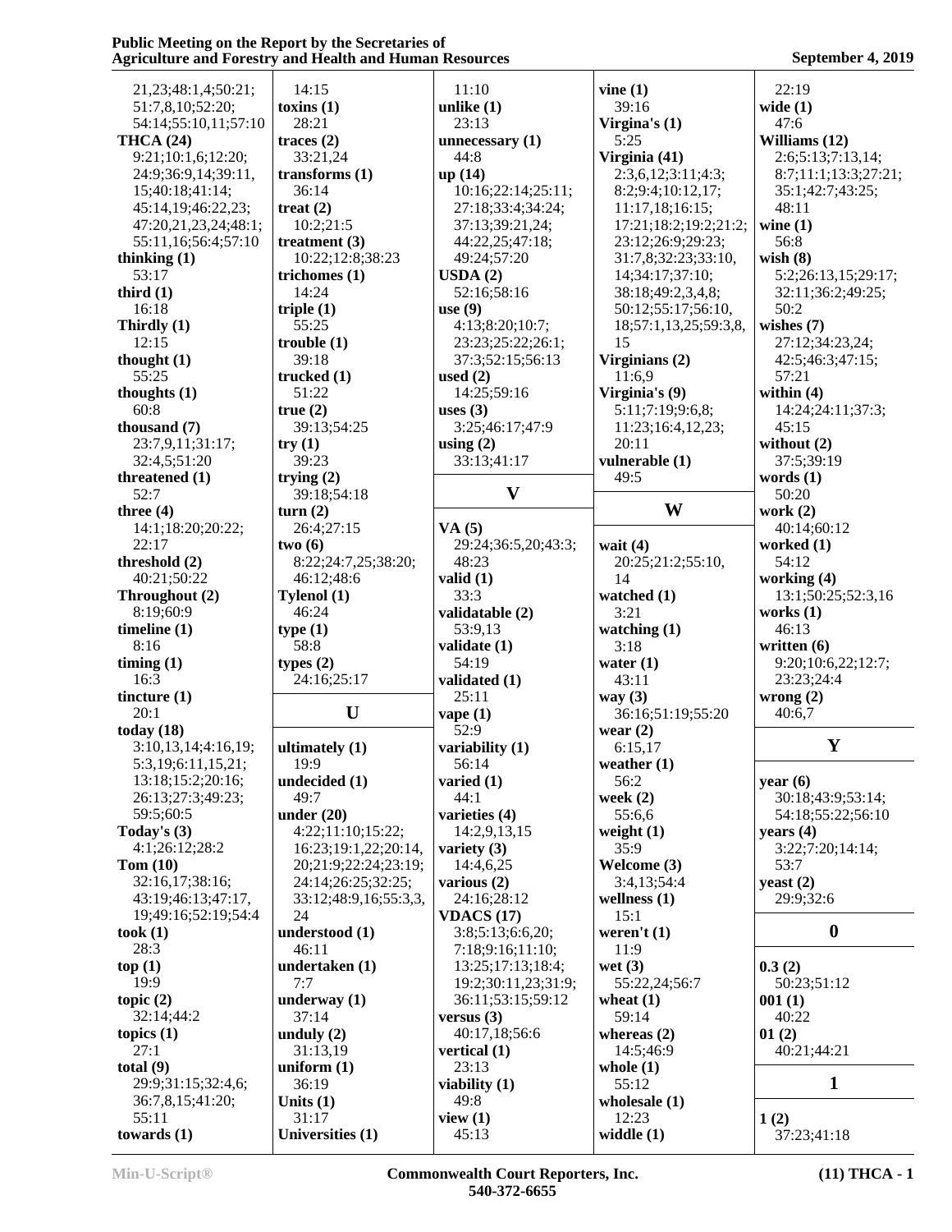21,23;48:1,4;50:21;
51:7,8,10;52:20;
54:14;55:10,11;57:10

**THCA (24)**
9:21;10:1,6;12:20;
24:9;36:9,14;39:11,
15;40:18;41:14;
45:14,19;46:22,23;
47:20,21,23,24;48:1;
55:11,16;56:4;57:10

**thinking (1)**
53:17

**third (1)**
16:18

**Thirdly (1)**
12:15

**thought (1)**
55:25

**thoughts (1)**
60:8

**thousand (7)**
23:7,9,11;31:17;
32:4,5;51:20

**threatened (1)**
52:7

**three (4)**
14:1;18:20;20:22;
22:17

**threshold (2)**
40:21;50:22

**Throughout (2)**
8:19;60:9

**timeline (1)**
8:16

**timing (1)**
16:3

**tincture (1)**
20:1

**today (18)**
3:10,13,14;4:16,19;
5:3,19;6:11,15,21;
13:18;15:2;20:16;
26:13;27:3;49:23;
59:5;60:5

**Today's (3)**
4:1;26:12;28:2

**Tom (10)**
32:16,17;38:16;
43:19;46:13;47:17,
19;49:16;52:19;54:4

**took (1)**
28:3

**top (1)**
19:9

**topic (2)**
32:14;44:2

**topics (1)**
27:1

**total (9)**
29:9;31:15;32:4,6;
36:7,8,15;41:20;
55:11

**towards (1)**
14:15

**toxins (1)**
28:21

**traces (2)**
33:21,24

**transforms (1)**
36:14

**treat (2)**
10:2;21:5

**treatment (3)**
10:22;12:8;38:23

**trichomes (1)**
14:24

**triple (1)**
55:25

**trouble (1)**
39:18

**trucked (1)**
51:22

**true (2)**
39:13;54:25

**try (1)**
39:23

**trying (2)**
39:18;54:18

**turn (2)**
26:4;27:15

**two (6)**
8:22;24:7,25;38:20;
46:12;48:6

**Tylenol (1)**
46:24

**type (1)**
58:8

**types (2)**
24:16;25:17

## U

**ultimately (1)**
19:9

**undecided (1)**
49:7

**under (20)**
4:22;11:10;15:22;
16:23;19:1,22;20:14,
20;21:9;22:24;23:19;
24:14;26:25;32:25;
33:12;48:9,16;55:3,3,
24

**understood (1)**
46:11

**undertaken (1)**
7:7

**underway (1)**
37:14

**unduly (2)**
31:13,19

**uniform (1)**
36:19

**Units (1)**
31:17

**Universities (1)**
11:10

**unlike (1)**
23:13

**unnecessary (1)**
44:8

**up (14)**
10:16;22:14;25:11;
27:18;33:4;34:24;
37:13;39:21,24;
44:22,25;47:18;
49:24;57:20

**USDA (2)**
52:16;58:16

**use (9)**
4:13;8:20;10:7;
23:23;25:22;26:1;
37:3;52:15;56:13

**used (2)**
14:25;59:16

**uses (3)**
3:25;46:17;47:9

**using (2)**
33:13;41:17

## V

**VA (5)**
29:24;36:5,20;43:3;
48:23

**valid (1)**
33:3

**validatable (2)**
53:9,13

**validate (1)**
54:19

**validated (1)**
25:11

**vape (1)**
52:9

**variability (1)**
56:14

**varied (1)**
44:1

**varieties (4)**
14:2,9,13,15

**variety (3)**
14:4,6,25

**various (2)**
24:16;28:12

**VDACS (17)**
3:8;5:13;6:6,20;
7:18;9:16;11:10;
13:25;17:13;18:4;
19:2;30:11,23;31:9;
36:11;53:15;59:12

**versus (3)**
40:17,18;56:6

**vertical (1)**
23:13

**viability (1)**
49:8

**view (1)**
45:13

**vine (1)**
39:16

**Virgina's (1)**
5:25

**Virginia (41)**
2:3,6,12;3:11;4:3;
8:2;9:4;10:12,17;
11:17,18;16:15;
17:21;18:2;19:2;21:2;
23:12;26:9;29:23;
31:7,8;32:23;33:10,
14;34:17;37:10;
38:18;49:2,3,4,8;
50:12;55:17;56:10,
18;57:1,13,25;59:3,8,
15

**Virginians (2)**
11:6,9

**Virginia's (9)**
5:11;7:19;9:6,8;
11:23;16:4,12,23;
20:11

**vulnerable (1)**
49:5

## W

**wait (4)**
20:25;21:2;55:10,
14

**watched (1)**
3:21

**watching (1)**
3:18

**water (1)**
43:11

**way (3)**
36:16;51:19;55:20

**wear (2)**
6:15,17

**weather (1)**
56:2

**week (2)**
55:6,6

**weight (1)**
35:9

**Welcome (3)**
3:4,13;54:4

**wellness (1)**
15:1

**weren't (1)**
11:9

**wet (3)**
55:22,24;56:7

**wheat (1)**
59:14

**whereas (2)**
14:5;46:9

**whole (1)**
55:12

**wholesale (1)**
12:23

**widdle (1)**
22:19

**wide (1)**
47:6

**Williams (12)**
2:6;5:13;7:13,14;
8:7;11:1;13:3;27:21;
35:1;42:7;43:25;
48:11

**wine (1)**
56:8

**wish (8)**
5:2;26:13,15;29:17;
32:11;36:2;49:25;
50:2

**wishes (7)**
27:12;34:23,24;
42:5;46:3;47:15;
57:21

**within (4)**
14:24;24:11;37:3;
45:15

**without (2)**
37:5;39:19

**words (1)**
50:20

**work (2)**
40:14;60:12

**worked (1)**
54:12

**working (4)**
13:1;50:25;52:3,16

**works (1)**
46:13

**written (6)**
9:20;10:6,22;12:7;
23:23;24:4

**wrong (2)**
40:6,7

## Y

**year (6)**
30:18;43:9;53:14;
54:18;55:22;56:10

**years (4)**
3:22;7:20;14:14;
53:7

**yeast (2)**
29:9;32:6

## 0

**0.3 (2)**
50:23;51:12

**001 (1)**
40:22

**01 (2)**
40:21;44:21

## 1

**1 (2)**
37:23;41:18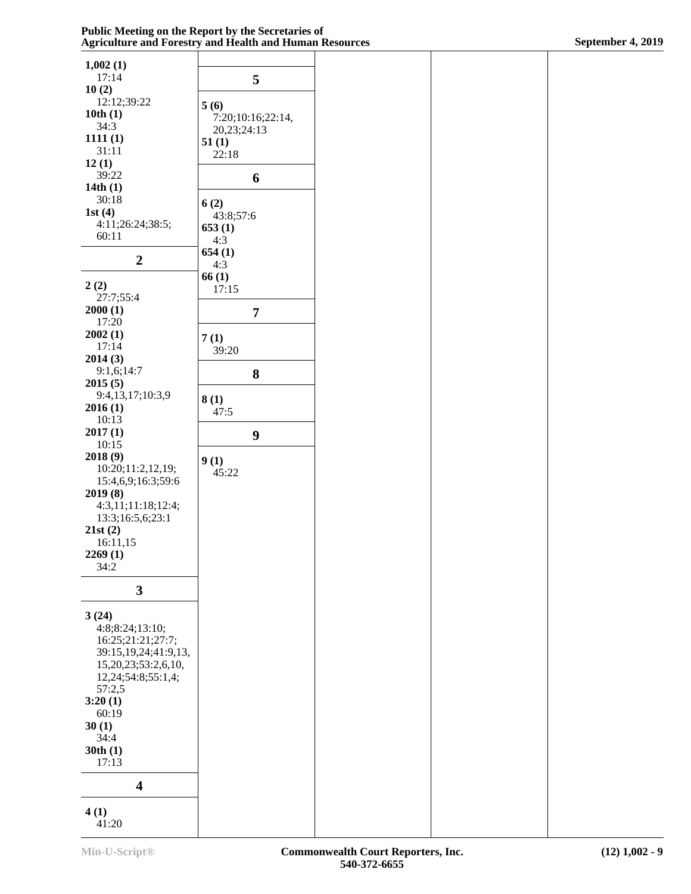**1,002 (1)**
17:14
**10 (2)**
12:12;39:22
**10th (1)**
34:3
**1111 (1)**
31:11
**12 (1)**
39:22
**14th (1)**
30:18
**1st (4)**
4:11;26:24;38:5;
60:11

## 2

**2 (2)**
27:7;55:4
**2000 (1)**
17:20
**2002 (1)**
17:14
**2014 (3)**
9:1,6;14:7
**2015 (5)**
9:4,13,17;10:3,9
**2016 (1)**
10:13
**2017 (1)**
10:15
**2018 (9)**
10:20;11:2,12,19;
15:4,6,9;16:3;59:6
**2019 (8)**
4:3,11;11:18;12:4;
13:3;16:5,6;23:1
**21st (2)**
16:11,15
**2269 (1)**
34:2

## 3

**3 (24)**
4:8;8:24;13:10;
16:25;21:21;27:7;
39:15,19,24;41:9,13,
15,20,23;53:2,6,10,
12,24;54:8;55:1,4;
57:2,5
**3:20 (1)**
60:19
**30 (1)**
34:4
**30th (1)**
17:13

## 4

**4 (1)**
41:20

## 5

**5 (6)**
7:20;10:16;22:14,
20,23;24:13
**51 (1)**
22:18

## 6

**6 (2)**
43:8;57:6
**653 (1)**
4:3
**654 (1)**
4:3
**66 (1)**
17:15

## 7

**7 (1)**
39:20

## 8

**8 (1)**
47:5

## 9

**9 (1)**
45:22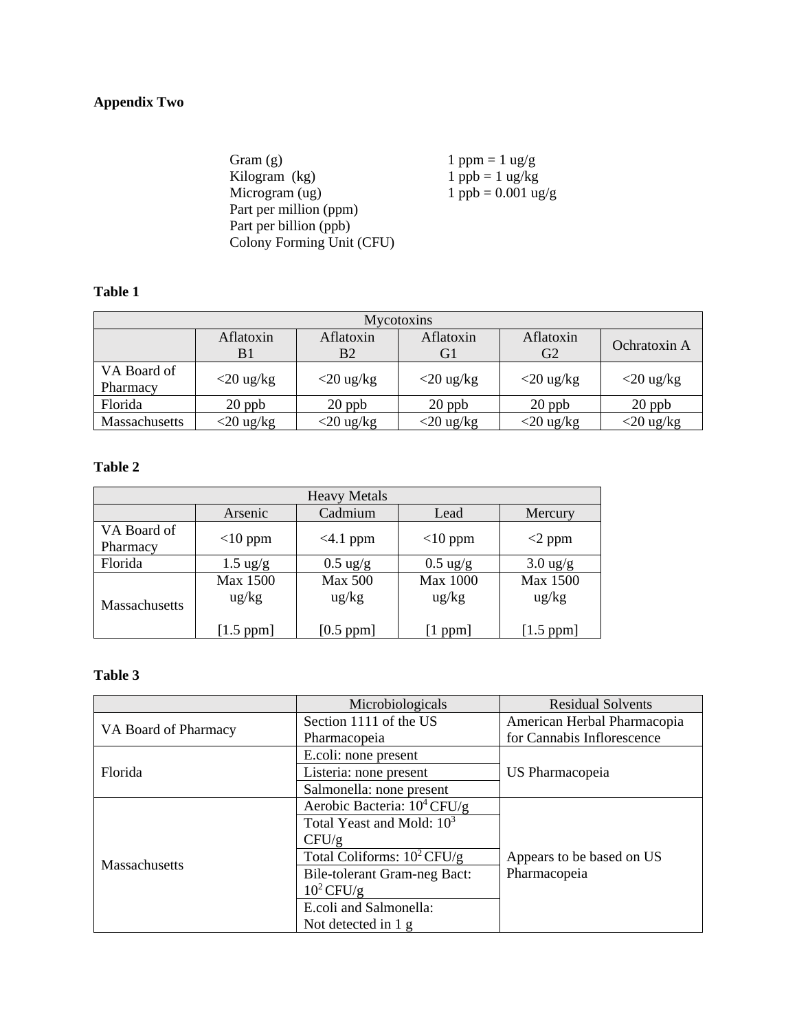**Appendix Two**

Gram (g)
Kilogram (kg)
Microgram (ug)
Part per million (ppm)
Part per billion (ppb)
Colony Forming Unit (CFU)

1 ppm = 1 ug/g
1 ppb = 1 ug/kg
1 ppb = 0.001 ug/g

**Table 1**

| Mycotoxins | | | | | |
|---|---|---|---|---|---|
| | Aflatoxin B1 | Aflatoxin B2 | Aflatoxin G1 | Aflatoxin G2 | Ochratoxin A |
| VA Board of Pharmacy | <20 ug/kg | <20 ug/kg | <20 ug/kg | <20 ug/kg | <20 ug/kg |
| Florida | 20 ppb | 20 ppb | 20 ppb | 20 ppb | 20 ppb |
| Massachusetts | <20 ug/kg | <20 ug/kg | <20 ug/kg | <20 ug/kg | <20 ug/kg |

**Table 2**

| Heavy Metals | | | | |
|---|---|---|---|---|
| | Arsenic | Cadmium | Lead | Mercury |
| VA Board of Pharmacy | <10 ppm | <4.1 ppm | <10 ppm | <2 ppm |
| Florida | 1.5 ug/g | 0.5 ug/g | 0.5 ug/g | 3.0 ug/g |
| Massachusetts | Max 1500 ug/kg [1.5 ppm] | Max 500 ug/kg [0.5 ppm] | Max 1000 ug/kg [1 ppm] | Max 1500 ug/kg [1.5 ppm] |

**Table 3**

| | Microbiologicals | Residual Solvents |
|---|---|---|
| VA Board of Pharmacy | Section 1111 of the US Pharmacopeia | American Herbal Pharmacopia for Cannabis Inflorescence |
| Florida | E.coli: none present | US Pharmacopeia |
| | Listeria: none present | |
| | Salmonella: none present | |
| Massachusetts | Aerobic Bacteria: $10^4$ CFU/g | Appears to be based on US Pharmacopeia |
| | Total Yeast and Mold: $10^3$ CFU/g | |
| | Total Coliforms: $10^2$ CFU/g | |
| | Bile-tolerant Gram-neg Bact: $10^2$ CFU/g | |
| | E.coli and Salmonella: Not detected in 1 g | |